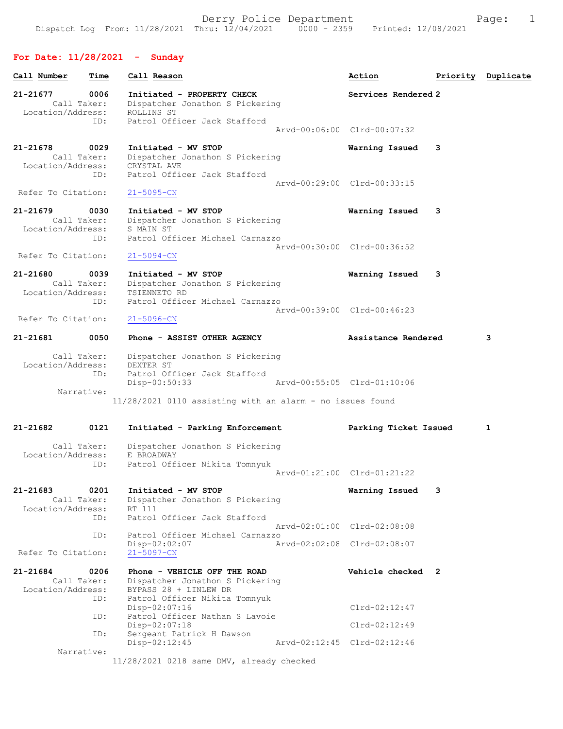Derry Police Department

Dispatch Log From: 11/28/2021 Thru: 12/04/2021 0000 - 2359 Printed: 12/08/2021

## For Date: 11/28/2021 - Sunday

| Call Number | Time | Call Reason | Action | Priority | Duplicate |
|---|---|---|---|---|---|

**21-21677** 0006 Initiated - PROPERTY CHECK — Services Rendered — 2
- Call Taker: Dispatcher Jonathon S Pickering
- Location/Address: ROLLINS ST
- ID: Patrol Officer Jack Stafford — Arvd-00:06:00 Clrd-00:07:32

**21-21678** 0029 Initiated - MV STOP — Warning Issued — 3
- Call Taker: Dispatcher Jonathon S Pickering
- Location/Address: CRYSTAL AVE
- ID: Patrol Officer Jack Stafford — Arvd-00:29:00 Clrd-00:33:15
- Refer To Citation: 21-5095-CN

**21-21679** 0030 Initiated - MV STOP — Warning Issued — 3
- Call Taker: Dispatcher Jonathon S Pickering
- Location/Address: S MAIN ST
- ID: Patrol Officer Michael Carnazzo — Arvd-00:30:00 Clrd-00:36:52
- Refer To Citation: 21-5094-CN

**21-21680** 0039 Initiated - MV STOP — Warning Issued — 3
- Call Taker: Dispatcher Jonathon S Pickering
- Location/Address: TSIENNETO RD
- ID: Patrol Officer Michael Carnazzo — Arvd-00:39:00 Clrd-00:46:23
- Refer To Citation: 21-5096-CN

**21-21681** 0050 Phone - ASSIST OTHER AGENCY — Assistance Rendered — 3
- Call Taker: Dispatcher Jonathon S Pickering
- Location/Address: DEXTER ST
- ID: Patrol Officer Jack Stafford — Disp-00:50:33 Arvd-00:55:05 Clrd-01:10:06
- Narrative: 11/28/2021 0110 assisting with an alarm - no issues found

**21-21682** 0121 Initiated - Parking Enforcement — Parking Ticket Issued — 1
- Call Taker: Dispatcher Jonathon S Pickering
- Location/Address: E BROADWAY
- ID: Patrol Officer Nikita Tomnyuk — Arvd-01:21:00 Clrd-01:21:22

**21-21683** 0201 Initiated - MV STOP — Warning Issued — 3
- Call Taker: Dispatcher Jonathon S Pickering
- Location/Address: RT 111
- ID: Patrol Officer Jack Stafford — Arvd-02:01:00 Clrd-02:08:08
- ID: Patrol Officer Michael Carnazzo — Disp-02:02:07 Arvd-02:02:08 Clrd-02:08:07
- Refer To Citation: 21-5097-CN

**21-21684** 0206 Phone - VEHICLE OFF THE ROAD — Vehicle checked — 2
- Call Taker: Dispatcher Jonathon S Pickering
- Location/Address: BYPASS 28 + LINLEW DR
- ID: Patrol Officer Nikita Tomnyuk — Disp-02:07:16 Clrd-02:12:47
- ID: Patrol Officer Nathan S Lavoie — Disp-02:07:18 Clrd-02:12:49
- ID: Sergeant Patrick H Dawson — Disp-02:12:45 Arvd-02:12:45 Clrd-02:12:46
- Narrative: 11/28/2021 0218 same DMV, already checked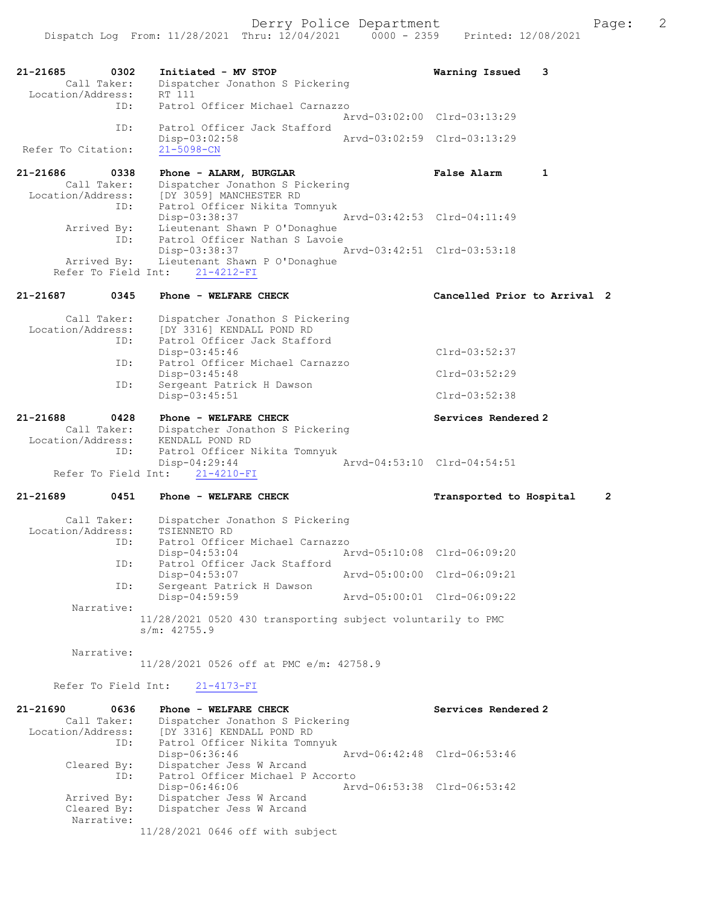```
21-21685        0302    Initiated - MV STOP                          Warning Issued    3
        Call Taker:     Dispatcher Jonathon S Pickering
  Location/Address:     RT 111
                ID:     Patrol Officer Michael Carnazzo
                                                    Arvd-03:02:00  Clrd-03:13:29
                ID:     Patrol Officer Jack Stafford
                        Disp-03:02:58               Arvd-03:02:59  Clrd-03:13:29
 Refer To Citation:     21-5098-CN

21-21686        0338    Phone - ALARM, BURGLAR                       False Alarm       1
        Call Taker:     Dispatcher Jonathon S Pickering
  Location/Address:     [DY 3059] MANCHESTER RD
                ID:     Patrol Officer Nikita Tomnyuk
                        Disp-03:38:37               Arvd-03:42:53  Clrd-04:11:49
        Arrived By:     Lieutenant Shawn P O'Donaghue
                ID:     Patrol Officer Nathan S Lavoie
                        Disp-03:38:37               Arvd-03:42:51  Clrd-03:53:18
        Arrived By:     Lieutenant Shawn P O'Donaghue
    Refer To Field Int:     21-4212-FI

21-21687        0345    Phone - WELFARE CHECK                        Cancelled Prior to Arrival  2

        Call Taker:     Dispatcher Jonathon S Pickering
  Location/Address:     [DY 3316] KENDALL POND RD
                ID:     Patrol Officer Jack Stafford
                        Disp-03:45:46                              Clrd-03:52:37
                ID:     Patrol Officer Michael Carnazzo
                        Disp-03:45:48                              Clrd-03:52:29
                ID:     Sergeant Patrick H Dawson
                        Disp-03:45:51                              Clrd-03:52:38

21-21688        0428    Phone - WELFARE CHECK                        Services Rendered 2
        Call Taker:     Dispatcher Jonathon S Pickering
  Location/Address:     KENDALL POND RD
                ID:     Patrol Officer Nikita Tomnyuk
                        Disp-04:29:44               Arvd-04:53:10  Clrd-04:54:51
    Refer To Field Int:     21-4210-FI

21-21689        0451    Phone - WELFARE CHECK                        Transported to Hospital     2

        Call Taker:     Dispatcher Jonathon S Pickering
  Location/Address:     TSIENNETO RD
                ID:     Patrol Officer Michael Carnazzo
                        Disp-04:53:04               Arvd-05:10:08  Clrd-06:09:20
                ID:     Patrol Officer Jack Stafford
                        Disp-04:53:07               Arvd-05:00:00  Clrd-06:09:21
                ID:     Sergeant Patrick H Dawson
                        Disp-04:59:59               Arvd-05:00:01  Clrd-06:09:22
         Narrative:
                    11/28/2021 0520 430 transporting subject voluntarily to PMC
                    s/m: 42755.9

         Narrative:
                    11/28/2021 0526 off at PMC e/m: 42758.9

    Refer To Field Int:     21-4173-FI

21-21690        0636    Phone - WELFARE CHECK                        Services Rendered 2
        Call Taker:     Dispatcher Jonathon S Pickering
  Location/Address:     [DY 3316] KENDALL POND RD
                ID:     Patrol Officer Nikita Tomnyuk
                        Disp-06:36:46               Arvd-06:42:48  Clrd-06:53:46
        Cleared By:     Dispatcher Jess W Arcand
                ID:     Patrol Officer Michael P Accorto
                        Disp-06:46:06               Arvd-06:53:38  Clrd-06:53:42
        Arrived By:     Dispatcher Jess W Arcand
        Cleared By:     Dispatcher Jess W Arcand
         Narrative:
                    11/28/2021 0646 off with subject
```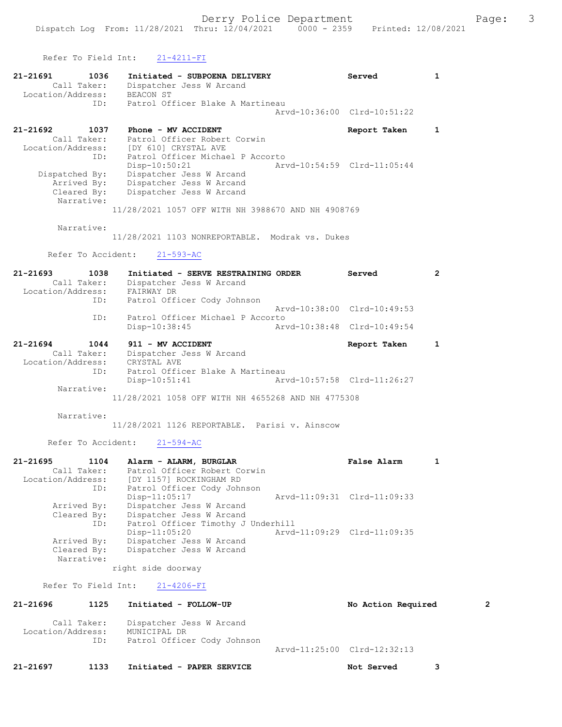Refer To Field Int: 21-4211-FI

**21-21691 1036 Initiated - SUBPOENA DELIVERY** Served 1
Call Taker: Dispatcher Jess W Arcand
Location/Address: BEACON ST
ID: Patrol Officer Blake A Martineau
Arvd-10:36:00 Clrd-10:51:22

**21-21692 1037 Phone - MV ACCIDENT** Report Taken 1
Call Taker: Patrol Officer Robert Corwin
Location/Address: [DY 610] CRYSTAL AVE
ID: Patrol Officer Michael P Accorto
Disp-10:50:21 Arvd-10:54:59 Clrd-11:05:44
Dispatched By: Dispatcher Jess W Arcand
Arrived By: Dispatcher Jess W Arcand
Cleared By: Dispatcher Jess W Arcand
Narrative:
11/28/2021 1057 OFF WITH NH 3988670 AND NH 4908769

Narrative:
11/28/2021 1103 NONREPORTABLE. Modrak vs. Dukes

Refer To Accident: 21-593-AC

**21-21693 1038 Initiated - SERVE RESTRAINING ORDER** Served 2
Call Taker: Dispatcher Jess W Arcand
Location/Address: FAIRWAY DR
ID: Patrol Officer Cody Johnson
Arvd-10:38:00 Clrd-10:49:53
ID: Patrol Officer Michael P Accorto
Disp-10:38:45 Arvd-10:38:48 Clrd-10:49:54

**21-21694 1044 911 - MV ACCIDENT** Report Taken 1
Call Taker: Dispatcher Jess W Arcand
Location/Address: CRYSTAL AVE
ID: Patrol Officer Blake A Martineau
Disp-10:51:41 Arvd-10:57:58 Clrd-11:26:27
Narrative:
11/28/2021 1058 OFF WITH NH 4655268 AND NH 4775308

Narrative:
11/28/2021 1126 REPORTABLE. Parisi v. Ainscow

Refer To Accident: 21-594-AC

**21-21695 1104 Alarm - ALARM, BURGLAR** False Alarm 1
Call Taker: Patrol Officer Robert Corwin
Location/Address: [DY 1157] ROCKINGHAM RD
ID: Patrol Officer Cody Johnson
Disp-11:05:17 Arvd-11:09:31 Clrd-11:09:33
Arrived By: Dispatcher Jess W Arcand
Cleared By: Dispatcher Jess W Arcand
ID: Patrol Officer Timothy J Underhill
Disp-11:05:20 Arvd-11:09:29 Clrd-11:09:35
Arrived By: Dispatcher Jess W Arcand
Cleared By: Dispatcher Jess W Arcand
Narrative:
right side doorway

Refer To Field Int: 21-4206-FI

**21-21696 1125 Initiated - FOLLOW-UP** No Action Required 2
Call Taker: Dispatcher Jess W Arcand
Location/Address: MUNICIPAL DR
ID: Patrol Officer Cody Johnson
Arvd-11:25:00 Clrd-12:32:13

**21-21697 1133 Initiated - PAPER SERVICE** Not Served 3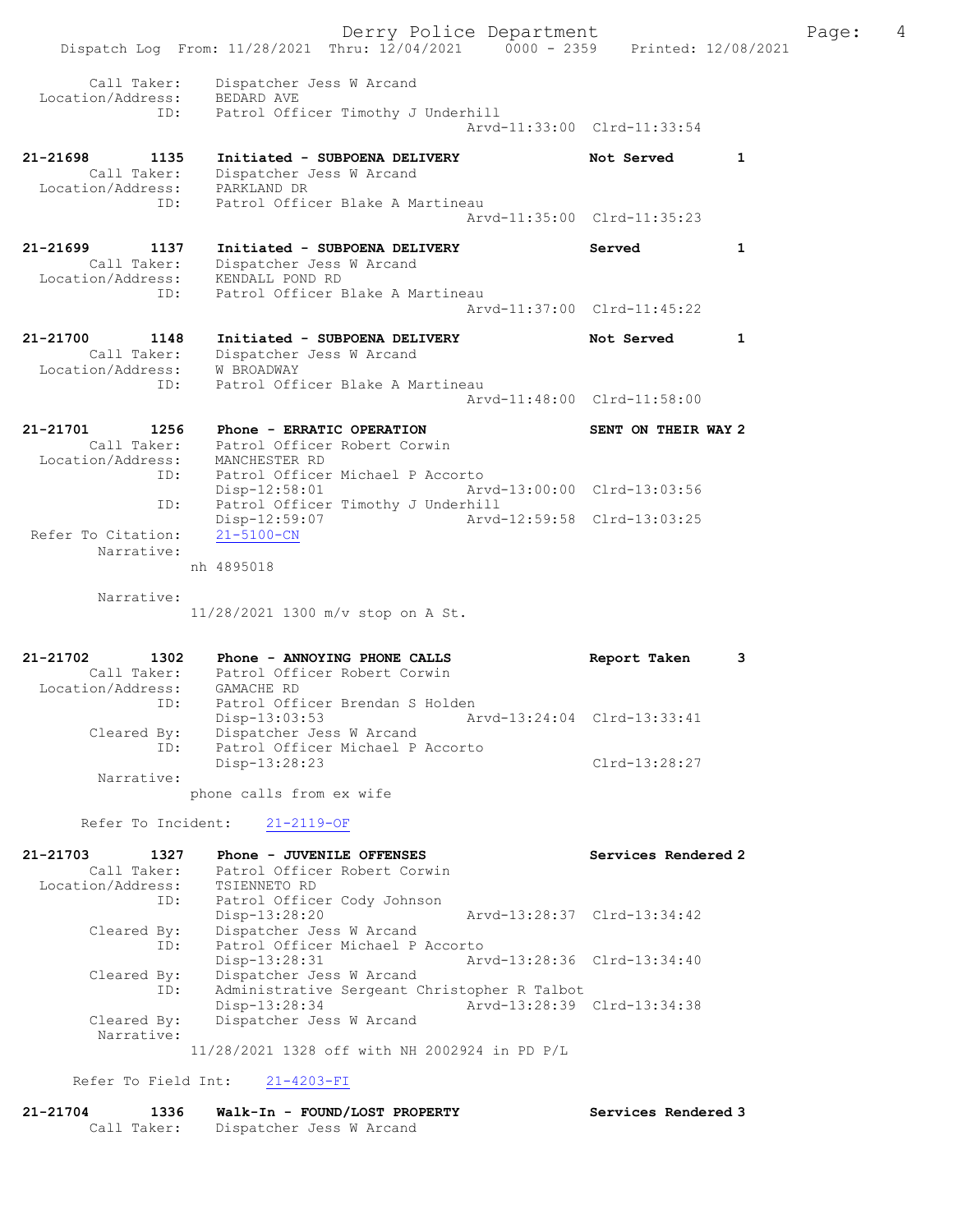```
        Call Taker:    Dispatcher Jess W Arcand
  Location/Address:    BEDARD AVE
                ID:    Patrol Officer Timothy J Underhill
                                              Arvd-11:33:00  Clrd-11:33:54

21-21698        1135   Initiated - SUBPOENA DELIVERY              Not Served         1
        Call Taker:    Dispatcher Jess W Arcand
  Location/Address:    PARKLAND DR
                ID:    Patrol Officer Blake A Martineau
                                              Arvd-11:35:00  Clrd-11:35:23

21-21699        1137   Initiated - SUBPOENA DELIVERY              Served             1
        Call Taker:    Dispatcher Jess W Arcand
  Location/Address:    KENDALL POND RD
                ID:    Patrol Officer Blake A Martineau
                                              Arvd-11:37:00  Clrd-11:45:22

21-21700        1148   Initiated - SUBPOENA DELIVERY              Not Served         1
        Call Taker:    Dispatcher Jess W Arcand
  Location/Address:    W BROADWAY
                ID:    Patrol Officer Blake A Martineau
                                              Arvd-11:48:00  Clrd-11:58:00

21-21701        1256   Phone - ERRATIC OPERATION                  SENT ON THEIR WAY 2
        Call Taker:    Patrol Officer Robert Corwin
  Location/Address:    MANCHESTER RD
                ID:    Patrol Officer Michael P Accorto
                       Disp-12:58:01          Arvd-13:00:00  Clrd-13:03:56
                ID:    Patrol Officer Timothy J Underhill
                       Disp-12:59:07          Arvd-12:59:58  Clrd-13:03:25
 Refer To Citation:    21-5100-CN
         Narrative:
                     nh 4895018

         Narrative:
                     11/28/2021 1300 m/v stop on A St.


21-21702        1302   Phone - ANNOYING PHONE CALLS               Report Taken       3
        Call Taker:    Patrol Officer Robert Corwin
  Location/Address:    GAMACHE RD
                ID:    Patrol Officer Brendan S Holden
                       Disp-13:03:53          Arvd-13:24:04  Clrd-13:33:41
        Cleared By:    Dispatcher Jess W Arcand
                ID:    Patrol Officer Michael P Accorto
                       Disp-13:28:23                         Clrd-13:28:27
         Narrative:
                     phone calls from ex wife

       Refer To Incident:    21-2119-OF

21-21703        1327   Phone - JUVENILE OFFENSES                  Services Rendered 2
        Call Taker:    Patrol Officer Robert Corwin
  Location/Address:    TSIENNETO RD
                ID:    Patrol Officer Cody Johnson
                       Disp-13:28:20          Arvd-13:28:37  Clrd-13:34:42
        Cleared By:    Dispatcher Jess W Arcand
                ID:    Patrol Officer Michael P Accorto
                       Disp-13:28:31          Arvd-13:28:36  Clrd-13:34:40
        Cleared By:    Dispatcher Jess W Arcand
                ID:    Administrative Sergeant Christopher R Talbot
                       Disp-13:28:34          Arvd-13:28:39  Clrd-13:34:38
        Cleared By:    Dispatcher Jess W Arcand
         Narrative:
                     11/28/2021 1328 off with NH 2002924 in PD P/L

      Refer To Field Int:    21-4203-FI

21-21704        1336   Walk-In - FOUND/LOST PROPERTY              Services Rendered 3
        Call Taker:    Dispatcher Jess W Arcand
```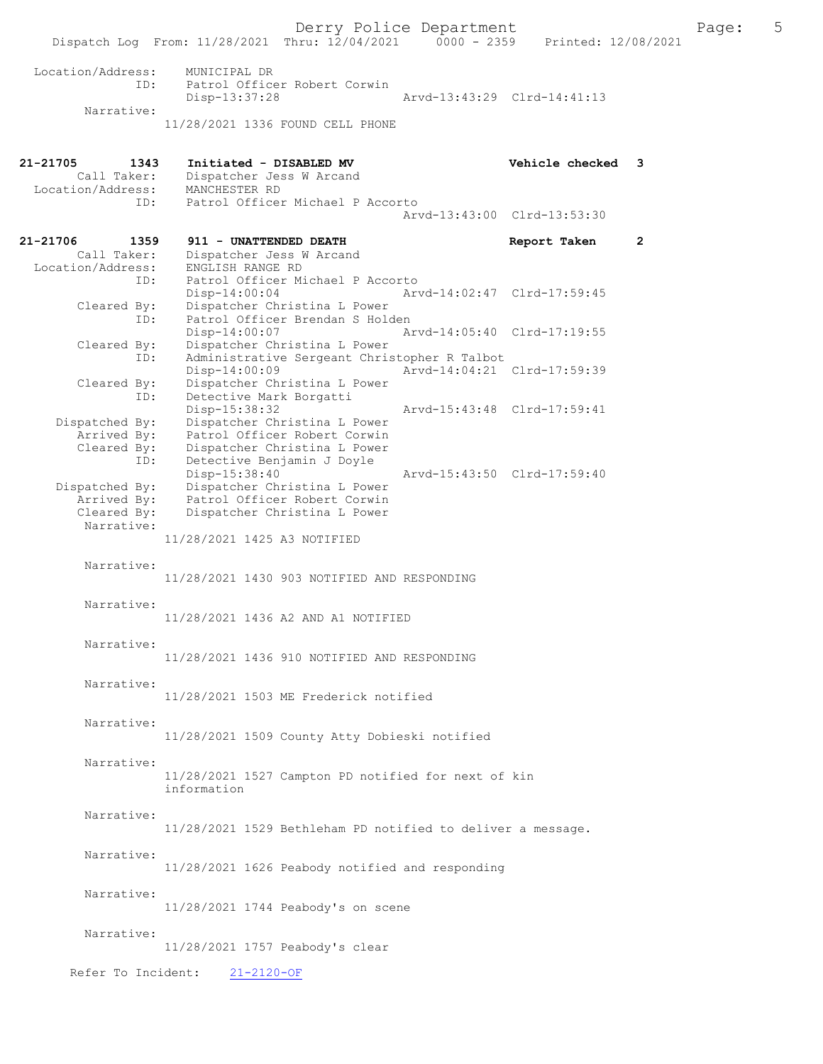Location/Address: MUNICIPAL DR
ID: Patrol Officer Robert Corwin
Disp-13:37:28 Arvd-13:43:29 Clrd-14:41:13
Narrative:
11/28/2021 1336 FOUND CELL PHONE

**21-21705 1343 Initiated - DISABLED MV** **Vehicle checked 3**
Call Taker: Dispatcher Jess W Arcand
Location/Address: MANCHESTER RD
ID: Patrol Officer Michael P Accorto
Arvd-13:43:00 Clrd-13:53:30

**21-21706 1359 911 - UNATTENDED DEATH** **Report Taken 2**
Call Taker: Dispatcher Jess W Arcand
Location/Address: ENGLISH RANGE RD
ID: Patrol Officer Michael P Accorto
Disp-14:00:04 Arvd-14:02:47 Clrd-17:59:45
Cleared By: Dispatcher Christina L Power
ID: Patrol Officer Brendan S Holden
Disp-14:00:07 Arvd-14:05:40 Clrd-17:19:55
Cleared By: Dispatcher Christina L Power
ID: Administrative Sergeant Christopher R Talbot
Disp-14:00:09 Arvd-14:04:21 Clrd-17:59:39
Cleared By: Dispatcher Christina L Power
ID: Detective Mark Borgatti
Disp-15:38:32 Arvd-15:43:48 Clrd-17:59:41
Dispatched By: Dispatcher Christina L Power
Arrived By: Patrol Officer Robert Corwin
Cleared By: Dispatcher Christina L Power
ID: Detective Benjamin J Doyle
Disp-15:38:40 Arvd-15:43:50 Clrd-17:59:40
Dispatched By: Dispatcher Christina L Power
Arrived By: Patrol Officer Robert Corwin
Cleared By: Dispatcher Christina L Power
Narrative:
11/28/2021 1425 A3 NOTIFIED

Narrative:
11/28/2021 1430 903 NOTIFIED AND RESPONDING

Narrative:
11/28/2021 1436 A2 AND A1 NOTIFIED

Narrative:
11/28/2021 1436 910 NOTIFIED AND RESPONDING

Narrative:
11/28/2021 1503 ME Frederick notified

Narrative:
11/28/2021 1509 County Atty Dobieski notified

Narrative:
11/28/2021 1527 Campton PD notified for next of kin information

Narrative:
11/28/2021 1529 Bethleham PD notified to deliver a message.

Narrative:
11/28/2021 1626 Peabody notified and responding

Narrative:
11/28/2021 1744 Peabody's on scene

Narrative:
11/28/2021 1757 Peabody's clear

Refer To Incident: 21-2120-OF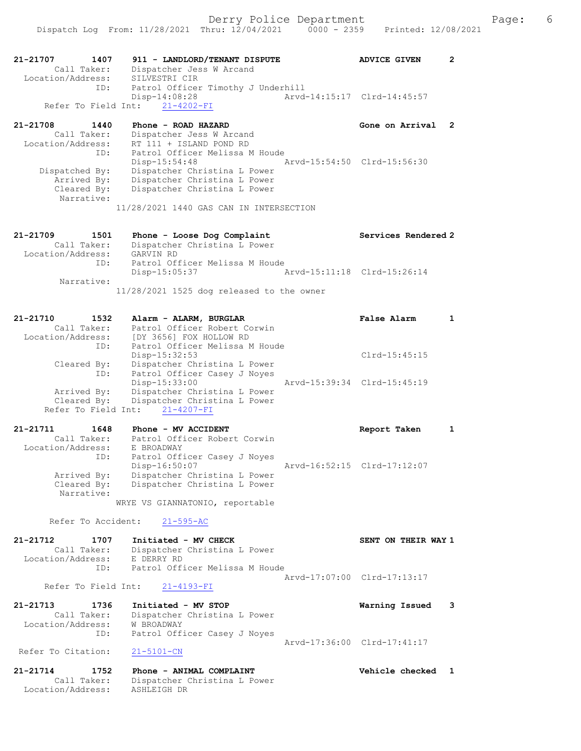```
21-21707        1407    911 - LANDLORD/TENANT DISPUTE              ADVICE GIVEN       2
         Call Taker:    Dispatcher Jess W Arcand
   Location/Address:    SILVESTRI CIR
                 ID:    Patrol Officer Timothy J Underhill
                        Disp-14:08:28                  Arvd-14:15:17  Clrd-14:45:57
    Refer To Field Int:     21-4202-FI

21-21708        1440    Phone - ROAD HAZARD                        Gone on Arrival    2
         Call Taker:    Dispatcher Jess W Arcand
   Location/Address:    RT 111 + ISLAND POND RD
                 ID:    Patrol Officer Melissa M Houde
                        Disp-15:54:48                  Arvd-15:54:50  Clrd-15:56:30
      Dispatched By:    Dispatcher Christina L Power
         Arrived By:    Dispatcher Christina L Power
         Cleared By:    Dispatcher Christina L Power
          Narrative:
                    11/28/2021 1440 GAS CAN IN INTERSECTION

21-21709        1501    Phone - Loose Dog Complaint                Services Rendered 2
         Call Taker:    Dispatcher Christina L Power
   Location/Address:    GARVIN RD
                 ID:    Patrol Officer Melissa M Houde
                        Disp-15:05:37                  Arvd-15:11:18  Clrd-15:26:14
          Narrative:
                    11/28/2021 1525 dog released to the owner

21-21710        1532    Alarm - ALARM, BURGLAR                     False Alarm        1
         Call Taker:    Patrol Officer Robert Corwin
   Location/Address:    [DY 3656] FOX HOLLOW RD
                 ID:    Patrol Officer Melissa M Houde
                        Disp-15:32:53                                 Clrd-15:45:15
         Cleared By:    Dispatcher Christina L Power
                 ID:    Patrol Officer Casey J Noyes
                        Disp-15:33:00                  Arvd-15:39:34  Clrd-15:45:19
         Arrived By:    Dispatcher Christina L Power
         Cleared By:    Dispatcher Christina L Power
    Refer To Field Int:     21-4207-FI

21-21711        1648    Phone - MV ACCIDENT                        Report Taken       1
         Call Taker:    Patrol Officer Robert Corwin
   Location/Address:    E BROADWAY
                 ID:    Patrol Officer Casey J Noyes
                        Disp-16:50:07                  Arvd-16:52:15  Clrd-17:12:07
         Arrived By:    Dispatcher Christina L Power
         Cleared By:    Dispatcher Christina L Power
          Narrative:
                    WRYE VS GIANNATONIO, reportable

     Refer To Accident:     21-595-AC

21-21712        1707    Initiated - MV CHECK                       SENT ON THEIR WAY 1
         Call Taker:    Dispatcher Christina L Power
   Location/Address:    E DERRY RD
                 ID:    Patrol Officer Melissa M Houde
                                                       Arvd-17:07:00  Clrd-17:13:17
    Refer To Field Int:     21-4193-FI

21-21713        1736    Initiated - MV STOP                        Warning Issued     3
         Call Taker:    Dispatcher Christina L Power
   Location/Address:    W BROADWAY
                 ID:    Patrol Officer Casey J Noyes
                                                       Arvd-17:36:00  Clrd-17:41:17
 Refer To Citation:     21-5101-CN

21-21714        1752    Phone - ANIMAL COMPLAINT                   Vehicle checked    1
         Call Taker:    Dispatcher Christina L Power
   Location/Address:    ASHLEIGH DR
```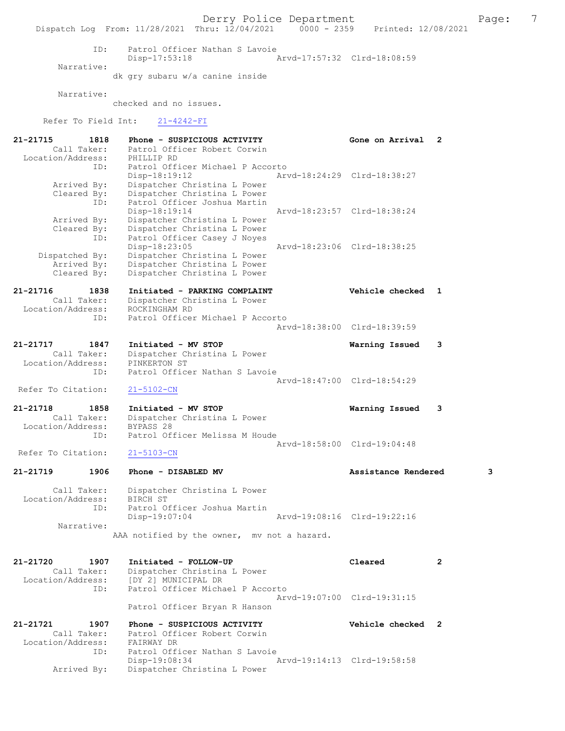```
            ID:      Patrol Officer Nathan S Lavoie
                     Disp-17:53:18                  Arvd-17:57:32  Clrd-18:08:59
      Narrative:
                   dk gry subaru w/a canine inside

      Narrative:
                   checked and no issues.

    Refer To Field Int:    21-4242-FI

21-21715        1818    Phone - SUSPICIOUS ACTIVITY               Gone on Arrival  2
       Call Taker:      Patrol Officer Robert Corwin
  Location/Address:     PHILLIP RD
               ID:      Patrol Officer Michael P Accorto
                        Disp-18:19:12                  Arvd-18:24:29  Clrd-18:38:27
       Arrived By:      Dispatcher Christina L Power
       Cleared By:      Dispatcher Christina L Power
               ID:      Patrol Officer Joshua Martin
                        Disp-18:19:14                  Arvd-18:23:57  Clrd-18:38:24
       Arrived By:      Dispatcher Christina L Power
       Cleared By:      Dispatcher Christina L Power
               ID:      Patrol Officer Casey J Noyes
                        Disp-18:23:05                  Arvd-18:23:06  Clrd-18:38:25
    Dispatched By:      Dispatcher Christina L Power
       Arrived By:      Dispatcher Christina L Power
       Cleared By:      Dispatcher Christina L Power

21-21716        1838    Initiated - PARKING COMPLAINT             Vehicle checked  1
       Call Taker:      Dispatcher Christina L Power
  Location/Address:     ROCKINGHAM RD
               ID:      Patrol Officer Michael P Accorto
                                                       Arvd-18:38:00  Clrd-18:39:59

21-21717        1847    Initiated - MV STOP                       Warning Issued   3
       Call Taker:      Dispatcher Christina L Power
  Location/Address:     PINKERTON ST
               ID:      Patrol Officer Nathan S Lavoie
                                                       Arvd-18:47:00  Clrd-18:54:29
 Refer To Citation:     21-5102-CN

21-21718        1858    Initiated - MV STOP                       Warning Issued   3
       Call Taker:      Dispatcher Christina L Power
  Location/Address:     BYPASS 28
               ID:      Patrol Officer Melissa M Houde
                                                       Arvd-18:58:00  Clrd-19:04:48
 Refer To Citation:     21-5103-CN

21-21719        1906    Phone - DISABLED MV                       Assistance Rendered        3

       Call Taker:      Dispatcher Christina L Power
  Location/Address:     BIRCH ST
               ID:      Patrol Officer Joshua Martin
                        Disp-19:07:04                  Arvd-19:08:16  Clrd-19:22:16
        Narrative:
                   AAA notified by the owner,  mv not a hazard.


21-21720        1907    Initiated - FOLLOW-UP                     Cleared          2
       Call Taker:      Dispatcher Christina L Power
  Location/Address:     [DY 2] MUNICIPAL DR
               ID:      Patrol Officer Michael P Accorto
                                                       Arvd-19:07:00  Clrd-19:31:15
                        Patrol Officer Bryan R Hanson

21-21721        1907    Phone - SUSPICIOUS ACTIVITY               Vehicle checked  2
       Call Taker:      Patrol Officer Robert Corwin
  Location/Address:     FAIRWAY DR
               ID:      Patrol Officer Nathan S Lavoie
                        Disp-19:08:34                  Arvd-19:14:13  Clrd-19:58:58
       Arrived By:      Dispatcher Christina L Power
```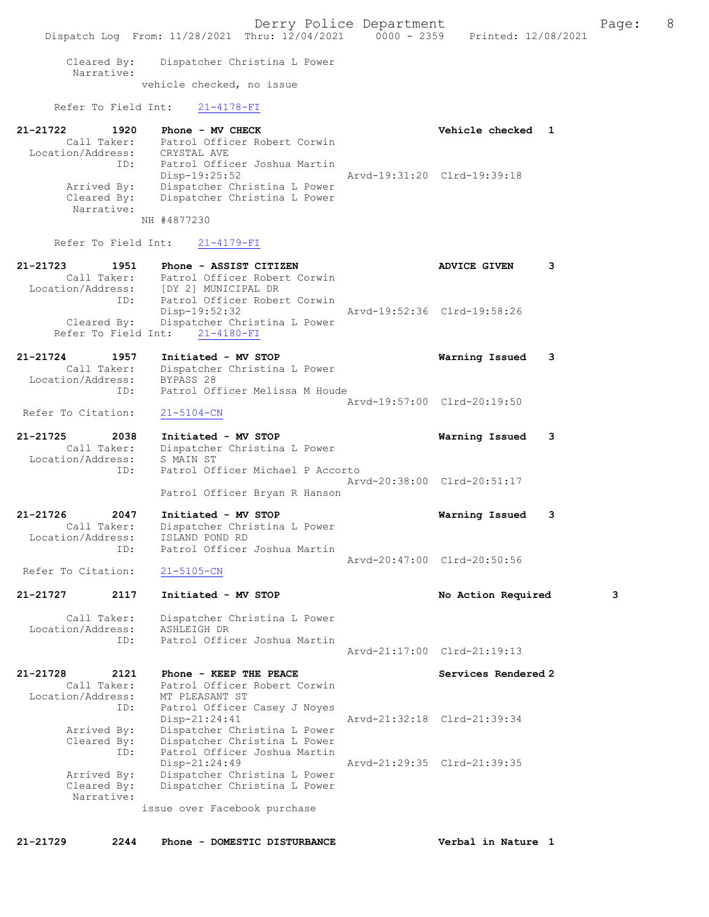Cleared By: Dispatcher Christina L Power
Narrative:
vehicle checked, no issue

Refer To Field Int: 21-4178-FI

**21-21722 1920 Phone - MV CHECK** — **Vehicle checked 1**
Call Taker: Patrol Officer Robert Corwin
Location/Address: CRYSTAL AVE
ID: Patrol Officer Joshua Martin
Disp-19:25:52 Arvd-19:31:20 Clrd-19:39:18
Arrived By: Dispatcher Christina L Power
Cleared By: Dispatcher Christina L Power
Narrative:
NH #4877230

Refer To Field Int: 21-4179-FI

**21-21723 1951 Phone - ASSIST CITIZEN** — **ADVICE GIVEN 3**
Call Taker: Patrol Officer Robert Corwin
Location/Address: [DY 2] MUNICIPAL DR
ID: Patrol Officer Robert Corwin
Disp-19:52:32 Arvd-19:52:36 Clrd-19:58:26
Cleared By: Dispatcher Christina L Power
Refer To Field Int: 21-4180-FI

**21-21724 1957 Initiated - MV STOP** — **Warning Issued 3**
Call Taker: Dispatcher Christina L Power
Location/Address: BYPASS 28
ID: Patrol Officer Melissa M Houde
Arvd-19:57:00 Clrd-20:19:50
Refer To Citation: 21-5104-CN

**21-21725 2038 Initiated - MV STOP** — **Warning Issued 3**
Call Taker: Dispatcher Christina L Power
Location/Address: S MAIN ST
ID: Patrol Officer Michael P Accorto
Arvd-20:38:00 Clrd-20:51:17
Patrol Officer Bryan R Hanson

**21-21726 2047 Initiated - MV STOP** — **Warning Issued 3**
Call Taker: Dispatcher Christina L Power
Location/Address: ISLAND POND RD
ID: Patrol Officer Joshua Martin
Arvd-20:47:00 Clrd-20:50:56
Refer To Citation: 21-5105-CN

**21-21727 2117 Initiated - MV STOP** — **No Action Required 3**
Call Taker: Dispatcher Christina L Power
Location/Address: ASHLEIGH DR
ID: Patrol Officer Joshua Martin
Arvd-21:17:00 Clrd-21:19:13

**21-21728 2121 Phone - KEEP THE PEACE** — **Services Rendered 2**
Call Taker: Patrol Officer Robert Corwin
Location/Address: MT PLEASANT ST
ID: Patrol Officer Casey J Noyes
Disp-21:24:41 Arvd-21:32:18 Clrd-21:39:34
Arrived By: Dispatcher Christina L Power
Cleared By: Dispatcher Christina L Power
ID: Patrol Officer Joshua Martin
Disp-21:24:49 Arvd-21:29:35 Clrd-21:39:35
Arrived By: Dispatcher Christina L Power
Cleared By: Dispatcher Christina L Power
Narrative:
issue over Facebook purchase

**21-21729 2244 Phone - DOMESTIC DISTURBANCE** — **Verbal in Nature 1**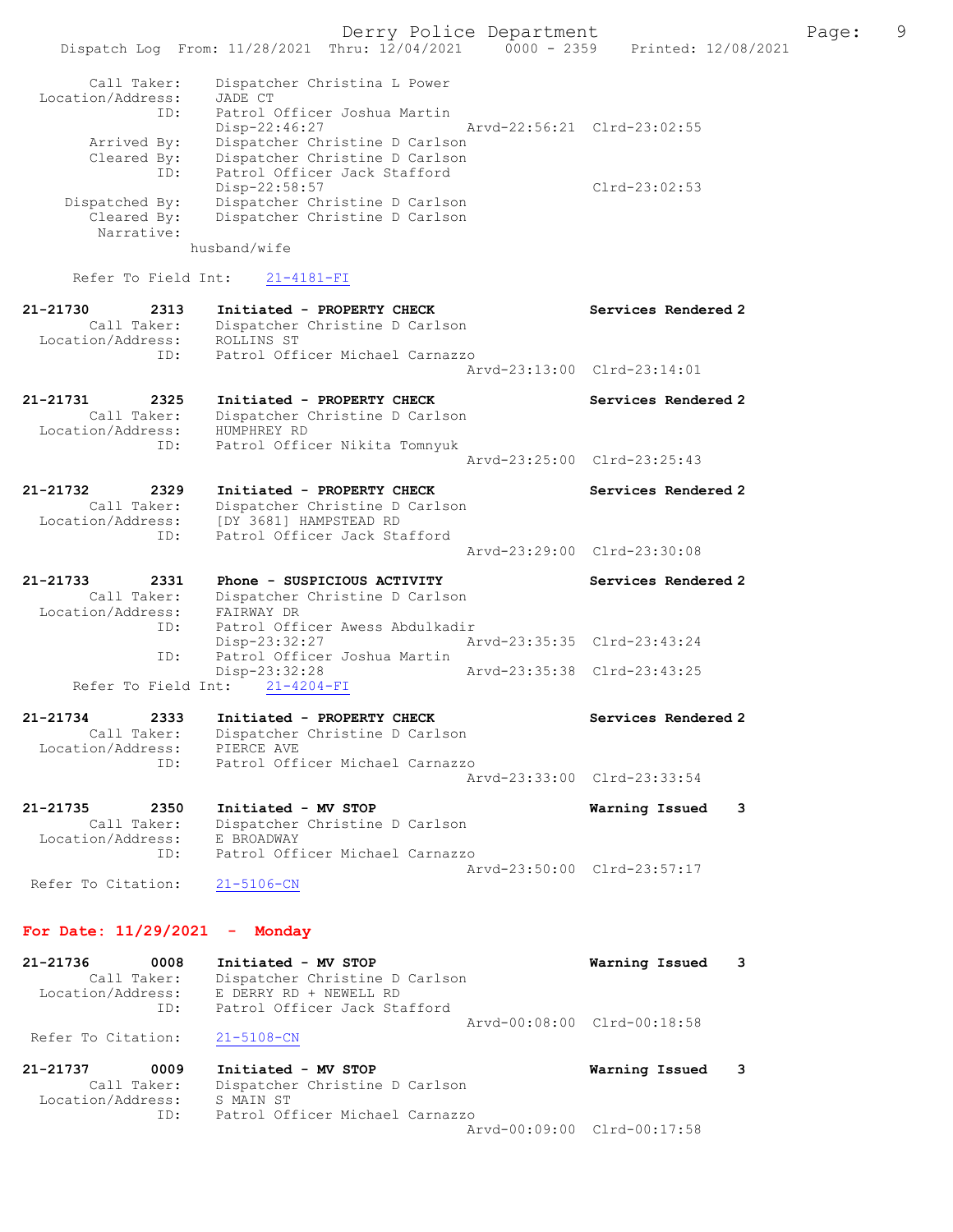```
Call Taker:    Dispatcher Christina L Power
 Location/Address:    JADE CT
              ID:    Patrol Officer Joshua Martin
                     Disp-22:46:27                Arvd-22:56:21  Clrd-23:02:55
      Arrived By:    Dispatcher Christine D Carlson
      Cleared By:    Dispatcher Christine D Carlson
              ID:    Patrol Officer Jack Stafford
                     Disp-22:58:57                               Clrd-23:02:53
   Dispatched By:    Dispatcher Christine D Carlson
      Cleared By:    Dispatcher Christine D Carlson
       Narrative:
                 husband/wife

    Refer To Field Int:    21-4181-FI

21-21730        2313    Initiated - PROPERTY CHECK                  Services Rendered 2
        Call Taker:    Dispatcher Christine D Carlson
  Location/Address:    ROLLINS ST
               ID:    Patrol Officer Michael Carnazzo
                                                  Arvd-23:13:00  Clrd-23:14:01

21-21731        2325    Initiated - PROPERTY CHECK                  Services Rendered 2
        Call Taker:    Dispatcher Christine D Carlson
  Location/Address:    HUMPHREY RD
               ID:    Patrol Officer Nikita Tomnyuk
                                                  Arvd-23:25:00  Clrd-23:25:43

21-21732        2329    Initiated - PROPERTY CHECK                  Services Rendered 2
        Call Taker:    Dispatcher Christine D Carlson
  Location/Address:    [DY 3681] HAMPSTEAD RD
               ID:    Patrol Officer Jack Stafford
                                                  Arvd-23:29:00  Clrd-23:30:08

21-21733        2331    Phone - SUSPICIOUS ACTIVITY                 Services Rendered 2
        Call Taker:    Dispatcher Christine D Carlson
  Location/Address:    FAIRWAY DR
               ID:    Patrol Officer Awess Abdulkadir
                      Disp-23:32:27               Arvd-23:35:35  Clrd-23:43:24
               ID:    Patrol Officer Joshua Martin
                      Disp-23:32:28               Arvd-23:35:38  Clrd-23:43:25
    Refer To Field Int:    21-4204-FI

21-21734        2333    Initiated - PROPERTY CHECK                  Services Rendered 2
        Call Taker:    Dispatcher Christine D Carlson
  Location/Address:    PIERCE AVE
               ID:    Patrol Officer Michael Carnazzo
                                                  Arvd-23:33:00  Clrd-23:33:54

21-21735        2350    Initiated - MV STOP                         Warning Issued    3
        Call Taker:    Dispatcher Christine D Carlson
  Location/Address:    E BROADWAY
               ID:    Patrol Officer Michael Carnazzo
                                                  Arvd-23:50:00  Clrd-23:57:17
 Refer To Citation:    21-5106-CN
```

**For Date: 11/29/2021 - Monday**

```
21-21736        0008    Initiated - MV STOP                         Warning Issued    3
        Call Taker:    Dispatcher Christine D Carlson
  Location/Address:    E DERRY RD + NEWELL RD
               ID:    Patrol Officer Jack Stafford
                                                  Arvd-00:08:00  Clrd-00:18:58
 Refer To Citation:    21-5108-CN

21-21737        0009    Initiated - MV STOP                         Warning Issued    3
        Call Taker:    Dispatcher Christine D Carlson
  Location/Address:    S MAIN ST
               ID:    Patrol Officer Michael Carnazzo
                                                  Arvd-00:09:00  Clrd-00:17:58
```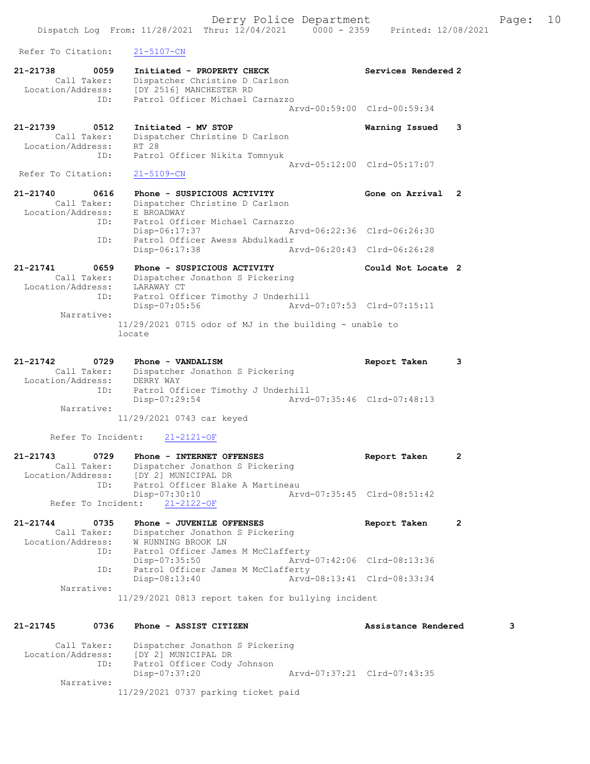Refer To Citation: 21-5107-CN

**21-21738 0059 Initiated - PROPERTY CHECK** Services Rendered 2
Call Taker: Dispatcher Christine D Carlson
Location/Address: [DY 2516] MANCHESTER RD
ID: Patrol Officer Michael Carnazzo
Arvd-00:59:00 Clrd-00:59:34

**21-21739 0512 Initiated - MV STOP** Warning Issued 3
Call Taker: Dispatcher Christine D Carlson
Location/Address: RT 28
ID: Patrol Officer Nikita Tomnyuk
Arvd-05:12:00 Clrd-05:17:07
Refer To Citation: 21-5109-CN

**21-21740 0616 Phone - SUSPICIOUS ACTIVITY** Gone on Arrival 2
Call Taker: Dispatcher Christine D Carlson
Location/Address: E BROADWAY
ID: Patrol Officer Michael Carnazzo
Disp-06:17:37 Arvd-06:22:36 Clrd-06:26:30
ID: Patrol Officer Awess Abdulkadir
Disp-06:17:38 Arvd-06:20:43 Clrd-06:26:28

**21-21741 0659 Phone - SUSPICIOUS ACTIVITY** Could Not Locate 2
Call Taker: Dispatcher Jonathon S Pickering
Location/Address: LARAWAY CT
ID: Patrol Officer Timothy J Underhill
Disp-07:05:56 Arvd-07:07:53 Clrd-07:15:11
Narrative:
11/29/2021 0715 odor of MJ in the building - unable to locate

**21-21742 0729 Phone - VANDALISM** Report Taken 3
Call Taker: Dispatcher Jonathon S Pickering
Location/Address: DERRY WAY
ID: Patrol Officer Timothy J Underhill
Disp-07:29:54 Arvd-07:35:46 Clrd-07:48:13
Narrative:
11/29/2021 0743 car keyed

Refer To Incident: 21-2121-OF

**21-21743 0729 Phone - INTERNET OFFENSES** Report Taken 2
Call Taker: Dispatcher Jonathon S Pickering
Location/Address: [DY 2] MUNICIPAL DR
ID: Patrol Officer Blake A Martineau
Disp-07:30:10 Arvd-07:35:45 Clrd-08:51:42
Refer To Incident: 21-2122-OF

**21-21744 0735 Phone - JUVENILE OFFENSES** Report Taken 2
Call Taker: Dispatcher Jonathon S Pickering
Location/Address: W RUNNING BROOK LN
ID: Patrol Officer James M McClafferty
Disp-07:35:50 Arvd-07:42:06 Clrd-08:13:36
ID: Patrol Officer James M McClafferty
Disp-08:13:40 Arvd-08:13:41 Clrd-08:33:34
Narrative:
11/29/2021 0813 report taken for bullying incident

**21-21745 0736 Phone - ASSIST CITIZEN** Assistance Rendered 3
Call Taker: Dispatcher Jonathon S Pickering
Location/Address: [DY 2] MUNICIPAL DR
ID: Patrol Officer Cody Johnson
Disp-07:37:20 Arvd-07:37:21 Clrd-07:43:35
Narrative:
11/29/2021 0737 parking ticket paid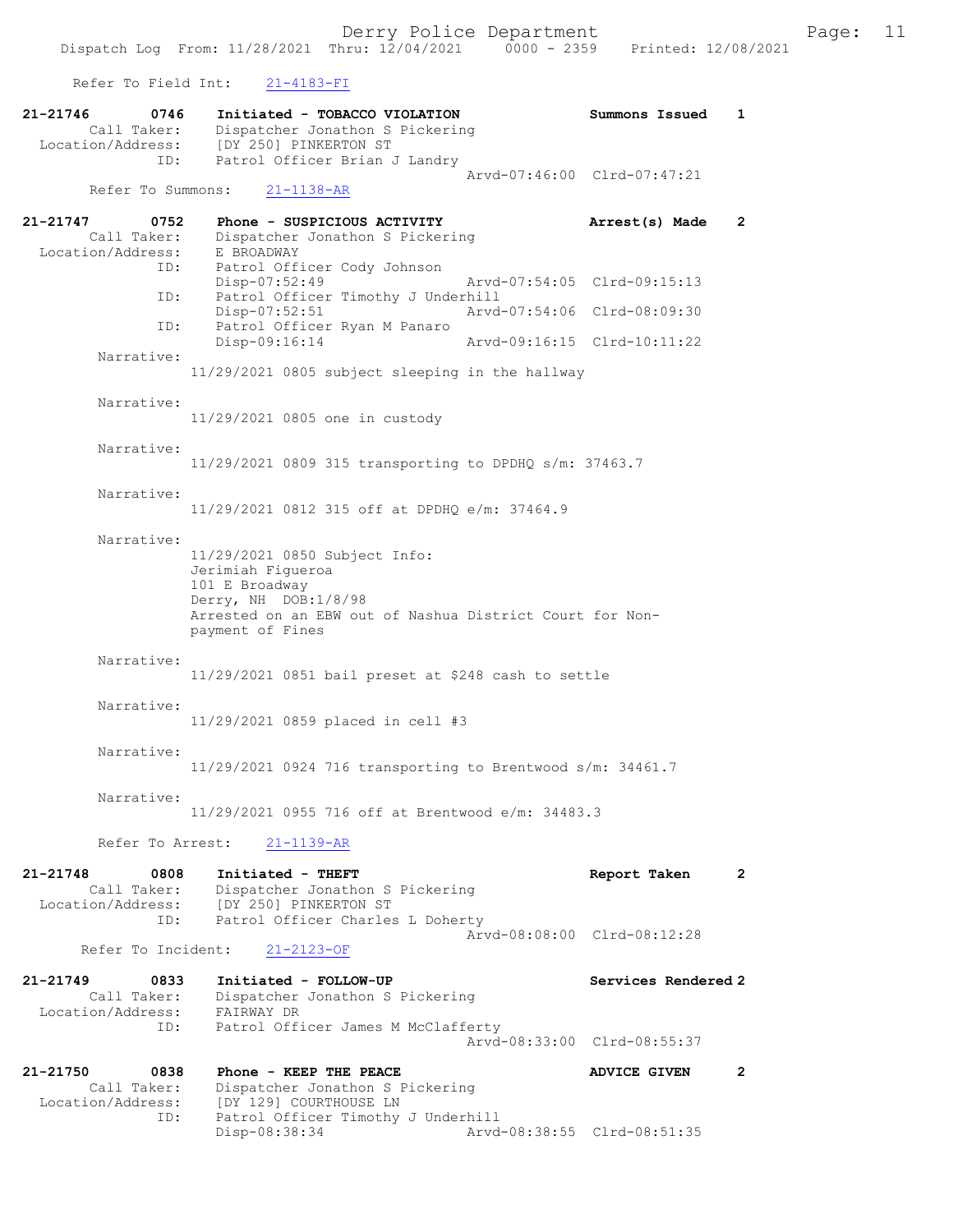Refer To Field Int: 21-4183-FI

**21-21746 0746 Initiated - TOBACCO VIOLATION** Summons Issued 1
Call Taker: Dispatcher Jonathon S Pickering
Location/Address: [DY 250] PINKERTON ST
ID: Patrol Officer Brian J Landry
Arvd-07:46:00 Clrd-07:47:21
Refer To Summons: 21-1138-AR

**21-21747 0752 Phone - SUSPICIOUS ACTIVITY** Arrest(s) Made 2
Call Taker: Dispatcher Jonathon S Pickering
Location/Address: E BROADWAY
ID: Patrol Officer Cody Johnson
Disp-07:52:49 Arvd-07:54:05 Clrd-09:15:13
ID: Patrol Officer Timothy J Underhill
Disp-07:52:51 Arvd-07:54:06 Clrd-08:09:30
ID: Patrol Officer Ryan M Panaro
Disp-09:16:14 Arvd-09:16:15 Clrd-10:11:22
Narrative:
11/29/2021 0805 subject sleeping in the hallway

Narrative:
11/29/2021 0805 one in custody

Narrative:
11/29/2021 0809 315 transporting to DPDHQ s/m: 37463.7

Narrative:
11/29/2021 0812 315 off at DPDHQ e/m: 37464.9

Narrative:
11/29/2021 0850 Subject Info:
Jerimiah Figueroa
101 E Broadway
Derry, NH DOB:1/8/98
Arrested on an EBW out of Nashua District Court for Non-payment of Fines

Narrative:
11/29/2021 0851 bail preset at $248 cash to settle

Narrative:
11/29/2021 0859 placed in cell #3

Narrative:
11/29/2021 0924 716 transporting to Brentwood s/m: 34461.7

Narrative:
11/29/2021 0955 716 off at Brentwood e/m: 34483.3

Refer To Arrest: 21-1139-AR

**21-21748 0808 Initiated - THEFT** Report Taken 2
Call Taker: Dispatcher Jonathon S Pickering
Location/Address: [DY 250] PINKERTON ST
ID: Patrol Officer Charles L Doherty
Arvd-08:08:00 Clrd-08:12:28
Refer To Incident: 21-2123-OF

**21-21749 0833 Initiated - FOLLOW-UP** Services Rendered 2
Call Taker: Dispatcher Jonathon S Pickering
Location/Address: FAIRWAY DR
ID: Patrol Officer James M McClafferty
Arvd-08:33:00 Clrd-08:55:37

**21-21750 0838 Phone - KEEP THE PEACE** ADVICE GIVEN 2
Call Taker: Dispatcher Jonathon S Pickering
Location/Address: [DY 129] COURTHOUSE LN
ID: Patrol Officer Timothy J Underhill
Disp-08:38:34 Arvd-08:38:55 Clrd-08:51:35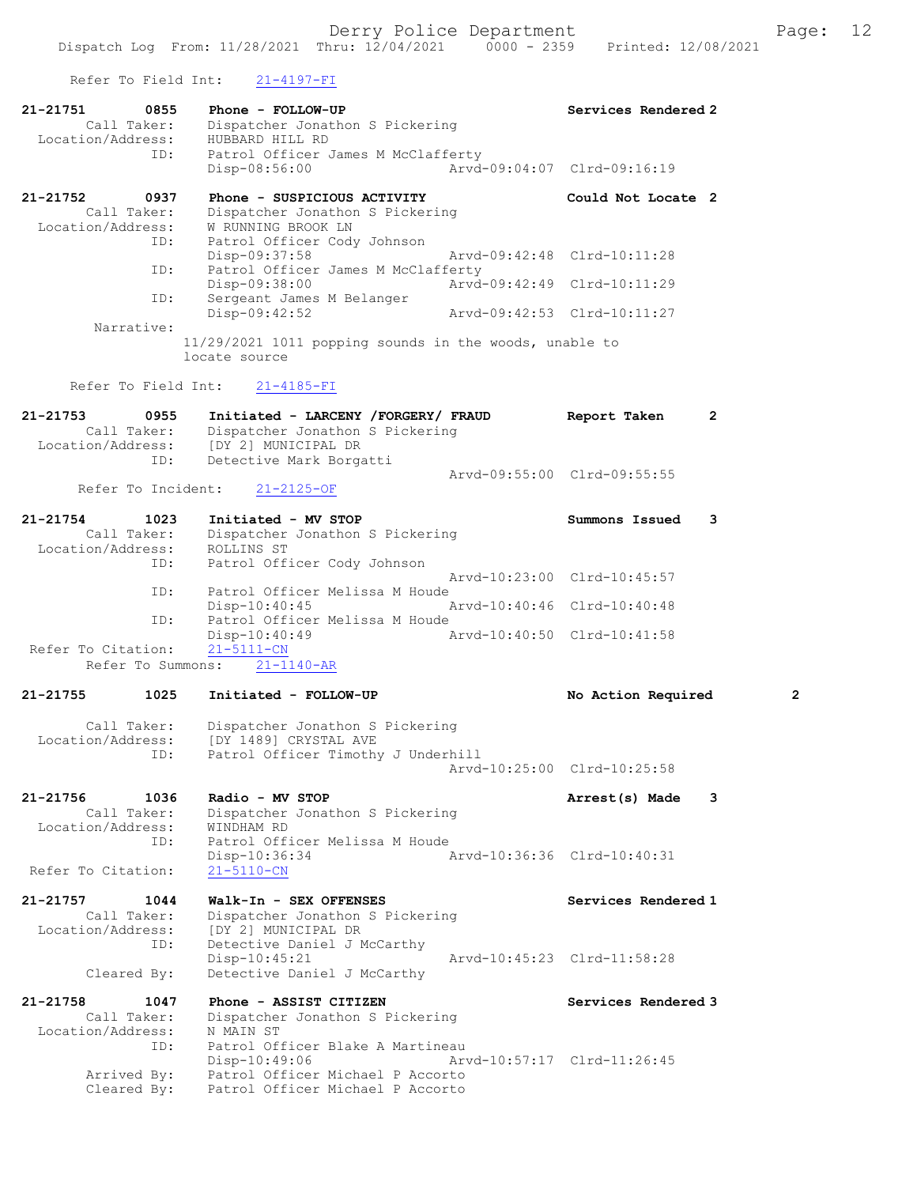Refer To Field Int: 21-4197-FI

```
21-21751        0855    Phone - FOLLOW-UP                           Services Rendered 2
         Call Taker:    Dispatcher Jonathon S Pickering
   Location/Address:    HUBBARD HILL RD
                 ID:    Patrol Officer James M McClafferty
                        Disp-08:56:00              Arvd-09:04:07  Clrd-09:16:19

21-21752        0937    Phone - SUSPICIOUS ACTIVITY                 Could Not Locate  2
         Call Taker:    Dispatcher Jonathon S Pickering
   Location/Address:    W RUNNING BROOK LN
                 ID:    Patrol Officer Cody Johnson
                        Disp-09:37:58              Arvd-09:42:48  Clrd-10:11:28
                 ID:    Patrol Officer James M McClafferty
                        Disp-09:38:00              Arvd-09:42:49  Clrd-10:11:29
                 ID:    Sergeant James M Belanger
                        Disp-09:42:52              Arvd-09:42:53  Clrd-10:11:27
          Narrative:
                      11/29/2021 1011 popping sounds in the woods, unable to
                      locate source

      Refer To Field Int:    21-4185-FI

21-21753        0955    Initiated - LARCENY /FORGERY/ FRAUD         Report Taken      2
         Call Taker:    Dispatcher Jonathon S Pickering
   Location/Address:    [DY 2] MUNICIPAL DR
                 ID:    Detective Mark Borgatti
                                                   Arvd-09:55:00  Clrd-09:55:55
       Refer To Incident:    21-2125-OF

21-21754        1023    Initiated - MV STOP                         Summons Issued    3
         Call Taker:    Dispatcher Jonathon S Pickering
   Location/Address:    ROLLINS ST
                 ID:    Patrol Officer Cody Johnson
                                                   Arvd-10:23:00  Clrd-10:45:57
                 ID:    Patrol Officer Melissa M Houde
                        Disp-10:40:45              Arvd-10:40:46  Clrd-10:40:48
                 ID:    Patrol Officer Melissa M Houde
                        Disp-10:40:49              Arvd-10:40:50  Clrd-10:41:58
 Refer To Citation:     21-5111-CN
      Refer To Summons:    21-1140-AR

21-21755        1025    Initiated - FOLLOW-UP                       No Action Required        2

         Call Taker:    Dispatcher Jonathon S Pickering
   Location/Address:    [DY 1489] CRYSTAL AVE
                 ID:    Patrol Officer Timothy J Underhill
                                                   Arvd-10:25:00  Clrd-10:25:58

21-21756        1036    Radio - MV STOP                             Arrest(s) Made    3
         Call Taker:    Dispatcher Jonathon S Pickering
   Location/Address:    WINDHAM RD
                 ID:    Patrol Officer Melissa M Houde
                        Disp-10:36:34              Arvd-10:36:36  Clrd-10:40:31
 Refer To Citation:     21-5110-CN

21-21757        1044    Walk-In - SEX OFFENSES                      Services Rendered 1
         Call Taker:    Dispatcher Jonathon S Pickering
   Location/Address:    [DY 2] MUNICIPAL DR
                 ID:    Detective Daniel J McCarthy
                        Disp-10:45:21              Arvd-10:45:23  Clrd-11:58:28
         Cleared By:    Detective Daniel J McCarthy

21-21758        1047    Phone - ASSIST CITIZEN                      Services Rendered 3
         Call Taker:    Dispatcher Jonathon S Pickering
   Location/Address:    N MAIN ST
                 ID:    Patrol Officer Blake A Martineau
                        Disp-10:49:06              Arvd-10:57:17  Clrd-11:26:45
         Arrived By:    Patrol Officer Michael P Accorto
         Cleared By:    Patrol Officer Michael P Accorto
```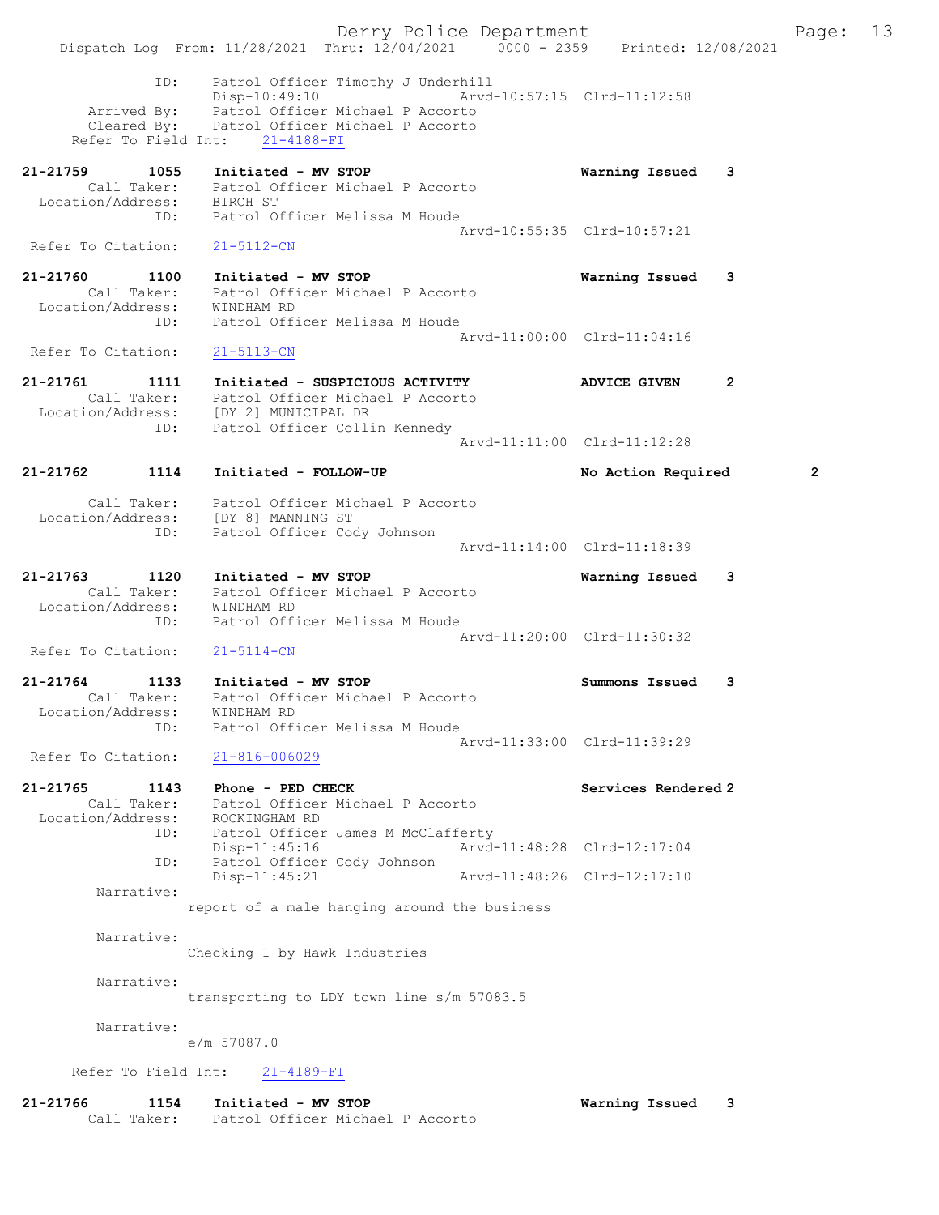```
                ID:     Patrol Officer Timothy J Underhill
                        Disp-10:49:10                Arvd-10:57:15  Clrd-11:12:58
        Arrived By:     Patrol Officer Michael P Accorto
        Cleared By:     Patrol Officer Michael P Accorto
      Refer To Field Int:    21-4188-FI

21-21759        1055    Initiated - MV STOP                          Warning Issued    3
         Call Taker:    Patrol Officer Michael P Accorto
   Location/Address:    BIRCH ST
                ID:     Patrol Officer Melissa M Houde
                                                     Arvd-10:55:35  Clrd-10:57:21
   Refer To Citation:   21-5112-CN

21-21760        1100    Initiated - MV STOP                          Warning Issued    3
         Call Taker:    Patrol Officer Michael P Accorto
   Location/Address:    WINDHAM RD
                ID:     Patrol Officer Melissa M Houde
                                                     Arvd-11:00:00  Clrd-11:04:16
   Refer To Citation:   21-5113-CN

21-21761        1111    Initiated - SUSPICIOUS ACTIVITY              ADVICE GIVEN      2
         Call Taker:    Patrol Officer Michael P Accorto
   Location/Address:    [DY 2] MUNICIPAL DR
                ID:     Patrol Officer Collin Kennedy
                                                     Arvd-11:11:00  Clrd-11:12:28

21-21762        1114    Initiated - FOLLOW-UP                        No Action Required        2

         Call Taker:    Patrol Officer Michael P Accorto
   Location/Address:    [DY 8] MANNING ST
                ID:     Patrol Officer Cody Johnson
                                                     Arvd-11:14:00  Clrd-11:18:39

21-21763        1120    Initiated - MV STOP                          Warning Issued    3
         Call Taker:    Patrol Officer Michael P Accorto
   Location/Address:    WINDHAM RD
                ID:     Patrol Officer Melissa M Houde
                                                     Arvd-11:20:00  Clrd-11:30:32
   Refer To Citation:   21-5114-CN

21-21764        1133    Initiated - MV STOP                          Summons Issued    3
         Call Taker:    Patrol Officer Michael P Accorto
   Location/Address:    WINDHAM RD
                ID:     Patrol Officer Melissa M Houde
                                                     Arvd-11:33:00  Clrd-11:39:29
   Refer To Citation:   21-816-006029

21-21765        1143    Phone - PED CHECK                            Services Rendered 2
         Call Taker:    Patrol Officer Michael P Accorto
   Location/Address:    ROCKINGHAM RD
                ID:     Patrol Officer James M McClafferty
                        Disp-11:45:16                Arvd-11:48:28  Clrd-12:17:04
                ID:     Patrol Officer Cody Johnson
                        Disp-11:45:21                Arvd-11:48:26  Clrd-12:17:10
          Narrative:
                      report of a male hanging around the business

          Narrative:
                      Checking 1 by Hawk Industries

          Narrative:
                      transporting to LDY town line s/m 57083.5

          Narrative:
                      e/m 57087.0

      Refer To Field Int:    21-4189-FI

21-21766        1154    Initiated - MV STOP                          Warning Issued    3
         Call Taker:    Patrol Officer Michael P Accorto
```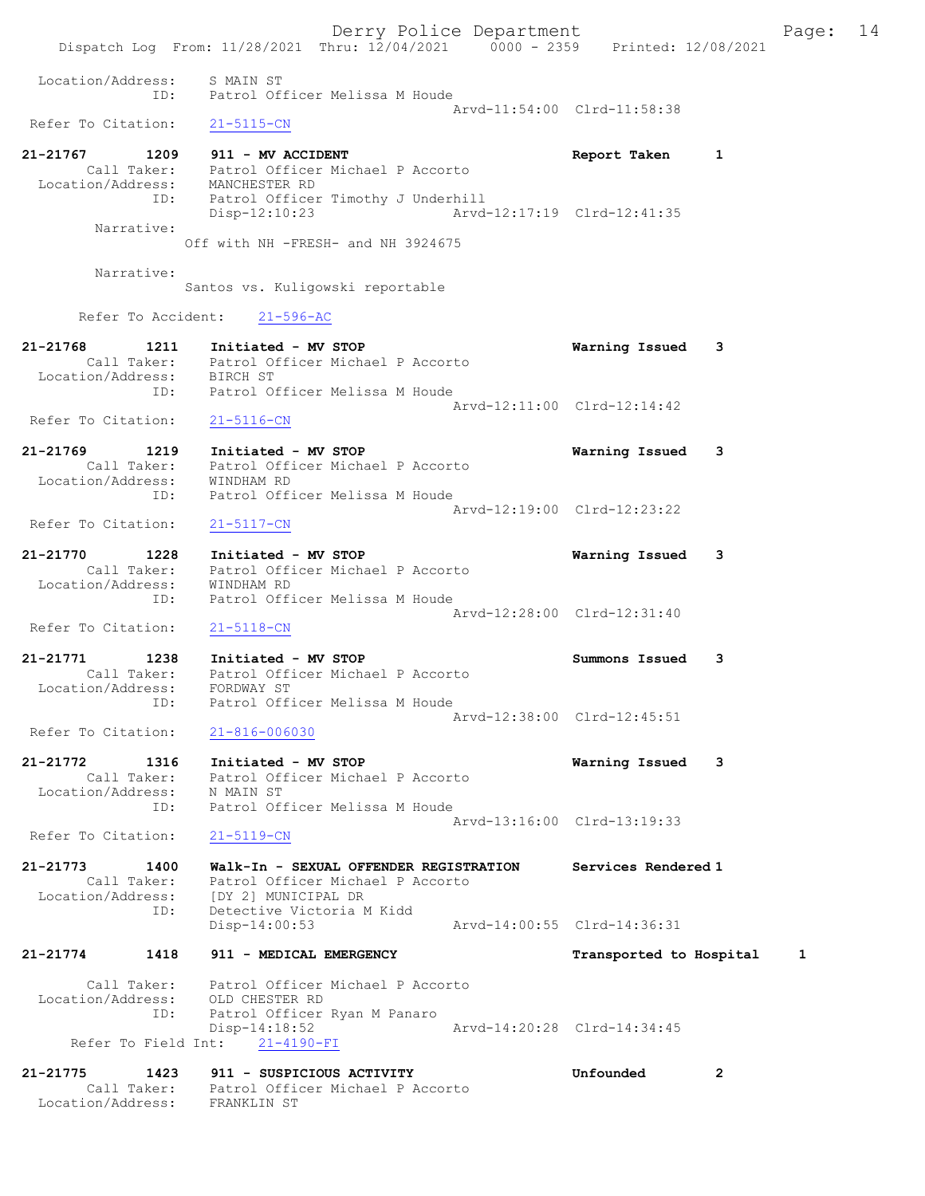Location/Address: S MAIN ST
ID: Patrol Officer Melissa M Houde
Arvd-11:54:00 Clrd-11:58:38
Refer To Citation: 21-5115-CN

**21-21767 1209 911 - MV ACCIDENT** **Report Taken 1**
Call Taker: Patrol Officer Michael P Accorto
Location/Address: MANCHESTER RD
ID: Patrol Officer Timothy J Underhill
Disp-12:10:23 Arvd-12:17:19 Clrd-12:41:35
Narrative:
Off with NH -FRESH- and NH 3924675

Narrative:
Santos vs. Kuligowski reportable

Refer To Accident: 21-596-AC

**21-21768 1211 Initiated - MV STOP** **Warning Issued 3**
Call Taker: Patrol Officer Michael P Accorto
Location/Address: BIRCH ST
ID: Patrol Officer Melissa M Houde
Arvd-12:11:00 Clrd-12:14:42
Refer To Citation: 21-5116-CN

**21-21769 1219 Initiated - MV STOP** **Warning Issued 3**
Call Taker: Patrol Officer Michael P Accorto
Location/Address: WINDHAM RD
ID: Patrol Officer Melissa M Houde
Arvd-12:19:00 Clrd-12:23:22
Refer To Citation: 21-5117-CN

**21-21770 1228 Initiated - MV STOP** **Warning Issued 3**
Call Taker: Patrol Officer Michael P Accorto
Location/Address: WINDHAM RD
ID: Patrol Officer Melissa M Houde
Arvd-12:28:00 Clrd-12:31:40
Refer To Citation: 21-5118-CN

**21-21771 1238 Initiated - MV STOP** **Summons Issued 3**
Call Taker: Patrol Officer Michael P Accorto
Location/Address: FORDWAY ST
ID: Patrol Officer Melissa M Houde
Arvd-12:38:00 Clrd-12:45:51
Refer To Citation: 21-816-006030

**21-21772 1316 Initiated - MV STOP** **Warning Issued 3**
Call Taker: Patrol Officer Michael P Accorto
Location/Address: N MAIN ST
ID: Patrol Officer Melissa M Houde
Arvd-13:16:00 Clrd-13:19:33
Refer To Citation: 21-5119-CN

**21-21773 1400 Walk-In - SEXUAL OFFENDER REGISTRATION** **Services Rendered 1**
Call Taker: Patrol Officer Michael P Accorto
Location/Address: [DY 2] MUNICIPAL DR
ID: Detective Victoria M Kidd
Disp-14:00:53 Arvd-14:00:55 Clrd-14:36:31

**21-21774 1418 911 - MEDICAL EMERGENCY** **Transported to Hospital 1**
Call Taker: Patrol Officer Michael P Accorto
Location/Address: OLD CHESTER RD
ID: Patrol Officer Ryan M Panaro
Disp-14:18:52 Arvd-14:20:28 Clrd-14:34:45
Refer To Field Int: 21-4190-FI

**21-21775 1423 911 - SUSPICIOUS ACTIVITY** **Unfounded 2**
Call Taker: Patrol Officer Michael P Accorto
Location/Address: FRANKLIN ST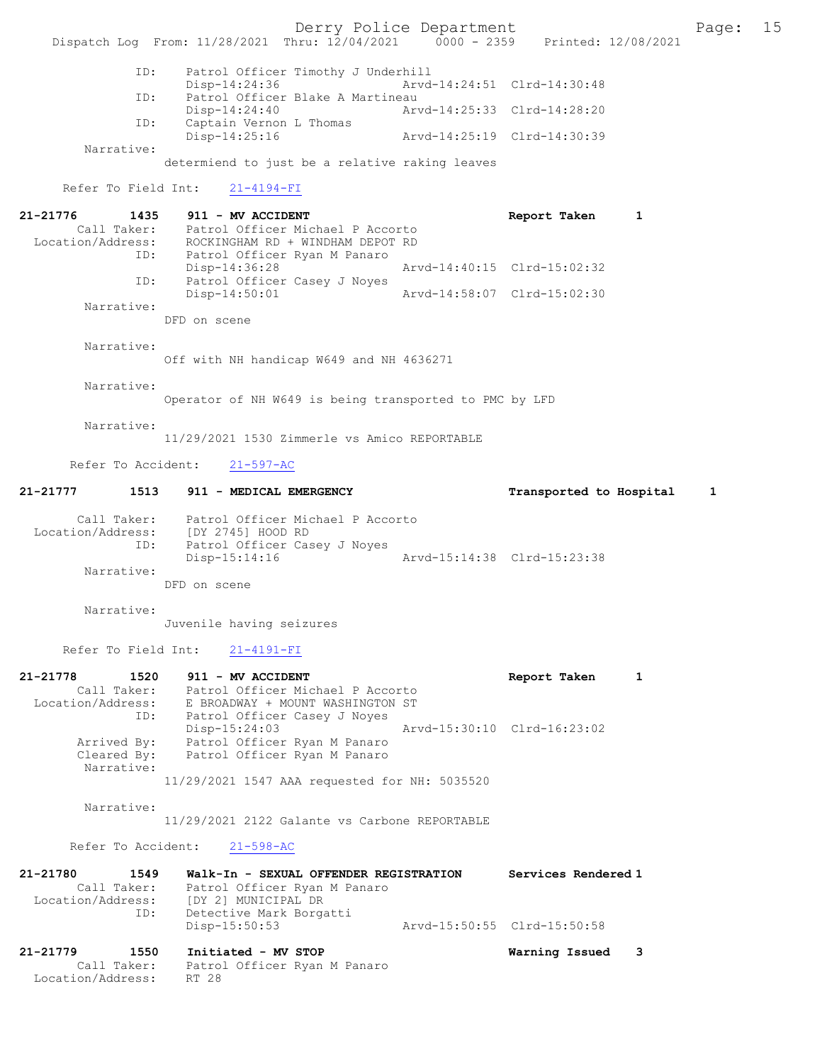ID: Patrol Officer Timothy J Underhill
Disp-14:24:36 Arvd-14:24:51 Clrd-14:30:48
ID: Patrol Officer Blake A Martineau
Disp-14:24:40 Arvd-14:25:33 Clrd-14:28:20
ID: Captain Vernon L Thomas
Disp-14:25:16 Arvd-14:25:19 Clrd-14:30:39
Narrative:
determiend to just be a relative raking leaves

Refer To Field Int: 21-4194-FI

**21-21776 1435 911 - MV ACCIDENT** Report Taken 1
Call Taker: Patrol Officer Michael P Accorto
Location/Address: ROCKINGHAM RD + WINDHAM DEPOT RD
ID: Patrol Officer Ryan M Panaro
Disp-14:36:28 Arvd-14:40:15 Clrd-15:02:32
ID: Patrol Officer Casey J Noyes
Disp-14:50:01 Arvd-14:58:07 Clrd-15:02:30
Narrative:
DFD on scene

Narrative:
Off with NH handicap W649 and NH 4636271

Narrative:
Operator of NH W649 is being transported to PMC by LFD

Narrative:
11/29/2021 1530 Zimmerle vs Amico REPORTABLE

Refer To Accident: 21-597-AC

**21-21777 1513 911 - MEDICAL EMERGENCY** Transported to Hospital 1

Call Taker: Patrol Officer Michael P Accorto
Location/Address: [DY 2745] HOOD RD
ID: Patrol Officer Casey J Noyes
Disp-15:14:16 Arvd-15:14:38 Clrd-15:23:38
Narrative:
DFD on scene

Narrative:
Juvenile having seizures

Refer To Field Int: 21-4191-FI

**21-21778 1520 911 - MV ACCIDENT** Report Taken 1
Call Taker: Patrol Officer Michael P Accorto
Location/Address: E BROADWAY + MOUNT WASHINGTON ST
ID: Patrol Officer Casey J Noyes
Disp-15:24:03 Arvd-15:30:10 Clrd-16:23:02
Arrived By: Patrol Officer Ryan M Panaro
Cleared By: Patrol Officer Ryan M Panaro
Narrative:
11/29/2021 1547 AAA requested for NH: 5035520

Narrative:
11/29/2021 2122 Galante vs Carbone REPORTABLE

Refer To Accident: 21-598-AC

**21-21780 1549 Walk-In - SEXUAL OFFENDER REGISTRATION** Services Rendered 1
Call Taker: Patrol Officer Ryan M Panaro
Location/Address: [DY 2] MUNICIPAL DR
ID: Detective Mark Borgatti
Disp-15:50:53 Arvd-15:50:55 Clrd-15:50:58

**21-21779 1550 Initiated - MV STOP** Warning Issued 3
Call Taker: Patrol Officer Ryan M Panaro
Location/Address: RT 28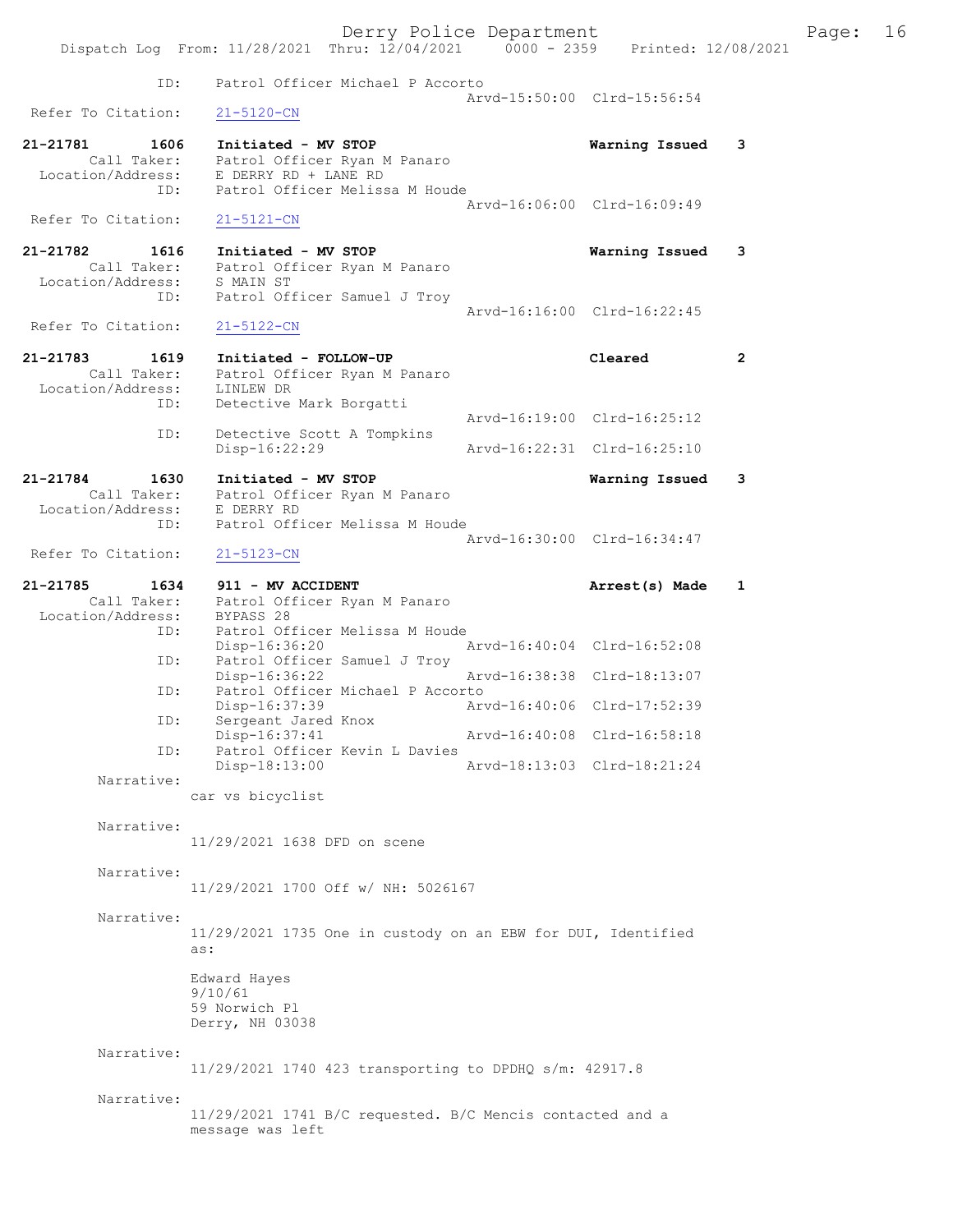```
            ID:      Patrol Officer Michael P Accorto
                                                     Arvd-15:50:00  Clrd-15:56:54
  Refer To Citation:   21-5120-CN

21-21781        1606    Initiated - MV STOP                          Warning Issued    3
        Call Taker:     Patrol Officer Ryan M Panaro
  Location/Address:     E DERRY RD + LANE RD
                ID:     Patrol Officer Melissa M Houde
                                                     Arvd-16:06:00  Clrd-16:09:49
  Refer To Citation:    21-5121-CN

21-21782        1616    Initiated - MV STOP                          Warning Issued    3
        Call Taker:     Patrol Officer Ryan M Panaro
  Location/Address:     S MAIN ST
                ID:     Patrol Officer Samuel J Troy
                                                     Arvd-16:16:00  Clrd-16:22:45
  Refer To Citation:    21-5122-CN

21-21783        1619    Initiated - FOLLOW-UP                        Cleared           2
        Call Taker:     Patrol Officer Ryan M Panaro
  Location/Address:     LINLEW DR
                ID:     Detective Mark Borgatti
                                                     Arvd-16:19:00  Clrd-16:25:12
                ID:     Detective Scott A Tompkins
                        Disp-16:22:29                Arvd-16:22:31  Clrd-16:25:10

21-21784        1630    Initiated - MV STOP                          Warning Issued    3
        Call Taker:     Patrol Officer Ryan M Panaro
  Location/Address:     E DERRY RD
                ID:     Patrol Officer Melissa M Houde
                                                     Arvd-16:30:00  Clrd-16:34:47
  Refer To Citation:    21-5123-CN

21-21785        1634    911 - MV ACCIDENT                            Arrest(s) Made    1
        Call Taker:     Patrol Officer Ryan M Panaro
  Location/Address:     BYPASS 28
                ID:     Patrol Officer Melissa M Houde
                        Disp-16:36:20                Arvd-16:40:04  Clrd-16:52:08
                ID:     Patrol Officer Samuel J Troy
                        Disp-16:36:22                Arvd-16:38:38  Clrd-18:13:07
                ID:     Patrol Officer Michael P Accorto
                        Disp-16:37:39                Arvd-16:40:06  Clrd-17:52:39
                ID:     Sergeant Jared Knox
                        Disp-16:37:41                Arvd-16:40:08  Clrd-16:58:18
                ID:     Patrol Officer Kevin L Davies
                        Disp-18:13:00                Arvd-18:13:03  Clrd-18:21:24
         Narrative:
                      car vs bicyclist

         Narrative:
                      11/29/2021 1638 DFD on scene

         Narrative:
                      11/29/2021 1700 Off w/ NH: 5026167

         Narrative:
                      11/29/2021 1735 One in custody on an EBW for DUI, Identified
                      as:

                      Edward Hayes
                      9/10/61
                      59 Norwich Pl
                      Derry, NH 03038

         Narrative:
                      11/29/2021 1740 423 transporting to DPDHQ s/m: 42917.8

         Narrative:
                      11/29/2021 1741 B/C requested. B/C Mencis contacted and a
                      message was left
```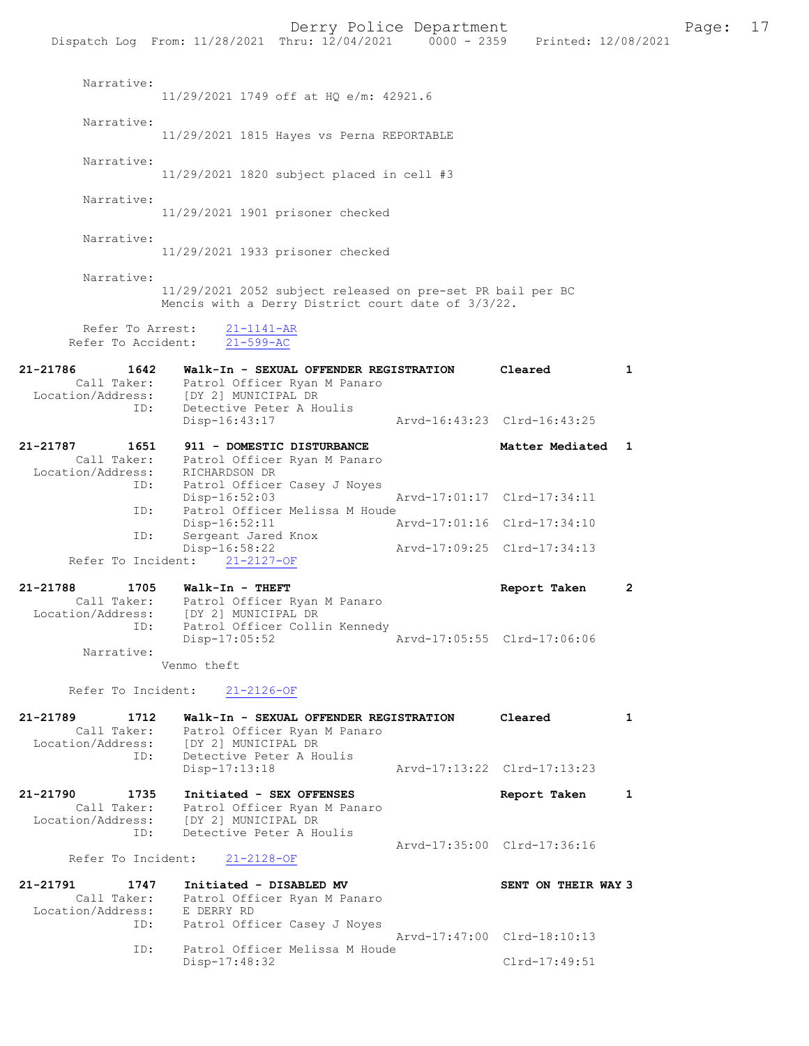Narrative:
11/29/2021 1749 off at HQ e/m: 42921.6

Narrative:
11/29/2021 1815 Hayes vs Perna REPORTABLE

Narrative:
11/29/2021 1820 subject placed in cell #3

Narrative:
11/29/2021 1901 prisoner checked

Narrative:
11/29/2021 1933 prisoner checked

Narrative:
11/29/2021 2052 subject released on pre-set PR bail per BC Mencis with a Derry District court date of 3/3/22.

Refer To Arrest: 21-1141-AR
Refer To Accident: 21-599-AC

**21-21786 1642 Walk-In - SEXUAL OFFENDER REGISTRATION Cleared 1**
Call Taker: Patrol Officer Ryan M Panaro
Location/Address: [DY 2] MUNICIPAL DR
ID: Detective Peter A Houlis
Disp-16:43:17 Arvd-16:43:23 Clrd-16:43:25

**21-21787 1651 911 - DOMESTIC DISTURBANCE Matter Mediated 1**
Call Taker: Patrol Officer Ryan M Panaro
Location/Address: RICHARDSON DR
ID: Patrol Officer Casey J Noyes
Disp-16:52:03 Arvd-17:01:17 Clrd-17:34:11
ID: Patrol Officer Melissa M Houde
Disp-16:52:11 Arvd-17:01:16 Clrd-17:34:10
ID: Sergeant Jared Knox
Disp-16:58:22 Arvd-17:09:25 Clrd-17:34:13
Refer To Incident: 21-2127-OF

**21-21788 1705 Walk-In - THEFT Report Taken 2**
Call Taker: Patrol Officer Ryan M Panaro
Location/Address: [DY 2] MUNICIPAL DR
ID: Patrol Officer Collin Kennedy
Disp-17:05:52 Arvd-17:05:55 Clrd-17:06:06
Narrative:
Venmo theft

Refer To Incident: 21-2126-OF

**21-21789 1712 Walk-In - SEXUAL OFFENDER REGISTRATION Cleared 1**
Call Taker: Patrol Officer Ryan M Panaro
Location/Address: [DY 2] MUNICIPAL DR
ID: Detective Peter A Houlis
Disp-17:13:18 Arvd-17:13:22 Clrd-17:13:23

**21-21790 1735 Initiated - SEX OFFENSES Report Taken 1**
Call Taker: Patrol Officer Ryan M Panaro
Location/Address: [DY 2] MUNICIPAL DR
ID: Detective Peter A Houlis
Arvd-17:35:00 Clrd-17:36:16
Refer To Incident: 21-2128-OF

**21-21791 1747 Initiated - DISABLED MV SENT ON THEIR WAY 3**
Call Taker: Patrol Officer Ryan M Panaro
Location/Address: E DERRY RD
ID: Patrol Officer Casey J Noyes
Arvd-17:47:00 Clrd-18:10:13
ID: Patrol Officer Melissa M Houde
Disp-17:48:32 Clrd-17:49:51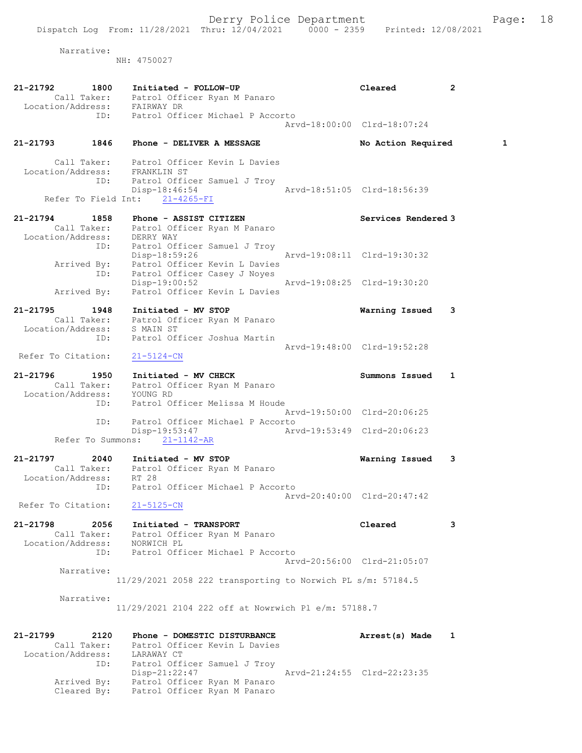Narrative:
NH: 4750027

```
21-21792        1800    Initiated - FOLLOW-UP                     Cleared            2
        Call Taker:     Patrol Officer Ryan M Panaro
  Location/Address:     FAIRWAY DR
                ID:     Patrol Officer Michael P Accorto
                                                   Arvd-18:00:00  Clrd-18:07:24

21-21793        1846    Phone - DELIVER A MESSAGE                 No Action Required        1

        Call Taker:     Patrol Officer Kevin L Davies
  Location/Address:     FRANKLIN ST
                ID:     Patrol Officer Samuel J Troy
                        Disp-18:46:54              Arvd-18:51:05  Clrd-18:56:39
     Refer To Field Int:    21-4265-FI

21-21794        1858    Phone - ASSIST CITIZEN                    Services Rendered 3
        Call Taker:     Patrol Officer Ryan M Panaro
  Location/Address:     DERRY WAY
                ID:     Patrol Officer Samuel J Troy
                        Disp-18:59:26              Arvd-19:08:11  Clrd-19:30:32
        Arrived By:     Patrol Officer Kevin L Davies
                ID:     Patrol Officer Casey J Noyes
                        Disp-19:00:52              Arvd-19:08:25  Clrd-19:30:20
        Arrived By:     Patrol Officer Kevin L Davies

21-21795        1948    Initiated - MV STOP                       Warning Issued     3
        Call Taker:     Patrol Officer Ryan M Panaro
  Location/Address:     S MAIN ST
                ID:     Patrol Officer Joshua Martin
                                                   Arvd-19:48:00  Clrd-19:52:28
  Refer To Citation:    21-5124-CN

21-21796        1950    Initiated - MV CHECK                      Summons Issued     1
        Call Taker:     Patrol Officer Ryan M Panaro
  Location/Address:     YOUNG RD
                ID:     Patrol Officer Melissa M Houde
                                                   Arvd-19:50:00  Clrd-20:06:25
                ID:     Patrol Officer Michael P Accorto
                        Disp-19:53:47              Arvd-19:53:49  Clrd-20:06:23
     Refer To Summons:    21-1142-AR

21-21797        2040    Initiated - MV STOP                       Warning Issued     3
        Call Taker:     Patrol Officer Ryan M Panaro
  Location/Address:     RT 28
                ID:     Patrol Officer Michael P Accorto
                                                   Arvd-20:40:00  Clrd-20:47:42
  Refer To Citation:    21-5125-CN

21-21798        2056    Initiated - TRANSPORT                     Cleared            3
        Call Taker:     Patrol Officer Ryan M Panaro
  Location/Address:     NORWICH PL
                ID:     Patrol Officer Michael P Accorto
                                                   Arvd-20:56:00  Clrd-21:05:07
         Narrative:
                      11/29/2021 2058 222 transporting to Norwich PL s/m: 57184.5

         Narrative:
                      11/29/2021 2104 222 off at Nowrwich Pl e/m: 57188.7

21-21799        2120    Phone - DOMESTIC DISTURBANCE              Arrest(s) Made     1
        Call Taker:     Patrol Officer Kevin L Davies
  Location/Address:     LARAWAY CT
                ID:     Patrol Officer Samuel J Troy
                        Disp-21:22:47              Arvd-21:24:55  Clrd-22:23:35
        Arrived By:     Patrol Officer Ryan M Panaro
        Cleared By:     Patrol Officer Ryan M Panaro
```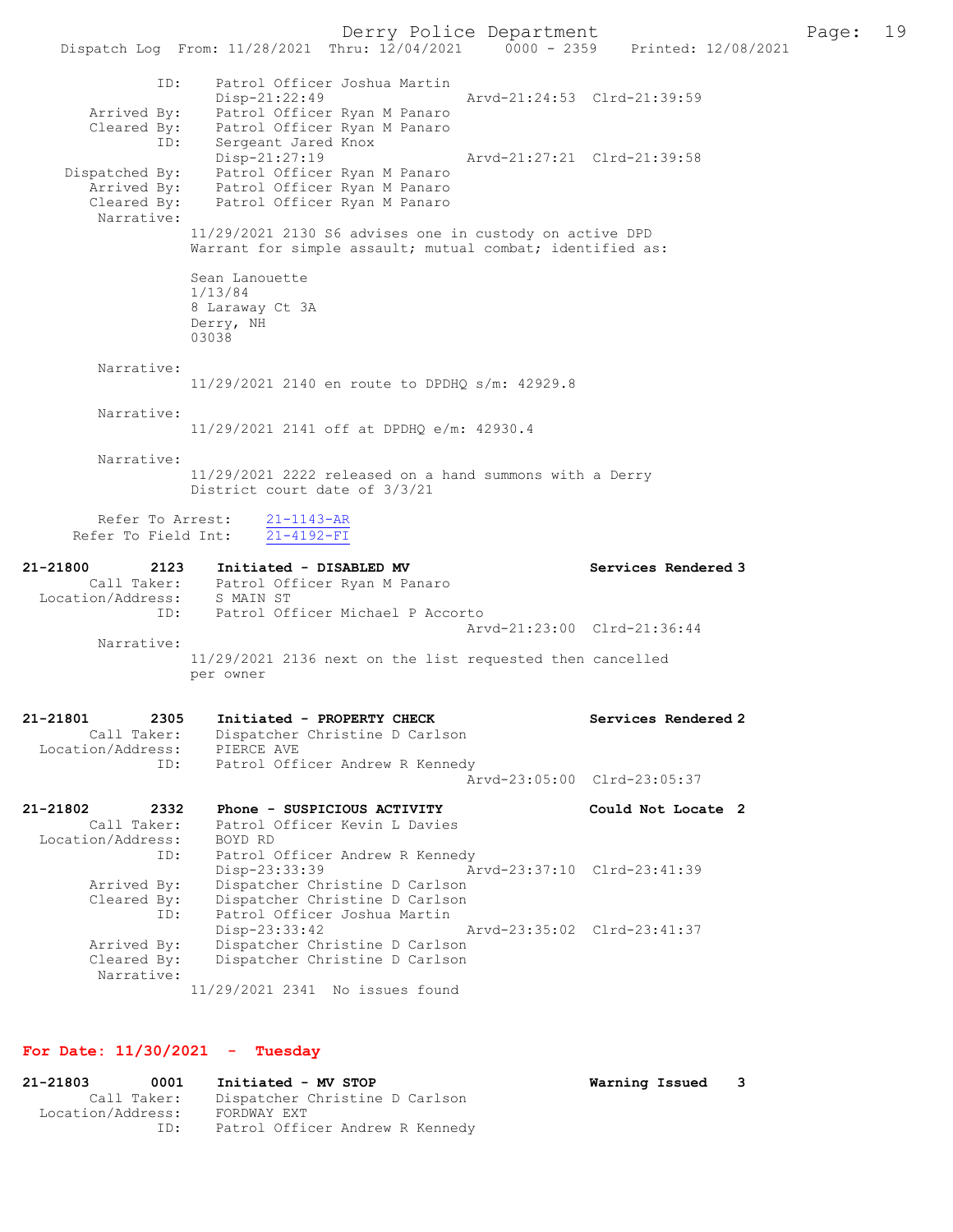```
            ID:     Patrol Officer Joshua Martin
                    Disp-21:22:49                 Arvd-21:24:53  Clrd-21:39:59
       Arrived By:  Patrol Officer Ryan M Panaro
       Cleared By:  Patrol Officer Ryan M Panaro
               ID:  Sergeant Jared Knox
                    Disp-21:27:19                 Arvd-21:27:21  Clrd-21:39:58
    Dispatched By:  Patrol Officer Ryan M Panaro
       Arrived By:  Patrol Officer Ryan M Panaro
       Cleared By:  Patrol Officer Ryan M Panaro
        Narrative:
                  11/29/2021 2130 S6 advises one in custody on active DPD
                  Warrant for simple assault; mutual combat; identified as:

                  Sean Lanouette
                  1/13/84
                  8 Laraway Ct 3A
                  Derry, NH
                  03038

        Narrative:
                  11/29/2021 2140 en route to DPDHQ s/m: 42929.8

        Narrative:
                  11/29/2021 2141 off at DPDHQ e/m: 42930.4

        Narrative:
                  11/29/2021 2222 released on a hand summons with a Derry
                  District court date of 3/3/21

        Refer To Arrest:    21-1143-AR
     Refer To Field Int:    21-4192-FI

21-21800        2123    Initiated - DISABLED MV                     Services Rendered 3
        Call Taker:     Patrol Officer Ryan M Panaro
  Location/Address:     S MAIN ST
                ID:     Patrol Officer Michael P Accorto
                                                  Arvd-21:23:00  Clrd-21:36:44
         Narrative:
                  11/29/2021 2136 next on the list requested then cancelled
                  per owner

21-21801        2305    Initiated - PROPERTY CHECK                  Services Rendered 2
        Call Taker:     Dispatcher Christine D Carlson
  Location/Address:     PIERCE AVE
                ID:     Patrol Officer Andrew R Kennedy
                                                  Arvd-23:05:00  Clrd-23:05:37

21-21802        2332    Phone - SUSPICIOUS ACTIVITY                 Could Not Locate  2
        Call Taker:     Patrol Officer Kevin L Davies
  Location/Address:     BOYD RD
                ID:     Patrol Officer Andrew R Kennedy
                        Disp-23:33:39             Arvd-23:37:10  Clrd-23:41:39
        Arrived By:     Dispatcher Christine D Carlson
        Cleared By:     Dispatcher Christine D Carlson
                ID:     Patrol Officer Joshua Martin
                        Disp-23:33:42             Arvd-23:35:02  Clrd-23:41:37
        Arrived By:     Dispatcher Christine D Carlson
        Cleared By:     Dispatcher Christine D Carlson
         Narrative:
                  11/29/2021 2341  No issues found
```

**For Date: 11/30/2021 - Tuesday**

```
21-21803        0001    Initiated - MV STOP                         Warning Issued    3
        Call Taker:     Dispatcher Christine D Carlson
  Location/Address:     FORDWAY EXT
                ID:     Patrol Officer Andrew R Kennedy
```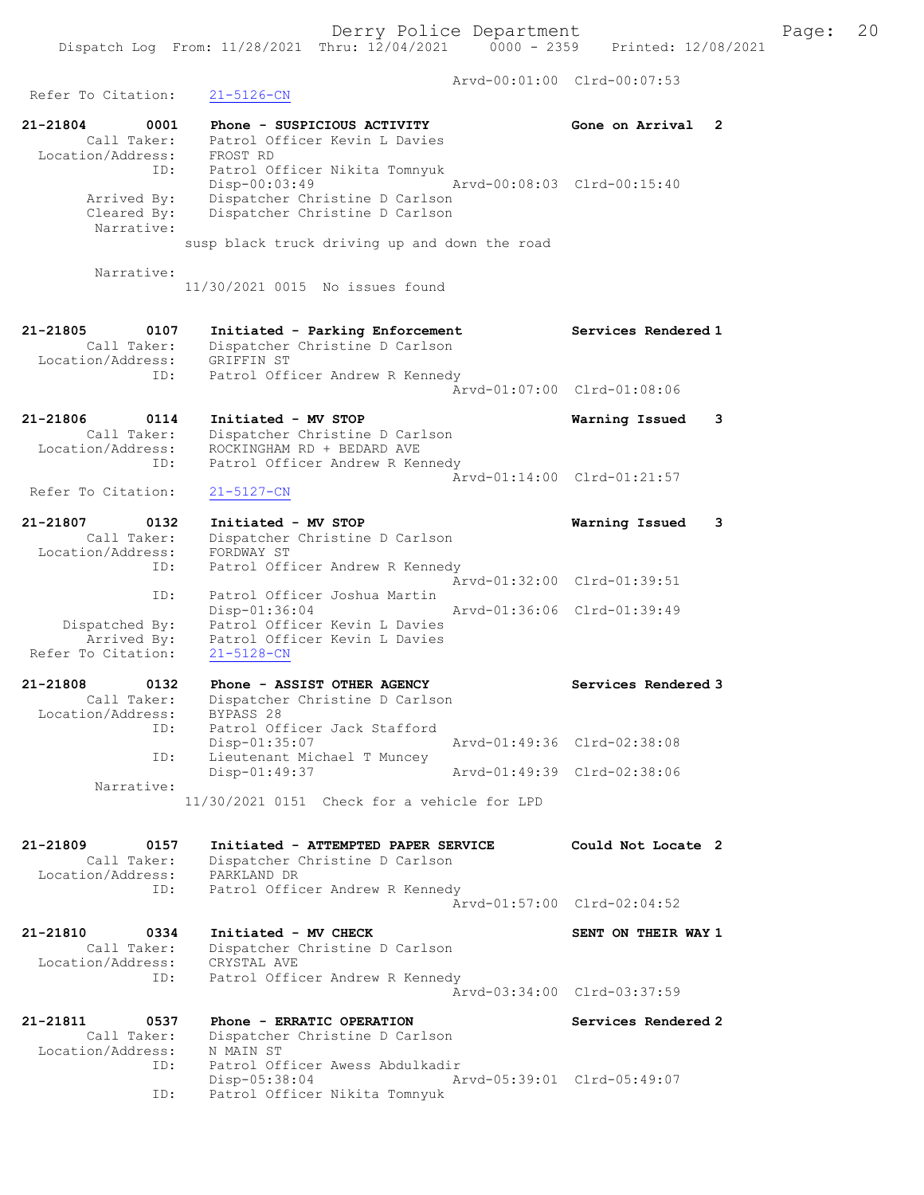Arvd-00:01:00 Clrd-00:07:53
Refer To Citation: 21-5126-CN

**21-21804 0001 Phone - SUSPICIOUS ACTIVITY** — Gone on Arrival 2
Call Taker: Patrol Officer Kevin L Davies
Location/Address: FROST RD
ID: Patrol Officer Nikita Tomnyuk
Disp-00:03:49 Arvd-00:08:03 Clrd-00:15:40
Arrived By: Dispatcher Christine D Carlson
Cleared By: Dispatcher Christine D Carlson
Narrative:
susp black truck driving up and down the road

Narrative:
11/30/2021 0015 No issues found

**21-21805 0107 Initiated - Parking Enforcement** — Services Rendered 1
Call Taker: Dispatcher Christine D Carlson
Location/Address: GRIFFIN ST
ID: Patrol Officer Andrew R Kennedy
Arvd-01:07:00 Clrd-01:08:06

**21-21806 0114 Initiated - MV STOP** — Warning Issued 3
Call Taker: Dispatcher Christine D Carlson
Location/Address: ROCKINGHAM RD + BEDARD AVE
ID: Patrol Officer Andrew R Kennedy
Arvd-01:14:00 Clrd-01:21:57
Refer To Citation: 21-5127-CN

**21-21807 0132 Initiated - MV STOP** — Warning Issued 3
Call Taker: Dispatcher Christine D Carlson
Location/Address: FORDWAY ST
ID: Patrol Officer Andrew R Kennedy
Arvd-01:32:00 Clrd-01:39:51
ID: Patrol Officer Joshua Martin
Disp-01:36:04 Arvd-01:36:06 Clrd-01:39:49
Dispatched By: Patrol Officer Kevin L Davies
Arrived By: Patrol Officer Kevin L Davies
Refer To Citation: 21-5128-CN

**21-21808 0132 Phone - ASSIST OTHER AGENCY** — Services Rendered 3
Call Taker: Dispatcher Christine D Carlson
Location/Address: BYPASS 28
ID: Patrol Officer Jack Stafford
Disp-01:35:07 Arvd-01:49:36 Clrd-02:38:08
ID: Lieutenant Michael T Muncey
Disp-01:49:37 Arvd-01:49:39 Clrd-02:38:06
Narrative:
11/30/2021 0151 Check for a vehicle for LPD

**21-21809 0157 Initiated - ATTEMPTED PAPER SERVICE** — Could Not Locate 2
Call Taker: Dispatcher Christine D Carlson
Location/Address: PARKLAND DR
ID: Patrol Officer Andrew R Kennedy
Arvd-01:57:00 Clrd-02:04:52

**21-21810 0334 Initiated - MV CHECK** — SENT ON THEIR WAY 1
Call Taker: Dispatcher Christine D Carlson
Location/Address: CRYSTAL AVE
ID: Patrol Officer Andrew R Kennedy
Arvd-03:34:00 Clrd-03:37:59

**21-21811 0537 Phone - ERRATIC OPERATION** — Services Rendered 2
Call Taker: Dispatcher Christine D Carlson
Location/Address: N MAIN ST
ID: Patrol Officer Awess Abdulkadir
Disp-05:38:04 Arvd-05:39:01 Clrd-05:49:07
ID: Patrol Officer Nikita Tomnyuk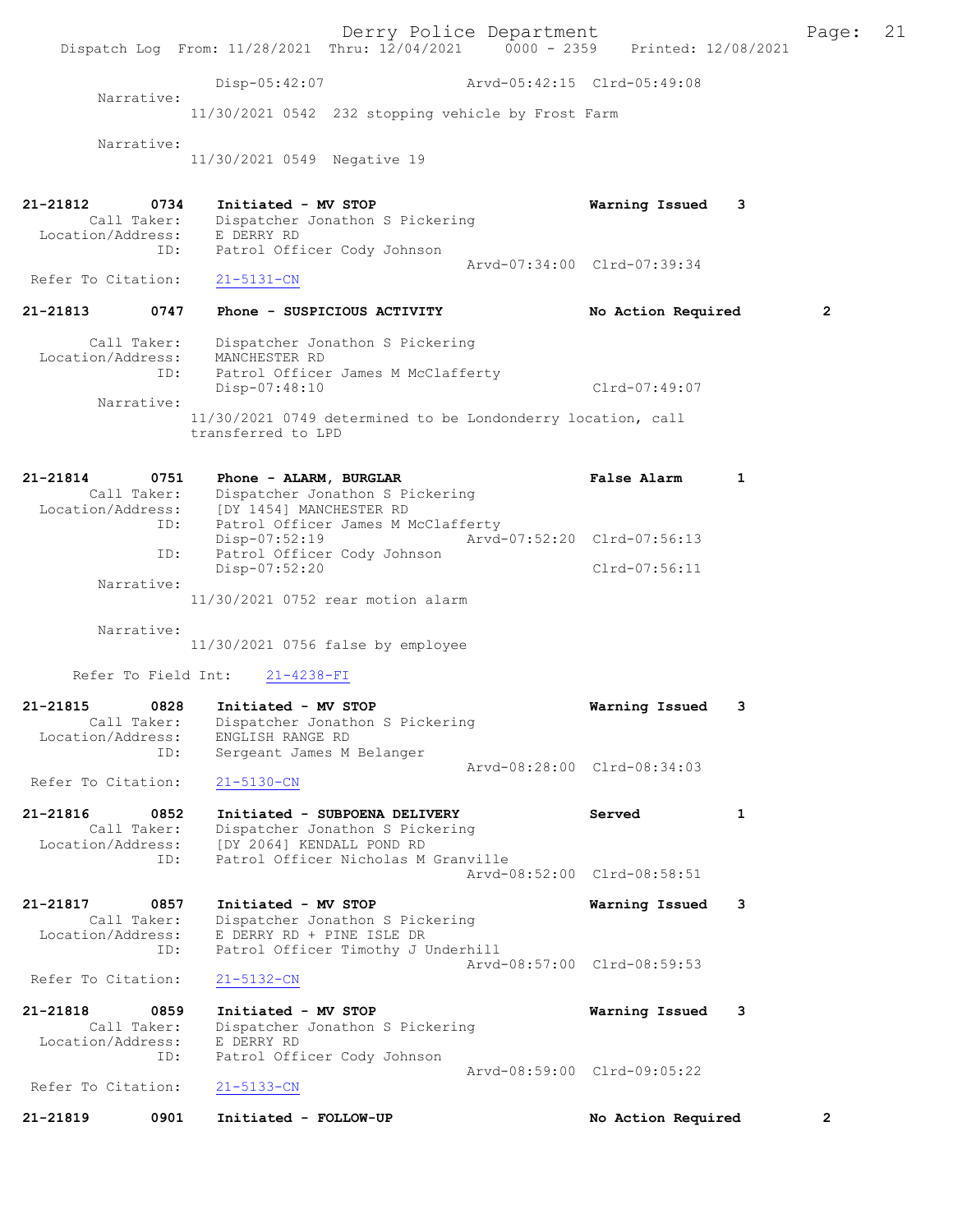Disp-05:42:07 Arvd-05:42:15 Clrd-05:49:08

Narrative:
11/30/2021 0542 232 stopping vehicle by Frost Farm

Narrative:
11/30/2021 0549 Negative 19

**21-21812 0734 Initiated - MV STOP** **Warning Issued 3**
Call Taker: Dispatcher Jonathon S Pickering
Location/Address: E DERRY RD
ID: Patrol Officer Cody Johnson
Arvd-07:34:00 Clrd-07:39:34
Refer To Citation: 21-5131-CN

**21-21813 0747 Phone - SUSPICIOUS ACTIVITY** **No Action Required 2**
Call Taker: Dispatcher Jonathon S Pickering
Location/Address: MANCHESTER RD
ID: Patrol Officer James M McClafferty
Disp-07:48:10 Clrd-07:49:07
Narrative:
11/30/2021 0749 determined to be Londonderry location, call transferred to LPD

**21-21814 0751 Phone - ALARM, BURGLAR** **False Alarm 1**
Call Taker: Dispatcher Jonathon S Pickering
Location/Address: [DY 1454] MANCHESTER RD
ID: Patrol Officer James M McClafferty
Disp-07:52:19 Arvd-07:52:20 Clrd-07:56:13
ID: Patrol Officer Cody Johnson
Disp-07:52:20 Clrd-07:56:11
Narrative:
11/30/2021 0752 rear motion alarm

Narrative:
11/30/2021 0756 false by employee

Refer To Field Int: 21-4238-FI

**21-21815 0828 Initiated - MV STOP** **Warning Issued 3**
Call Taker: Dispatcher Jonathon S Pickering
Location/Address: ENGLISH RANGE RD
ID: Sergeant James M Belanger
Arvd-08:28:00 Clrd-08:34:03
Refer To Citation: 21-5130-CN

**21-21816 0852 Initiated - SUBPOENA DELIVERY** **Served 1**
Call Taker: Dispatcher Jonathon S Pickering
Location/Address: [DY 2064] KENDALL POND RD
ID: Patrol Officer Nicholas M Granville
Arvd-08:52:00 Clrd-08:58:51

**21-21817 0857 Initiated - MV STOP** **Warning Issued 3**
Call Taker: Dispatcher Jonathon S Pickering
Location/Address: E DERRY RD + PINE ISLE DR
ID: Patrol Officer Timothy J Underhill
Arvd-08:57:00 Clrd-08:59:53
Refer To Citation: 21-5132-CN

**21-21818 0859 Initiated - MV STOP** **Warning Issued 3**
Call Taker: Dispatcher Jonathon S Pickering
Location/Address: E DERRY RD
ID: Patrol Officer Cody Johnson
Arvd-08:59:00 Clrd-09:05:22
Refer To Citation: 21-5133-CN

**21-21819 0901 Initiated - FOLLOW-UP** **No Action Required 2**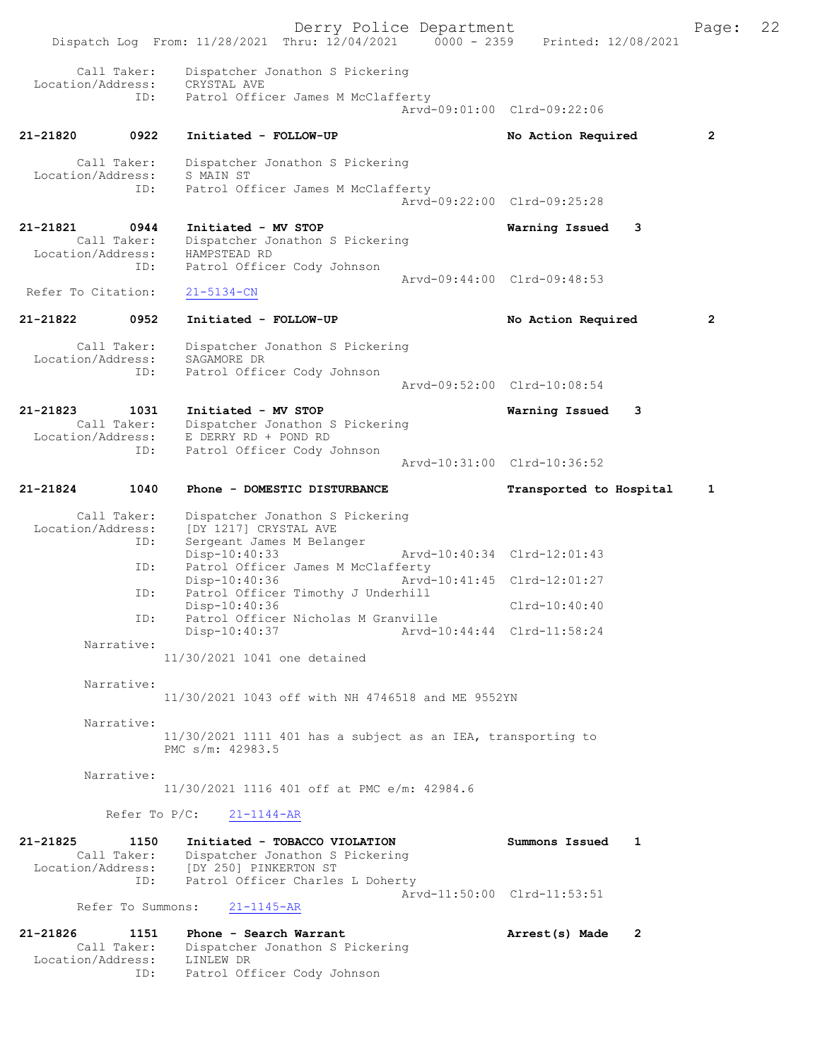```
        Call Taker:    Dispatcher Jonathon S Pickering
  Location/Address:    CRYSTAL AVE
                ID:    Patrol Officer James M McClafferty
                                                  Arvd-09:01:00  Clrd-09:22:06

21-21820        0922    Initiated - FOLLOW-UP                        No Action Required          2

        Call Taker:    Dispatcher Jonathon S Pickering
  Location/Address:    S MAIN ST
                ID:    Patrol Officer James M McClafferty
                                                  Arvd-09:22:00  Clrd-09:25:28

21-21821        0944    Initiated - MV STOP                          Warning Issued      3
        Call Taker:    Dispatcher Jonathon S Pickering
  Location/Address:    HAMPSTEAD RD
                ID:    Patrol Officer Cody Johnson
                                                  Arvd-09:44:00  Clrd-09:48:53
  Refer To Citation:   21-5134-CN

21-21822        0952    Initiated - FOLLOW-UP                        No Action Required          2

        Call Taker:    Dispatcher Jonathon S Pickering
  Location/Address:    SAGAMORE DR
                ID:    Patrol Officer Cody Johnson
                                                  Arvd-09:52:00  Clrd-10:08:54

21-21823        1031    Initiated - MV STOP                          Warning Issued      3
        Call Taker:    Dispatcher Jonathon S Pickering
  Location/Address:    E DERRY RD + POND RD
                ID:    Patrol Officer Cody Johnson
                                                  Arvd-10:31:00  Clrd-10:36:52

21-21824        1040    Phone - DOMESTIC DISTURBANCE                 Transported to Hospital     1

        Call Taker:    Dispatcher Jonathon S Pickering
  Location/Address:    [DY 1217] CRYSTAL AVE
                ID:    Sergeant James M Belanger
                       Disp-10:40:33               Arvd-10:40:34  Clrd-12:01:43
                ID:    Patrol Officer James M McClafferty
                       Disp-10:40:36               Arvd-10:41:45  Clrd-12:01:27
                ID:    Patrol Officer Timothy J Underhill
                       Disp-10:40:36                              Clrd-10:40:40
                ID:    Patrol Officer Nicholas M Granville
                       Disp-10:40:37               Arvd-10:44:44  Clrd-11:58:24
         Narrative:
                    11/30/2021 1041 one detained

         Narrative:
                    11/30/2021 1043 off with NH 4746518 and ME 9552YN

         Narrative:
                    11/30/2021 1111 401 has a subject as an IEA, transporting to
                    PMC s/m: 42983.5

         Narrative:
                    11/30/2021 1116 401 off at PMC e/m: 42984.6

           Refer To P/C:    21-1144-AR

21-21825        1150    Initiated - TOBACCO VIOLATION                Summons Issued      1
        Call Taker:    Dispatcher Jonathon S Pickering
  Location/Address:    [DY 250] PINKERTON ST
                ID:    Patrol Officer Charles L Doherty
                                                  Arvd-11:50:00  Clrd-11:53:51
       Refer To Summons:    21-1145-AR

21-21826        1151    Phone - Search Warrant                       Arrest(s) Made      2
        Call Taker:    Dispatcher Jonathon S Pickering
  Location/Address:    LINLEW DR
                ID:    Patrol Officer Cody Johnson
```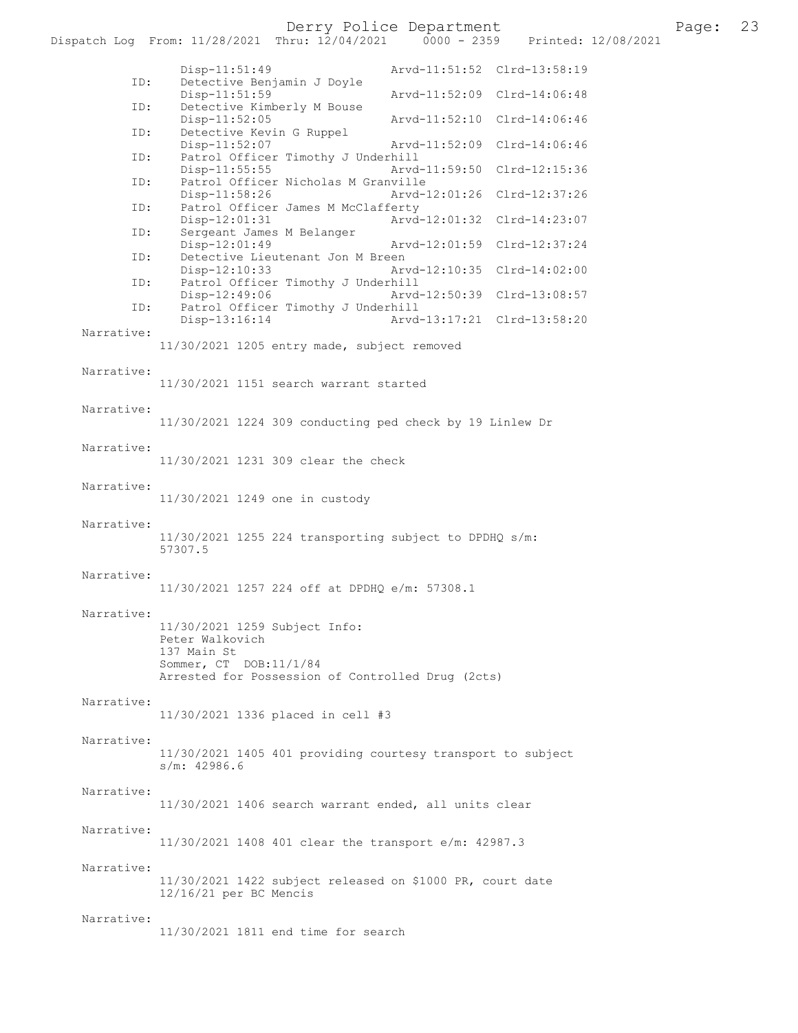Disp-11:51:49 Arvd-11:51:52 Clrd-13:58:19

ID: Detective Benjamin J Doyle
Disp-11:51:59 Arvd-11:52:09 Clrd-14:06:48

ID: Detective Kimberly M Bouse
Disp-11:52:05 Arvd-11:52:10 Clrd-14:06:46

ID: Detective Kevin G Ruppel
Disp-11:52:07 Arvd-11:52:09 Clrd-14:06:46

ID: Patrol Officer Timothy J Underhill
Disp-11:55:55 Arvd-11:59:50 Clrd-12:15:36

ID: Patrol Officer Nicholas M Granville
Disp-11:58:26 Arvd-12:01:26 Clrd-12:37:26

ID: Patrol Officer James M McClafferty
Disp-12:01:31 Arvd-12:01:32 Clrd-14:23:07

ID: Sergeant James M Belanger
Disp-12:01:49 Arvd-12:01:59 Clrd-12:37:24

ID: Detective Lieutenant Jon M Breen
Disp-12:10:33 Arvd-12:10:35 Clrd-14:02:00

ID: Patrol Officer Timothy J Underhill
Disp-12:49:06 Arvd-12:50:39 Clrd-13:08:57

ID: Patrol Officer Timothy J Underhill
Disp-13:16:14 Arvd-13:17:21 Clrd-13:58:20

Narrative:
11/30/2021 1205 entry made, subject removed

Narrative:
11/30/2021 1151 search warrant started

Narrative:
11/30/2021 1224 309 conducting ped check by 19 Linlew Dr

Narrative:
11/30/2021 1231 309 clear the check

Narrative:
11/30/2021 1249 one in custody

Narrative:
11/30/2021 1255 224 transporting subject to DPDHQ s/m: 57307.5

Narrative:
11/30/2021 1257 224 off at DPDHQ e/m: 57308.1

Narrative:
11/30/2021 1259 Subject Info:
Peter Walkovich
137 Main St
Sommer, CT DOB:11/1/84
Arrested for Possession of Controlled Drug (2cts)

Narrative:
11/30/2021 1336 placed in cell #3

Narrative:
11/30/2021 1405 401 providing courtesy transport to subject s/m: 42986.6

Narrative:
11/30/2021 1406 search warrant ended, all units clear

Narrative:
11/30/2021 1408 401 clear the transport e/m: 42987.3

Narrative:
11/30/2021 1422 subject released on $1000 PR, court date 12/16/21 per BC Mencis

Narrative:
11/30/2021 1811 end time for search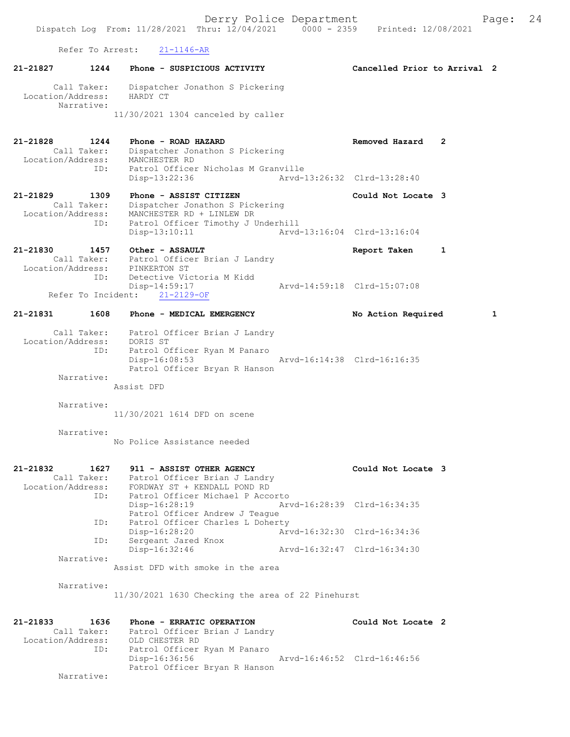Refer To Arrest: 21-1146-AR

**21-21827 1244 Phone - SUSPICIOUS ACTIVITY Cancelled Prior to Arrival 2**

Call Taker: Dispatcher Jonathon S Pickering
Location/Address: HARDY CT
Narrative:
11/30/2021 1304 canceled by caller

**21-21828 1244 Phone - ROAD HAZARD Removed Hazard 2**

Call Taker: Dispatcher Jonathon S Pickering
Location/Address: MANCHESTER RD
ID: Patrol Officer Nicholas M Granville
Disp-13:22:36 Arvd-13:26:32 Clrd-13:28:40

**21-21829 1309 Phone - ASSIST CITIZEN Could Not Locate 3**

Call Taker: Dispatcher Jonathon S Pickering
Location/Address: MANCHESTER RD + LINLEW DR
ID: Patrol Officer Timothy J Underhill
Disp-13:10:11 Arvd-13:16:04 Clrd-13:16:04

**21-21830 1457 Other - ASSAULT Report Taken 1**

Call Taker: Patrol Officer Brian J Landry
Location/Address: PINKERTON ST
ID: Detective Victoria M Kidd
Disp-14:59:17 Arvd-14:59:18 Clrd-15:07:08
Refer To Incident: 21-2129-OF

**21-21831 1608 Phone - MEDICAL EMERGENCY No Action Required 1**

Call Taker: Patrol Officer Brian J Landry
Location/Address: DORIS ST
ID: Patrol Officer Ryan M Panaro
Disp-16:08:53 Arvd-16:14:38 Clrd-16:16:35
Patrol Officer Bryan R Hanson
Narrative:
Assist DFD

Narrative:
11/30/2021 1614 DFD on scene

Narrative:
No Police Assistance needed

**21-21832 1627 911 - ASSIST OTHER AGENCY Could Not Locate 3**

Call Taker: Patrol Officer Brian J Landry
Location/Address: FORDWAY ST + KENDALL POND RD
ID: Patrol Officer Michael P Accorto
Disp-16:28:19 Arvd-16:28:39 Clrd-16:34:35
Patrol Officer Andrew J Teague
ID: Patrol Officer Charles L Doherty
Disp-16:28:20 Arvd-16:32:30 Clrd-16:34:36
ID: Sergeant Jared Knox
Disp-16:32:46 Arvd-16:32:47 Clrd-16:34:30
Narrative:
Assist DFD with smoke in the area

Narrative:
11/30/2021 1630 Checking the area of 22 Pinehurst

**21-21833 1636 Phone - ERRATIC OPERATION Could Not Locate 2**

Call Taker: Patrol Officer Brian J Landry
Location/Address: OLD CHESTER RD
ID: Patrol Officer Ryan M Panaro
Disp-16:36:56 Arvd-16:46:52 Clrd-16:46:56
Patrol Officer Bryan R Hanson
Narrative: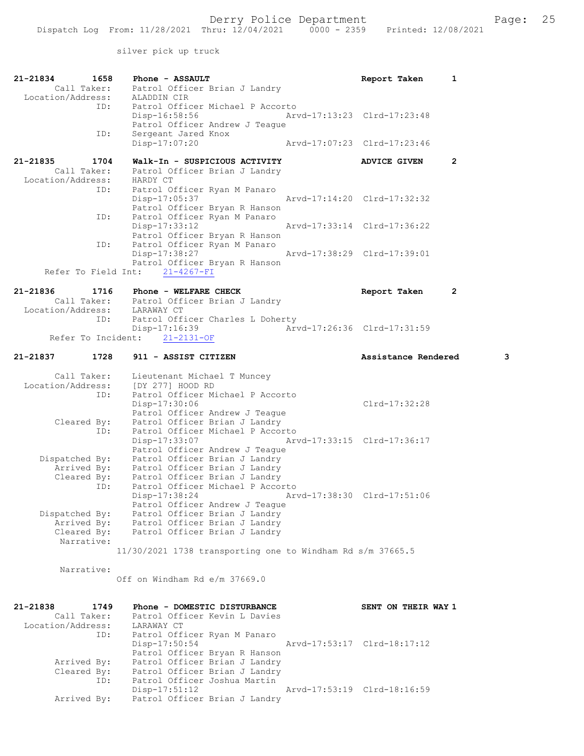silver pick up truck

```
21-21834        1658    Phone - ASSAULT                               Report Taken        1
        Call Taker:     Patrol Officer Brian J Landry
  Location/Address:     ALADDIN CIR
               ID:      Patrol Officer Michael P Accorto
                        Disp-16:58:56                   Arvd-17:13:23  Clrd-17:23:48
                        Patrol Officer Andrew J Teague
               ID:      Sergeant Jared Knox
                        Disp-17:07:20                   Arvd-17:07:23  Clrd-17:23:46

21-21835        1704    Walk-In - SUSPICIOUS ACTIVITY                 ADVICE GIVEN        2
        Call Taker:     Patrol Officer Brian J Landry
  Location/Address:     HARDY CT
               ID:      Patrol Officer Ryan M Panaro
                        Disp-17:05:37                   Arvd-17:14:20  Clrd-17:32:32
                        Patrol Officer Bryan R Hanson
               ID:      Patrol Officer Ryan M Panaro
                        Disp-17:33:12                   Arvd-17:33:14  Clrd-17:36:22
                        Patrol Officer Bryan R Hanson
               ID:      Patrol Officer Ryan M Panaro
                        Disp-17:38:27                   Arvd-17:38:29  Clrd-17:39:01
                        Patrol Officer Bryan R Hanson
    Refer To Field Int:     21-4267-FI

21-21836        1716    Phone - WELFARE CHECK                         Report Taken        2
        Call Taker:     Patrol Officer Brian J Landry
  Location/Address:     LARAWAY CT
               ID:      Patrol Officer Charles L Doherty
                        Disp-17:16:39                   Arvd-17:26:36  Clrd-17:31:59
     Refer To Incident:     21-2131-OF

21-21837        1728    911 - ASSIST CITIZEN                          Assistance Rendered         3

        Call Taker:     Lieutenant Michael T Muncey
  Location/Address:     [DY 277] HOOD RD
               ID:      Patrol Officer Michael P Accorto
                        Disp-17:30:06                                  Clrd-17:32:28
                        Patrol Officer Andrew J Teague
        Cleared By:     Patrol Officer Brian J Landry
               ID:      Patrol Officer Michael P Accorto
                        Disp-17:33:07                   Arvd-17:33:15  Clrd-17:36:17
                        Patrol Officer Andrew J Teague
     Dispatched By:     Patrol Officer Brian J Landry
        Arrived By:     Patrol Officer Brian J Landry
        Cleared By:     Patrol Officer Brian J Landry
               ID:      Patrol Officer Michael P Accorto
                        Disp-17:38:24                   Arvd-17:38:30  Clrd-17:51:06
                        Patrol Officer Andrew J Teague
     Dispatched By:     Patrol Officer Brian J Landry
        Arrived By:     Patrol Officer Brian J Landry
        Cleared By:     Patrol Officer Brian J Landry
         Narrative:
                    11/30/2021 1738 transporting one to Windham Rd s/m 37665.5

         Narrative:
                    Off on Windham Rd e/m 37669.0


21-21838        1749    Phone - DOMESTIC DISTURBANCE                  SENT ON THEIR WAY 1
        Call Taker:     Patrol Officer Kevin L Davies
  Location/Address:     LARAWAY CT
               ID:      Patrol Officer Ryan M Panaro
                        Disp-17:50:54                   Arvd-17:53:17  Clrd-18:17:12
                        Patrol Officer Bryan R Hanson
        Arrived By:     Patrol Officer Brian J Landry
        Cleared By:     Patrol Officer Brian J Landry
               ID:      Patrol Officer Joshua Martin
                        Disp-17:51:12                   Arvd-17:53:19  Clrd-18:16:59
        Arrived By:     Patrol Officer Brian J Landry
```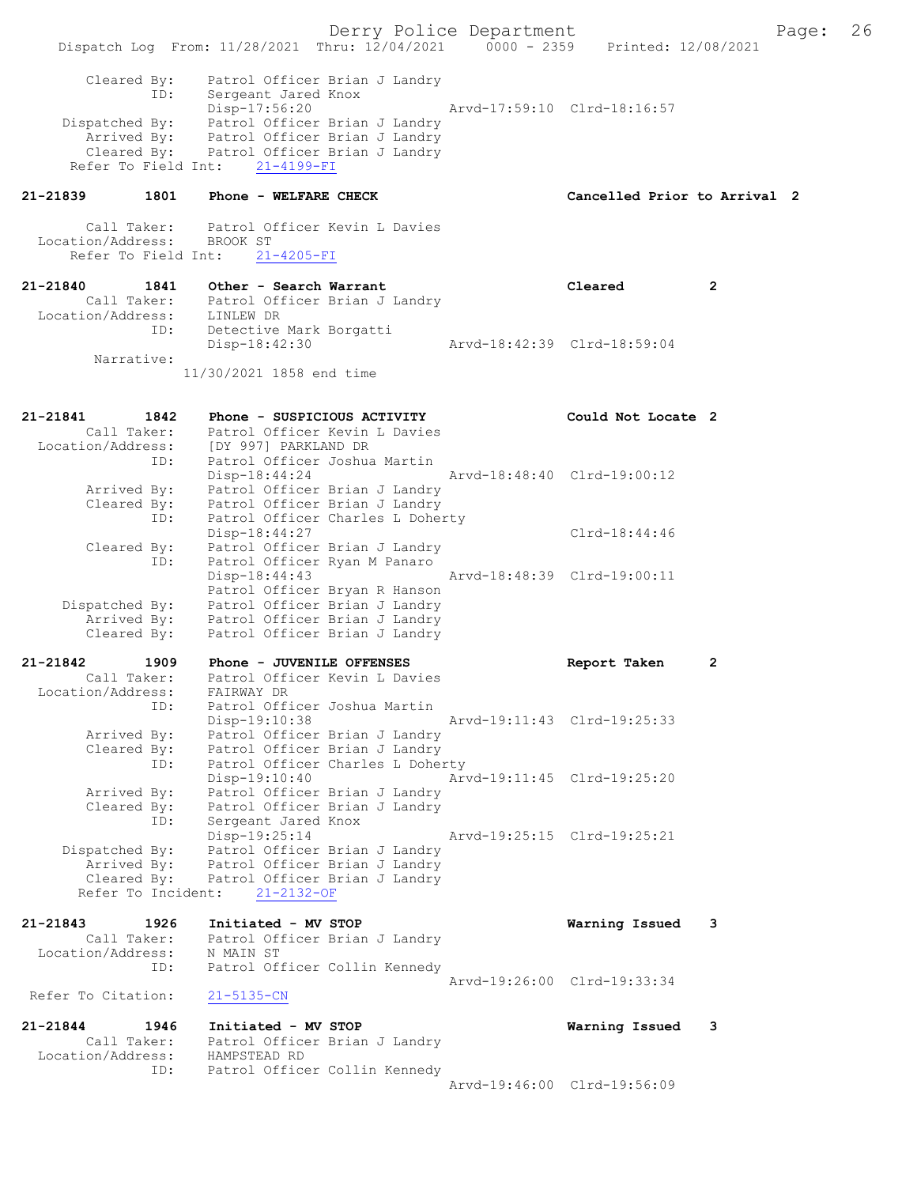```
        Cleared By:    Patrol Officer Brian J Landry
                ID:    Sergeant Jared Knox
                       Disp-17:56:20                 Arvd-17:59:10  Clrd-18:16:57
     Dispatched By:    Patrol Officer Brian J Landry
        Arrived By:    Patrol Officer Brian J Landry
        Cleared By:    Patrol Officer Brian J Landry
      Refer To Field Int:    21-4199-FI

21-21839        1801    Phone - WELFARE CHECK                        Cancelled Prior to Arrival  2

        Call Taker:    Patrol Officer Kevin L Davies
  Location/Address:    BROOK ST
      Refer To Field Int:    21-4205-FI

21-21840        1841    Other - Search Warrant                       Cleared         2
        Call Taker:    Patrol Officer Brian J Landry
  Location/Address:    LINLEW DR
                ID:    Detective Mark Borgatti
                       Disp-18:42:30                 Arvd-18:42:39  Clrd-18:59:04
         Narrative:
                   11/30/2021 1858 end time


21-21841        1842    Phone - SUSPICIOUS ACTIVITY                  Could Not Locate  2
        Call Taker:    Patrol Officer Kevin L Davies
  Location/Address:    [DY 997] PARKLAND DR
                ID:    Patrol Officer Joshua Martin
                       Disp-18:44:24                 Arvd-18:48:40  Clrd-19:00:12
        Arrived By:    Patrol Officer Brian J Landry
        Cleared By:    Patrol Officer Brian J Landry
                ID:    Patrol Officer Charles L Doherty
                       Disp-18:44:27                                Clrd-18:44:46
        Cleared By:    Patrol Officer Brian J Landry
                ID:    Patrol Officer Ryan M Panaro
                       Disp-18:44:43                 Arvd-18:48:39  Clrd-19:00:11
                       Patrol Officer Bryan R Hanson
     Dispatched By:    Patrol Officer Brian J Landry
        Arrived By:    Patrol Officer Brian J Landry
        Cleared By:    Patrol Officer Brian J Landry

21-21842        1909    Phone - JUVENILE OFFENSES                    Report Taken    2
        Call Taker:    Patrol Officer Kevin L Davies
  Location/Address:    FAIRWAY DR
                ID:    Patrol Officer Joshua Martin
                       Disp-19:10:38                 Arvd-19:11:43  Clrd-19:25:33
        Arrived By:    Patrol Officer Brian J Landry
        Cleared By:    Patrol Officer Brian J Landry
                ID:    Patrol Officer Charles L Doherty
                       Disp-19:10:40                 Arvd-19:11:45  Clrd-19:25:20
        Arrived By:    Patrol Officer Brian J Landry
        Cleared By:    Patrol Officer Brian J Landry
                ID:    Sergeant Jared Knox
                       Disp-19:25:14                 Arvd-19:25:15  Clrd-19:25:21
     Dispatched By:    Patrol Officer Brian J Landry
        Arrived By:    Patrol Officer Brian J Landry
        Cleared By:    Patrol Officer Brian J Landry
       Refer To Incident:    21-2132-OF

21-21843        1926    Initiated - MV STOP                          Warning Issued  3
        Call Taker:    Patrol Officer Brian J Landry
  Location/Address:    N MAIN ST
                ID:    Patrol Officer Collin Kennedy
                                                     Arvd-19:26:00  Clrd-19:33:34
  Refer To Citation:    21-5135-CN

21-21844        1946    Initiated - MV STOP                          Warning Issued  3
        Call Taker:    Patrol Officer Brian J Landry
  Location/Address:    HAMPSTEAD RD
                ID:    Patrol Officer Collin Kennedy
                                                     Arvd-19:46:00  Clrd-19:56:09
```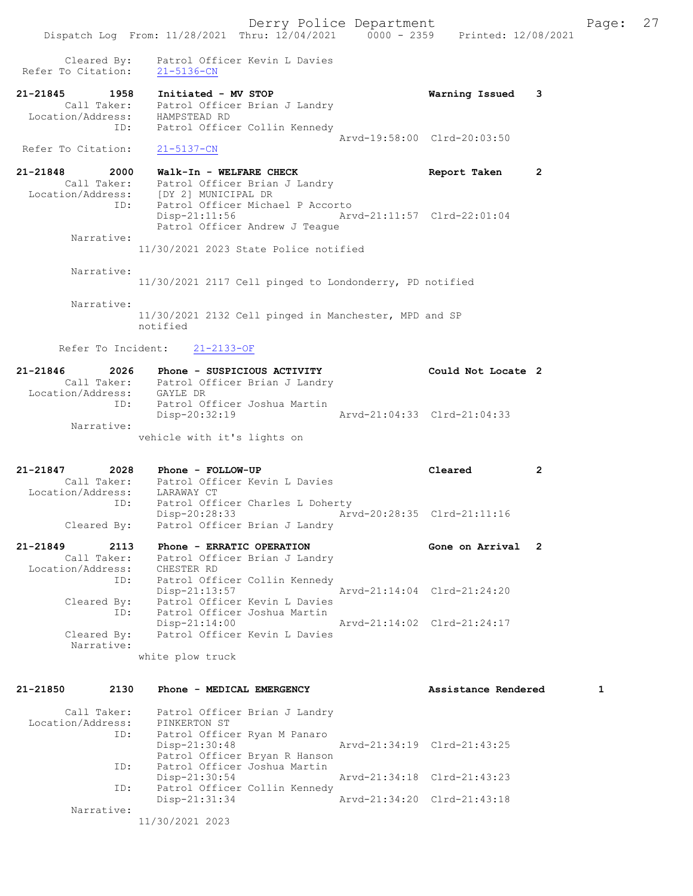```
        Cleared By:     Patrol Officer Kevin L Davies
 Refer To Citation:     21-5136-CN

21-21845        1958    Initiated - MV STOP                        Warning Issued    3
        Call Taker:     Patrol Officer Brian J Landry
  Location/Address:     HAMPSTEAD RD
                ID:     Patrol Officer Collin Kennedy
                                                  Arvd-19:58:00  Clrd-20:03:50
 Refer To Citation:     21-5137-CN

21-21848        2000    Walk-In - WELFARE CHECK                    Report Taken      2
        Call Taker:     Patrol Officer Brian J Landry
  Location/Address:     [DY 2] MUNICIPAL DR
                ID:     Patrol Officer Michael P Accorto
                        Disp-21:11:56             Arvd-21:11:57  Clrd-22:01:04
                        Patrol Officer Andrew J Teague
         Narrative:
                    11/30/2021 2023 State Police notified

         Narrative:
                    11/30/2021 2117 Cell pinged to Londonderry, PD notified

         Narrative:
                    11/30/2021 2132 Cell pinged in Manchester, MPD and SP
                    notified

        Refer To Incident:    21-2133-OF

21-21846        2026    Phone - SUSPICIOUS ACTIVITY                Could Not Locate  2
        Call Taker:     Patrol Officer Brian J Landry
  Location/Address:     GAYLE DR
                ID:     Patrol Officer Joshua Martin
                        Disp-20:32:19             Arvd-21:04:33  Clrd-21:04:33
         Narrative:
                    vehicle with it's lights on

21-21847        2028    Phone - FOLLOW-UP                          Cleared           2
        Call Taker:     Patrol Officer Kevin L Davies
  Location/Address:     LARAWAY CT
                ID:     Patrol Officer Charles L Doherty
                        Disp-20:28:33             Arvd-20:28:35  Clrd-21:11:16
        Cleared By:     Patrol Officer Brian J Landry

21-21849        2113    Phone - ERRATIC OPERATION                  Gone on Arrival   2
        Call Taker:     Patrol Officer Brian J Landry
  Location/Address:     CHESTER RD
                ID:     Patrol Officer Collin Kennedy
                        Disp-21:13:57             Arvd-21:14:04  Clrd-21:24:20
        Cleared By:     Patrol Officer Kevin L Davies
                ID:     Patrol Officer Joshua Martin
                        Disp-21:14:00             Arvd-21:14:02  Clrd-21:24:17
        Cleared By:     Patrol Officer Kevin L Davies
         Narrative:
                    white plow truck

21-21850        2130    Phone - MEDICAL EMERGENCY                  Assistance Rendered       1

        Call Taker:     Patrol Officer Brian J Landry
  Location/Address:     PINKERTON ST
                ID:     Patrol Officer Ryan M Panaro
                        Disp-21:30:48             Arvd-21:34:19  Clrd-21:43:25
                        Patrol Officer Bryan R Hanson
                ID:     Patrol Officer Joshua Martin
                        Disp-21:30:54             Arvd-21:34:18  Clrd-21:43:23
                ID:     Patrol Officer Collin Kennedy
                        Disp-21:31:34             Arvd-21:34:20  Clrd-21:43:18
         Narrative:
                    11/30/2021 2023
```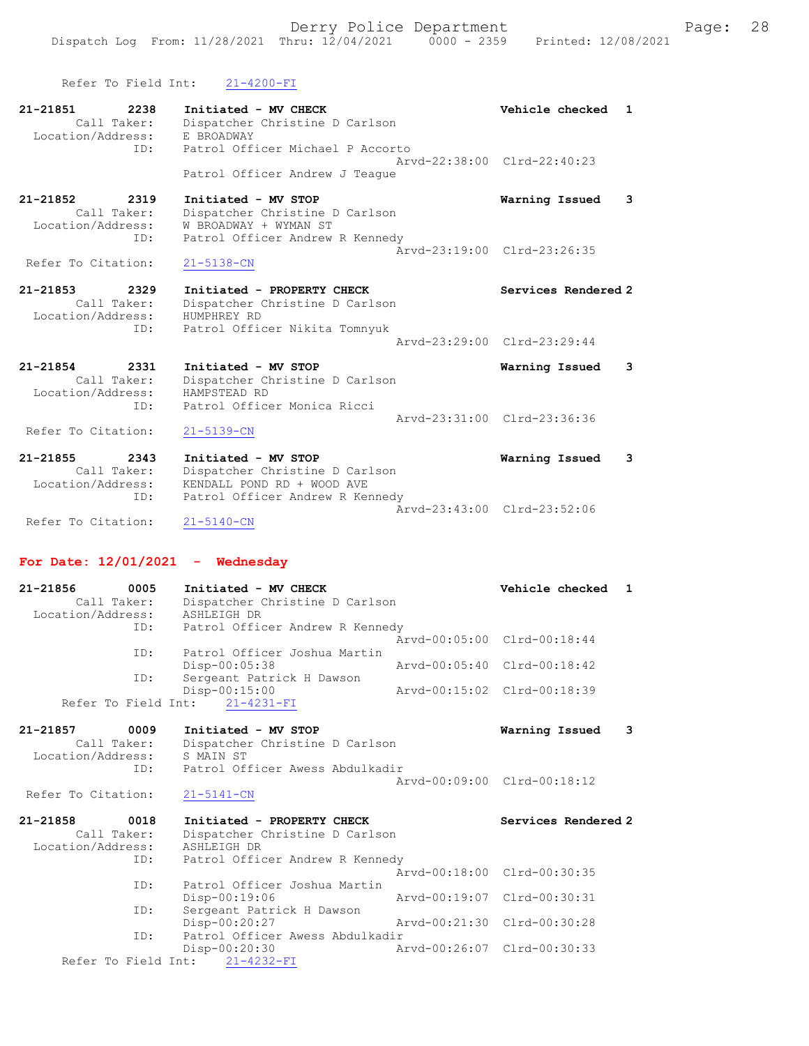Refer To Field Int: 21-4200-FI

```
21-21851        2238    Initiated - MV CHECK                        Vehicle checked  1
        Call Taker:     Dispatcher Christine D Carlson
  Location/Address:     E BROADWAY
                ID:     Patrol Officer Michael P Accorto
                                                  Arvd-22:38:00  Clrd-22:40:23
                        Patrol Officer Andrew J Teague

21-21852        2319    Initiated - MV STOP                         Warning Issued   3
        Call Taker:     Dispatcher Christine D Carlson
  Location/Address:     W BROADWAY + WYMAN ST
                ID:     Patrol Officer Andrew R Kennedy
                                                  Arvd-23:19:00  Clrd-23:26:35
 Refer To Citation:     21-5138-CN

21-21853        2329    Initiated - PROPERTY CHECK                  Services Rendered 2
        Call Taker:     Dispatcher Christine D Carlson
  Location/Address:     HUMPHREY RD
                ID:     Patrol Officer Nikita Tomnyuk
                                                  Arvd-23:29:00  Clrd-23:29:44

21-21854        2331    Initiated - MV STOP                         Warning Issued   3
        Call Taker:     Dispatcher Christine D Carlson
  Location/Address:     HAMPSTEAD RD
                ID:     Patrol Officer Monica Ricci
                                                  Arvd-23:31:00  Clrd-23:36:36
 Refer To Citation:     21-5139-CN

21-21855        2343    Initiated - MV STOP                         Warning Issued   3
        Call Taker:     Dispatcher Christine D Carlson
  Location/Address:     KENDALL POND RD + WOOD AVE
                ID:     Patrol Officer Andrew R Kennedy
                                                  Arvd-23:43:00  Clrd-23:52:06
 Refer To Citation:     21-5140-CN
```

## For Date: 12/01/2021 - Wednesday

```
21-21856        0005    Initiated - MV CHECK                        Vehicle checked  1
        Call Taker:     Dispatcher Christine D Carlson
  Location/Address:     ASHLEIGH DR
                ID:     Patrol Officer Andrew R Kennedy
                                                  Arvd-00:05:00  Clrd-00:18:44
                ID:     Patrol Officer Joshua Martin
                        Disp-00:05:38             Arvd-00:05:40  Clrd-00:18:42
                ID:     Sergeant Patrick H Dawson
                        Disp-00:15:00             Arvd-00:15:02  Clrd-00:18:39
     Refer To Field Int:    21-4231-FI

21-21857        0009    Initiated - MV STOP                         Warning Issued   3
        Call Taker:     Dispatcher Christine D Carlson
  Location/Address:     S MAIN ST
                ID:     Patrol Officer Awess Abdulkadir
                                                  Arvd-00:09:00  Clrd-00:18:12
 Refer To Citation:     21-5141-CN

21-21858        0018    Initiated - PROPERTY CHECK                  Services Rendered 2
        Call Taker:     Dispatcher Christine D Carlson
  Location/Address:     ASHLEIGH DR
                ID:     Patrol Officer Andrew R Kennedy
                                                  Arvd-00:18:00  Clrd-00:30:35
                ID:     Patrol Officer Joshua Martin
                        Disp-00:19:06             Arvd-00:19:07  Clrd-00:30:31
                ID:     Sergeant Patrick H Dawson
                        Disp-00:20:27             Arvd-00:21:30  Clrd-00:30:28
                ID:     Patrol Officer Awess Abdulkadir
                        Disp-00:20:30             Arvd-00:26:07  Clrd-00:30:33
     Refer To Field Int:    21-4232-FI
```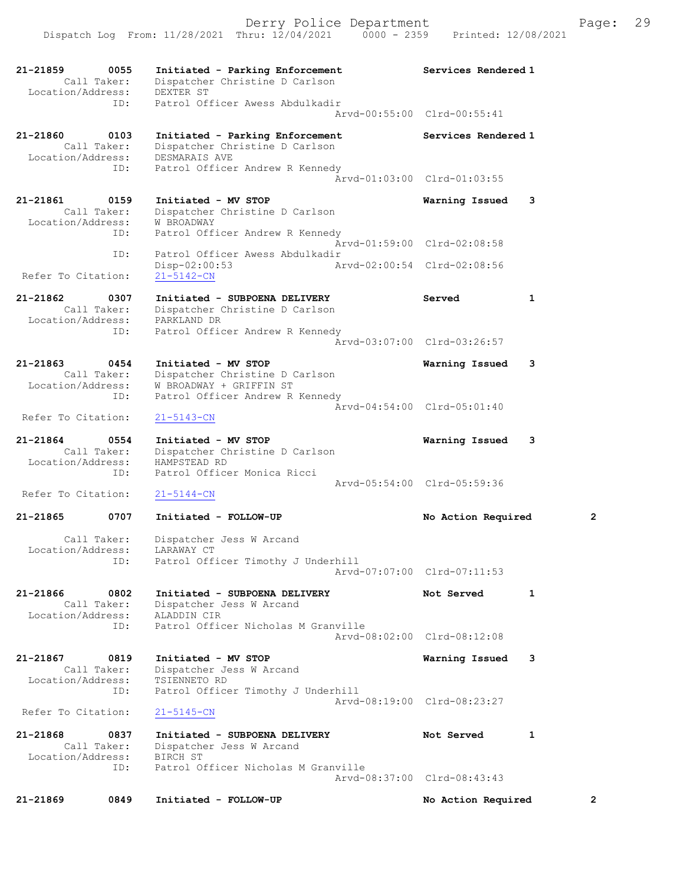21-21859 0055 Initiated - Parking Enforcement Services Rendered 1
Call Taker: Dispatcher Christine D Carlson
Location/Address: DEXTER ST
ID: Patrol Officer Awess Abdulkadir
Arvd-00:55:00 Clrd-00:55:41

21-21860 0103 Initiated - Parking Enforcement Services Rendered 1
Call Taker: Dispatcher Christine D Carlson
Location/Address: DESMARAIS AVE
ID: Patrol Officer Andrew R Kennedy
Arvd-01:03:00 Clrd-01:03:55

21-21861 0159 Initiated - MV STOP Warning Issued 3
Call Taker: Dispatcher Christine D Carlson
Location/Address: W BROADWAY
ID: Patrol Officer Andrew R Kennedy
Arvd-01:59:00 Clrd-02:08:58
ID: Patrol Officer Awess Abdulkadir
Disp-02:00:53 Arvd-02:00:54 Clrd-02:08:56
Refer To Citation: 21-5142-CN

21-21862 0307 Initiated - SUBPOENA DELIVERY Served 1
Call Taker: Dispatcher Christine D Carlson
Location/Address: PARKLAND DR
ID: Patrol Officer Andrew R Kennedy
Arvd-03:07:00 Clrd-03:26:57

21-21863 0454 Initiated - MV STOP Warning Issued 3
Call Taker: Dispatcher Christine D Carlson
Location/Address: W BROADWAY + GRIFFIN ST
ID: Patrol Officer Andrew R Kennedy
Arvd-04:54:00 Clrd-05:01:40
Refer To Citation: 21-5143-CN

21-21864 0554 Initiated - MV STOP Warning Issued 3
Call Taker: Dispatcher Christine D Carlson
Location/Address: HAMPSTEAD RD
ID: Patrol Officer Monica Ricci
Arvd-05:54:00 Clrd-05:59:36
Refer To Citation: 21-5144-CN

21-21865 0707 Initiated - FOLLOW-UP No Action Required 2
Call Taker: Dispatcher Jess W Arcand
Location/Address: LARAWAY CT
ID: Patrol Officer Timothy J Underhill
Arvd-07:07:00 Clrd-07:11:53

21-21866 0802 Initiated - SUBPOENA DELIVERY Not Served 1
Call Taker: Dispatcher Jess W Arcand
Location/Address: ALADDIN CIR
ID: Patrol Officer Nicholas M Granville
Arvd-08:02:00 Clrd-08:12:08

21-21867 0819 Initiated - MV STOP Warning Issued 3
Call Taker: Dispatcher Jess W Arcand
Location/Address: TSIENNETO RD
ID: Patrol Officer Timothy J Underhill
Arvd-08:19:00 Clrd-08:23:27
Refer To Citation: 21-5145-CN

21-21868 0837 Initiated - SUBPOENA DELIVERY Not Served 1
Call Taker: Dispatcher Jess W Arcand
Location/Address: BIRCH ST
ID: Patrol Officer Nicholas M Granville
Arvd-08:37:00 Clrd-08:43:43

21-21869 0849 Initiated - FOLLOW-UP No Action Required 2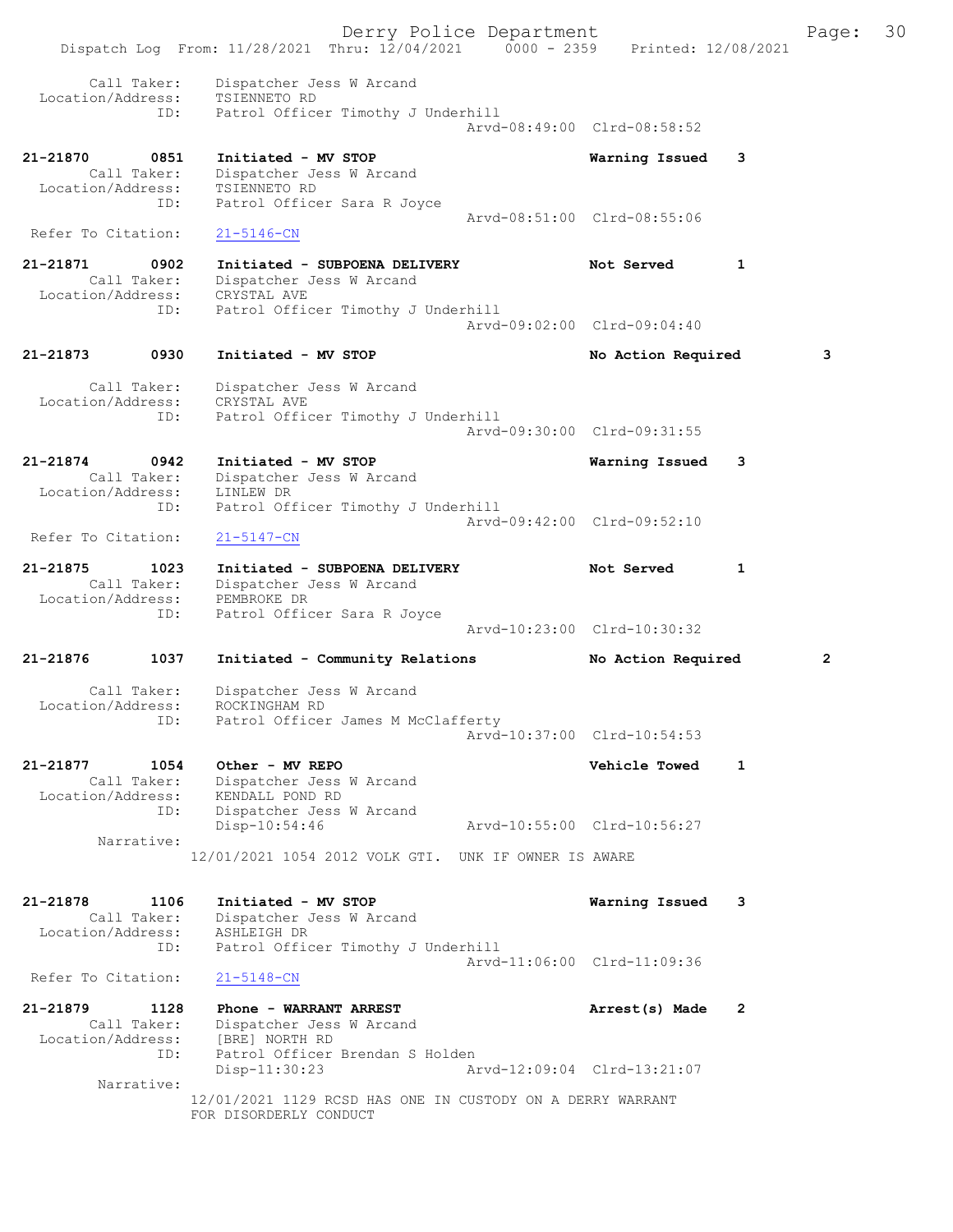Dispatch Log From: 11/28/2021 Thru: 12/04/2021 0000 - 2359 Printed: 12/08/2021

```
        Call Taker:    Dispatcher Jess W Arcand
  Location/Address:    TSIENNETO RD
               ID:     Patrol Officer Timothy J Underhill
                                                  Arvd-08:49:00  Clrd-08:58:52

21-21870      0851    Initiated - MV STOP                         Warning Issued    3
        Call Taker:    Dispatcher Jess W Arcand
  Location/Address:    TSIENNETO RD
               ID:     Patrol Officer Sara R Joyce
                                                  Arvd-08:51:00  Clrd-08:55:06
 Refer To Citation:    21-5146-CN

21-21871      0902    Initiated - SUBPOENA DELIVERY               Not Served        1
        Call Taker:    Dispatcher Jess W Arcand
  Location/Address:    CRYSTAL AVE
               ID:     Patrol Officer Timothy J Underhill
                                                  Arvd-09:02:00  Clrd-09:04:40

21-21873      0930    Initiated - MV STOP                         No Action Required        3

        Call Taker:    Dispatcher Jess W Arcand
  Location/Address:    CRYSTAL AVE
               ID:     Patrol Officer Timothy J Underhill
                                                  Arvd-09:30:00  Clrd-09:31:55

21-21874      0942    Initiated - MV STOP                         Warning Issued    3
        Call Taker:    Dispatcher Jess W Arcand
  Location/Address:    LINLEW DR
               ID:     Patrol Officer Timothy J Underhill
                                                  Arvd-09:42:00  Clrd-09:52:10
 Refer To Citation:    21-5147-CN

21-21875      1023    Initiated - SUBPOENA DELIVERY               Not Served        1
        Call Taker:    Dispatcher Jess W Arcand
  Location/Address:    PEMBROKE DR
               ID:     Patrol Officer Sara R Joyce
                                                  Arvd-10:23:00  Clrd-10:30:32

21-21876      1037    Initiated - Community Relations             No Action Required        2

        Call Taker:    Dispatcher Jess W Arcand
  Location/Address:    ROCKINGHAM RD
               ID:     Patrol Officer James M McClafferty
                                                  Arvd-10:37:00  Clrd-10:54:53

21-21877      1054    Other - MV REPO                             Vehicle Towed     1
        Call Taker:    Dispatcher Jess W Arcand
  Location/Address:    KENDALL POND RD
               ID:     Dispatcher Jess W Arcand
                       Disp-10:54:46               Arvd-10:55:00  Clrd-10:56:27
         Narrative:
                    12/01/2021 1054 2012 VOLK GTI.  UNK IF OWNER IS AWARE

21-21878      1106    Initiated - MV STOP                         Warning Issued    3
        Call Taker:    Dispatcher Jess W Arcand
  Location/Address:    ASHLEIGH DR
               ID:     Patrol Officer Timothy J Underhill
                                                  Arvd-11:06:00  Clrd-11:09:36
 Refer To Citation:    21-5148-CN

21-21879      1128    Phone - WARRANT ARREST                      Arrest(s) Made    2
        Call Taker:    Dispatcher Jess W Arcand
  Location/Address:    [BRE] NORTH RD
               ID:     Patrol Officer Brendan S Holden
                       Disp-11:30:23               Arvd-12:09:04  Clrd-13:21:07
         Narrative:
                    12/01/2021 1129 RCSD HAS ONE IN CUSTODY ON A DERRY WARRANT
                    FOR DISORDERLY CONDUCT
```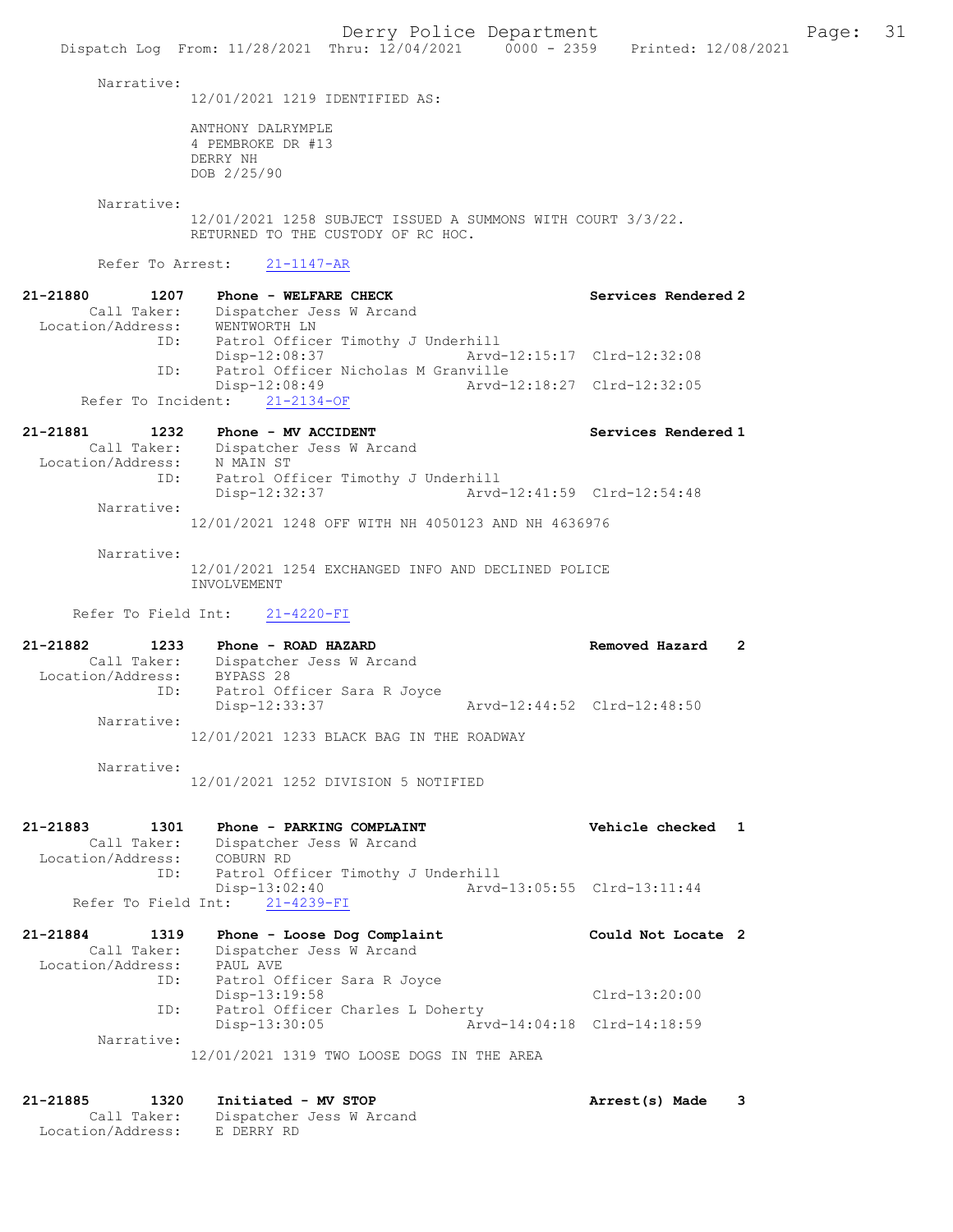Narrative:
12/01/2021 1219 IDENTIFIED AS:

ANTHONY DALRYMPLE
4 PEMBROKE DR #13
DERRY NH
DOB 2/25/90

Narrative:
12/01/2021 1258 SUBJECT ISSUED A SUMMONS WITH COURT 3/3/22.
RETURNED TO THE CUSTODY OF RC HOC.

Refer To Arrest: 21-1147-AR

**21-21880 1207 Phone - WELFARE CHECK** — **Services Rendered 2**
Call Taker: Dispatcher Jess W Arcand
Location/Address: WENTWORTH LN
ID: Patrol Officer Timothy J Underhill
Disp-12:08:37 Arvd-12:15:17 Clrd-12:32:08
ID: Patrol Officer Nicholas M Granville
Disp-12:08:49 Arvd-12:18:27 Clrd-12:32:05
Refer To Incident: 21-2134-OF

**21-21881 1232 Phone - MV ACCIDENT** — **Services Rendered 1**
Call Taker: Dispatcher Jess W Arcand
Location/Address: N MAIN ST
ID: Patrol Officer Timothy J Underhill
Disp-12:32:37 Arvd-12:41:59 Clrd-12:54:48
Narrative:
12/01/2021 1248 OFF WITH NH 4050123 AND NH 4636976

Narrative:
12/01/2021 1254 EXCHANGED INFO AND DECLINED POLICE INVOLVEMENT

Refer To Field Int: 21-4220-FI

**21-21882 1233 Phone - ROAD HAZARD** — **Removed Hazard 2**
Call Taker: Dispatcher Jess W Arcand
Location/Address: BYPASS 28
ID: Patrol Officer Sara R Joyce
Disp-12:33:37 Arvd-12:44:52 Clrd-12:48:50
Narrative:
12/01/2021 1233 BLACK BAG IN THE ROADWAY

Narrative:
12/01/2021 1252 DIVISION 5 NOTIFIED

**21-21883 1301 Phone - PARKING COMPLAINT** — **Vehicle checked 1**
Call Taker: Dispatcher Jess W Arcand
Location/Address: COBURN RD
ID: Patrol Officer Timothy J Underhill
Disp-13:02:40 Arvd-13:05:55 Clrd-13:11:44
Refer To Field Int: 21-4239-FI

**21-21884 1319 Phone - Loose Dog Complaint** — **Could Not Locate 2**
Call Taker: Dispatcher Jess W Arcand
Location/Address: PAUL AVE
ID: Patrol Officer Sara R Joyce
Disp-13:19:58 Clrd-13:20:00
ID: Patrol Officer Charles L Doherty
Disp-13:30:05 Arvd-14:04:18 Clrd-14:18:59
Narrative:
12/01/2021 1319 TWO LOOSE DOGS IN THE AREA

**21-21885 1320 Initiated - MV STOP** — **Arrest(s) Made 3**
Call Taker: Dispatcher Jess W Arcand
Location/Address: E DERRY RD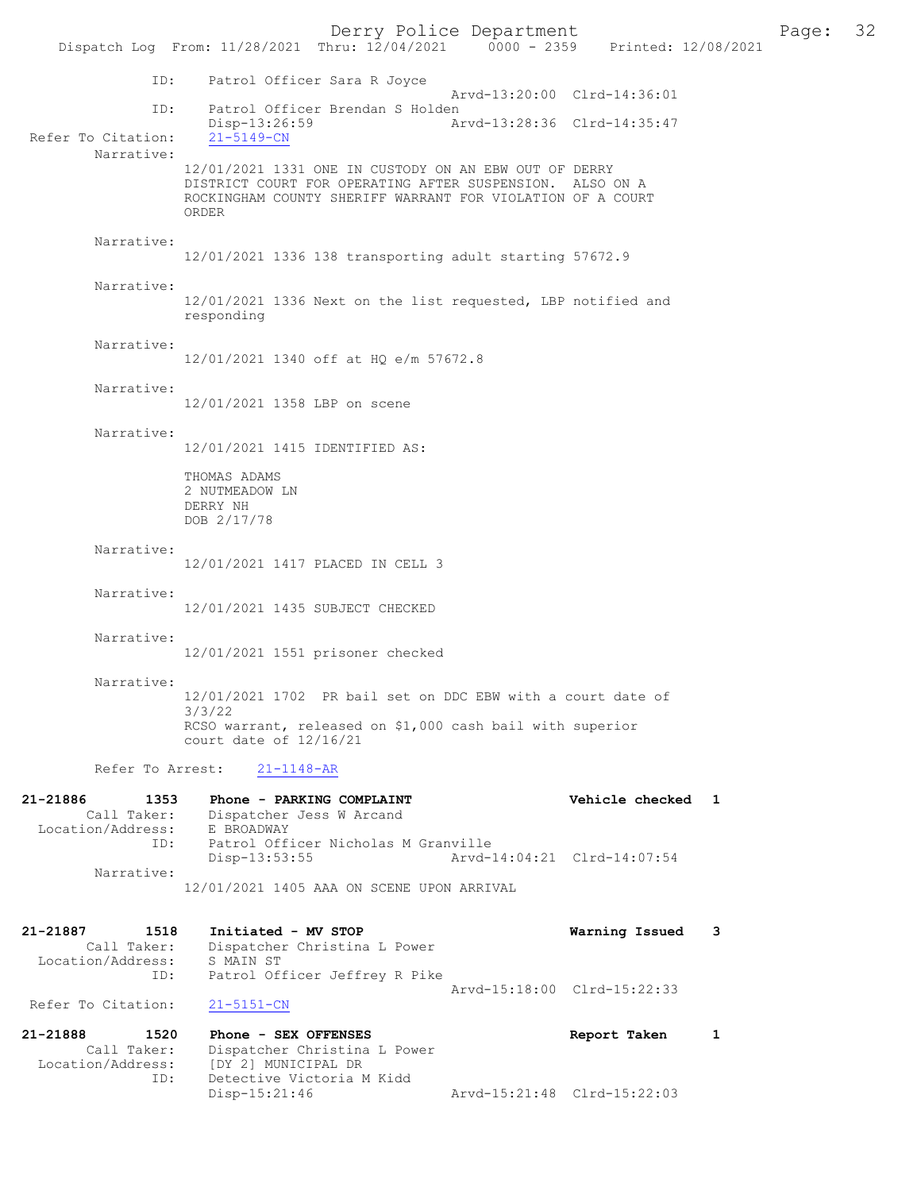```
              ID:      Patrol Officer Sara R Joyce
                                              Arvd-13:20:00  Clrd-14:36:01
              ID:      Patrol Officer Brendan S Holden
                       Disp-13:26:59          Arvd-13:28:36  Clrd-14:35:47
 Refer To Citation:    21-5149-CN
        Narrative:
                       12/01/2021 1331 ONE IN CUSTODY ON AN EBW OUT OF DERRY
                       DISTRICT COURT FOR OPERATING AFTER SUSPENSION.  ALSO ON A
                       ROCKINGHAM COUNTY SHERIFF WARRANT FOR VIOLATION OF A COURT
                       ORDER

        Narrative:
                       12/01/2021 1336 138 transporting adult starting 57672.9

        Narrative:
                       12/01/2021 1336 Next on the list requested, LBP notified and
                       responding

        Narrative:
                       12/01/2021 1340 off at HQ e/m 57672.8

        Narrative:
                       12/01/2021 1358 LBP on scene

        Narrative:
                       12/01/2021 1415 IDENTIFIED AS:

                       THOMAS ADAMS
                       2 NUTMEADOW LN
                       DERRY NH
                       DOB 2/17/78

        Narrative:
                       12/01/2021 1417 PLACED IN CELL 3

        Narrative:
                       12/01/2021 1435 SUBJECT CHECKED

        Narrative:
                       12/01/2021 1551 prisoner checked

        Narrative:
                       12/01/2021 1702  PR bail set on DDC EBW with a court date of
                       3/3/22
                       RCSO warrant, released on $1,000 cash bail with superior
                       court date of 12/16/21

        Refer To Arrest:    21-1148-AR

21-21886        1353   Phone - PARKING COMPLAINT                 Vehicle checked  1
        Call Taker:    Dispatcher Jess W Arcand
  Location/Address:    E BROADWAY
              ID:      Patrol Officer Nicholas M Granville
                       Disp-13:53:55          Arvd-14:04:21  Clrd-14:07:54
        Narrative:
                       12/01/2021 1405 AAA ON SCENE UPON ARRIVAL

21-21887        1518   Initiated - MV STOP                       Warning Issued   3
        Call Taker:    Dispatcher Christina L Power
  Location/Address:    S MAIN ST
              ID:      Patrol Officer Jeffrey R Pike
                                              Arvd-15:18:00  Clrd-15:22:33
 Refer To Citation:    21-5151-CN

21-21888        1520   Phone - SEX OFFENSES                      Report Taken     1
        Call Taker:    Dispatcher Christina L Power
  Location/Address:    [DY 2] MUNICIPAL DR
              ID:      Detective Victoria M Kidd
                       Disp-15:21:46          Arvd-15:21:48  Clrd-15:22:03
```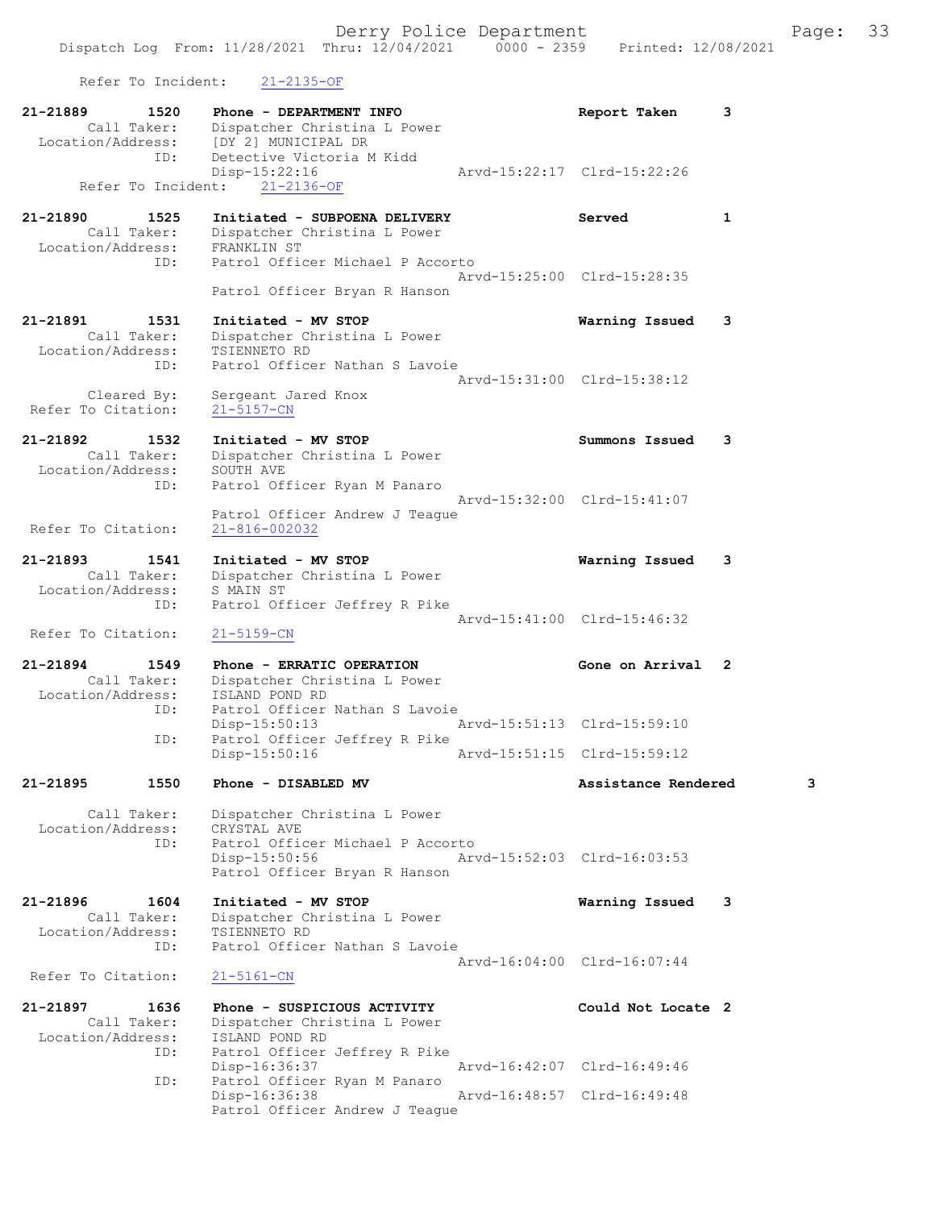Refer To Incident: 21-2135-OF

```
21-21889        1520    Phone - DEPARTMENT INFO                    Report Taken      3
         Call Taker:    Dispatcher Christina L Power
   Location/Address:    [DY 2] MUNICIPAL DR
                 ID:    Detective Victoria M Kidd
                        Disp-15:22:16              Arvd-15:22:17  Clrd-15:22:26
     Refer To Incident:    21-2136-OF

21-21890        1525    Initiated - SUBPOENA DELIVERY              Served            1
         Call Taker:    Dispatcher Christina L Power
   Location/Address:    FRANKLIN ST
                 ID:    Patrol Officer Michael P Accorto
                                                   Arvd-15:25:00  Clrd-15:28:35
                        Patrol Officer Bryan R Hanson

21-21891        1531    Initiated - MV STOP                        Warning Issued    3
         Call Taker:    Dispatcher Christina L Power
   Location/Address:    TSIENNETO RD
                 ID:    Patrol Officer Nathan S Lavoie
                                                   Arvd-15:31:00  Clrd-15:38:12
         Cleared By:    Sergeant Jared Knox
  Refer To Citation:    21-5157-CN

21-21892        1532    Initiated - MV STOP                        Summons Issued    3
         Call Taker:    Dispatcher Christina L Power
   Location/Address:    SOUTH AVE
                 ID:    Patrol Officer Ryan M Panaro
                                                   Arvd-15:32:00  Clrd-15:41:07
                        Patrol Officer Andrew J Teague
  Refer To Citation:    21-816-002032

21-21893        1541    Initiated - MV STOP                        Warning Issued    3
         Call Taker:    Dispatcher Christina L Power
   Location/Address:    S MAIN ST
                 ID:    Patrol Officer Jeffrey R Pike
                                                   Arvd-15:41:00  Clrd-15:46:32
  Refer To Citation:    21-5159-CN

21-21894        1549    Phone - ERRATIC OPERATION                  Gone on Arrival   2
         Call Taker:    Dispatcher Christina L Power
   Location/Address:    ISLAND POND RD
                 ID:    Patrol Officer Nathan S Lavoie
                        Disp-15:50:13              Arvd-15:51:13  Clrd-15:59:10
                 ID:    Patrol Officer Jeffrey R Pike
                        Disp-15:50:16              Arvd-15:51:15  Clrd-15:59:12

21-21895        1550    Phone - DISABLED MV                        Assistance Rendered       3

         Call Taker:    Dispatcher Christina L Power
   Location/Address:    CRYSTAL AVE
                 ID:    Patrol Officer Michael P Accorto
                        Disp-15:50:56              Arvd-15:52:03  Clrd-16:03:53
                        Patrol Officer Bryan R Hanson

21-21896        1604    Initiated - MV STOP                        Warning Issued    3
         Call Taker:    Dispatcher Christina L Power
   Location/Address:    TSIENNETO RD
                 ID:    Patrol Officer Nathan S Lavoie
                                                   Arvd-16:04:00  Clrd-16:07:44
  Refer To Citation:    21-5161-CN

21-21897        1636    Phone - SUSPICIOUS ACTIVITY                Could Not Locate  2
         Call Taker:    Dispatcher Christina L Power
   Location/Address:    ISLAND POND RD
                 ID:    Patrol Officer Jeffrey R Pike
                        Disp-16:36:37              Arvd-16:42:07  Clrd-16:49:46
                 ID:    Patrol Officer Ryan M Panaro
                        Disp-16:36:38              Arvd-16:48:57  Clrd-16:49:48
                        Patrol Officer Andrew J Teague
```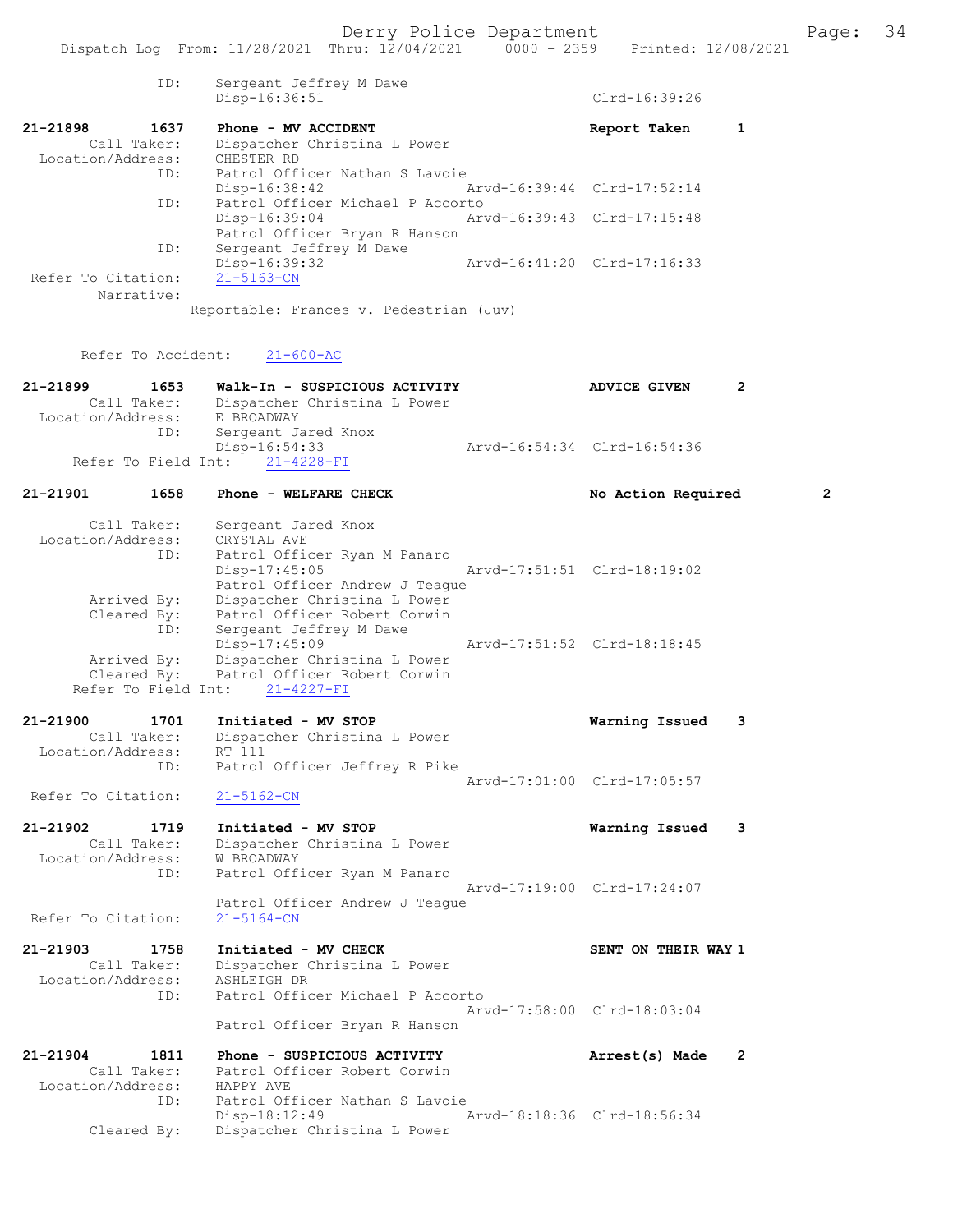```
            ID:     Sergeant Jeffrey M Dawe
                    Disp-16:36:51                                Clrd-16:39:26

21-21898        1637    Phone - MV ACCIDENT                          Report Taken      1
        Call Taker:     Dispatcher Christina L Power
  Location/Address:     CHESTER RD
                ID:     Patrol Officer Nathan S Lavoie
                        Disp-16:38:42               Arvd-16:39:44  Clrd-17:52:14
                ID:     Patrol Officer Michael P Accorto
                        Disp-16:39:04               Arvd-16:39:43  Clrd-17:15:48
                        Patrol Officer Bryan R Hanson
                ID:     Sergeant Jeffrey M Dawe
                        Disp-16:39:32               Arvd-16:41:20  Clrd-17:16:33
 Refer To Citation:     21-5163-CN
         Narrative:
                    Reportable: Frances v. Pedestrian (Juv)


       Refer To Accident:     21-600-AC

21-21899        1653    Walk-In - SUSPICIOUS ACTIVITY                ADVICE GIVEN      2
        Call Taker:     Dispatcher Christina L Power
  Location/Address:     E BROADWAY
                ID:     Sergeant Jared Knox
                        Disp-16:54:33               Arvd-16:54:34  Clrd-16:54:36
     Refer To Field Int:     21-4228-FI

21-21901        1658    Phone - WELFARE CHECK                        No Action Required        2

        Call Taker:     Sergeant Jared Knox
  Location/Address:     CRYSTAL AVE
                ID:     Patrol Officer Ryan M Panaro
                        Disp-17:45:05               Arvd-17:51:51  Clrd-18:19:02
                        Patrol Officer Andrew J Teague
        Arrived By:     Dispatcher Christina L Power
        Cleared By:     Patrol Officer Robert Corwin
                ID:     Sergeant Jeffrey M Dawe
                        Disp-17:45:09               Arvd-17:51:52  Clrd-18:18:45
        Arrived By:     Dispatcher Christina L Power
        Cleared By:     Patrol Officer Robert Corwin
     Refer To Field Int:     21-4227-FI

21-21900        1701    Initiated - MV STOP                          Warning Issued    3
        Call Taker:     Dispatcher Christina L Power
  Location/Address:     RT 111
                ID:     Patrol Officer Jeffrey R Pike
                                                    Arvd-17:01:00  Clrd-17:05:57
 Refer To Citation:     21-5162-CN

21-21902        1719    Initiated - MV STOP                          Warning Issued    3
        Call Taker:     Dispatcher Christina L Power
  Location/Address:     W BROADWAY
                ID:     Patrol Officer Ryan M Panaro
                                                    Arvd-17:19:00  Clrd-17:24:07
                        Patrol Officer Andrew J Teague
 Refer To Citation:     21-5164-CN

21-21903        1758    Initiated - MV CHECK                         SENT ON THEIR WAY 1
        Call Taker:     Dispatcher Christina L Power
  Location/Address:     ASHLEIGH DR
                ID:     Patrol Officer Michael P Accorto
                                                    Arvd-17:58:00  Clrd-18:03:04
                        Patrol Officer Bryan R Hanson

21-21904        1811    Phone - SUSPICIOUS ACTIVITY                  Arrest(s) Made    2
        Call Taker:     Patrol Officer Robert Corwin
  Location/Address:     HAPPY AVE
                ID:     Patrol Officer Nathan S Lavoie
                        Disp-18:12:49               Arvd-18:18:36  Clrd-18:56:34
        Cleared By:     Dispatcher Christina L Power
```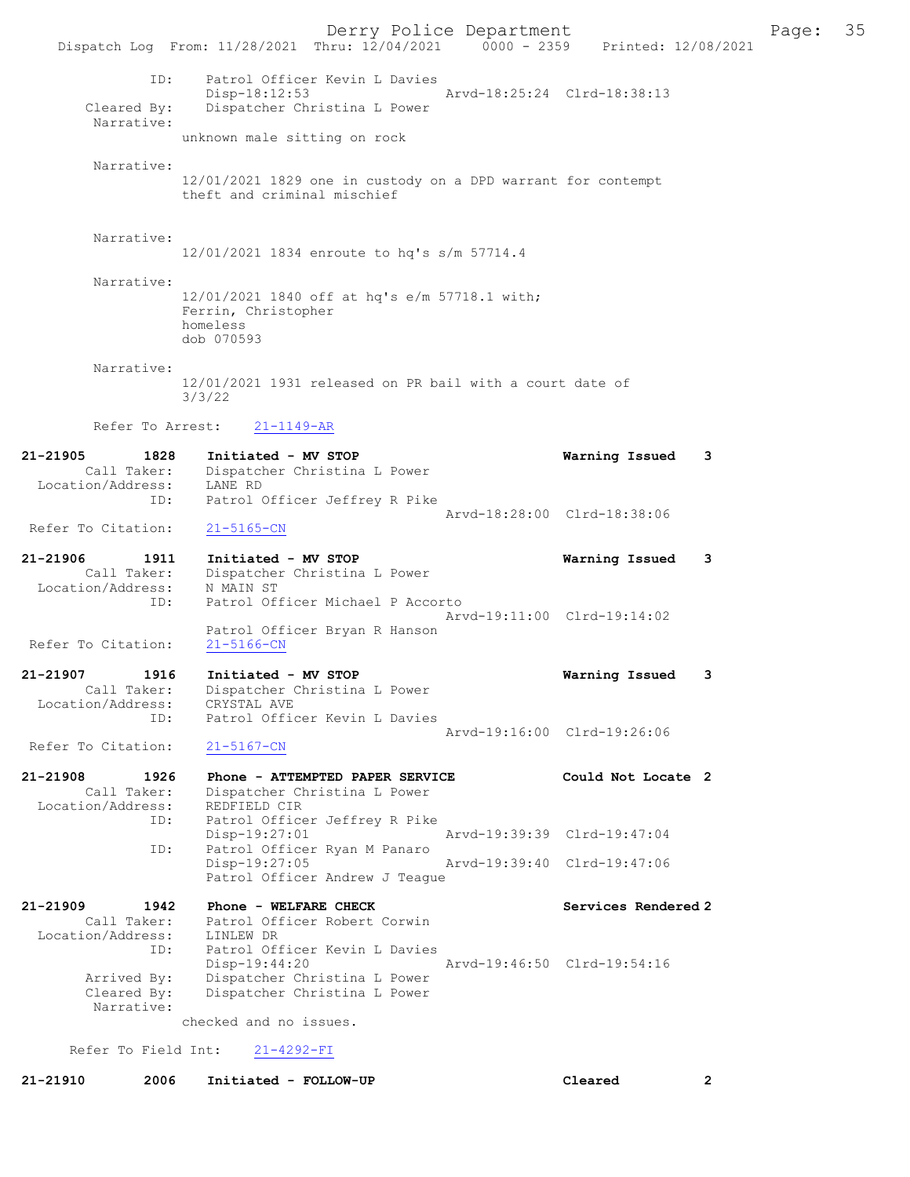```
            ID:      Patrol Officer Kevin L Davies
                     Disp-18:12:53                 Arvd-18:25:24  Clrd-18:38:13
       Cleared By:   Dispatcher Christina L Power
        Narrative:
                   unknown male sitting on rock

        Narrative:
                   12/01/2021 1829 one in custody on a DPD warrant for contempt
                   theft and criminal mischief


        Narrative:
                   12/01/2021 1834 enroute to hq's s/m 57714.4

        Narrative:
                   12/01/2021 1840 off at hq's e/m 57718.1 with;
                   Ferrin, Christopher
                   homeless
                   dob 070593

        Narrative:
                   12/01/2021 1931 released on PR bail with a court date of
                   3/3/22

        Refer To Arrest:    21-1149-AR

21-21905        1828    Initiated - MV STOP                           Warning Issued    3
         Call Taker:    Dispatcher Christina L Power
   Location/Address:    LANE RD
                ID:     Patrol Officer Jeffrey R Pike
                                                   Arvd-18:28:00  Clrd-18:38:06
  Refer To Citation:    21-5165-CN

21-21906        1911    Initiated - MV STOP                           Warning Issued    3
         Call Taker:    Dispatcher Christina L Power
   Location/Address:    N MAIN ST
                ID:     Patrol Officer Michael P Accorto
                                                   Arvd-19:11:00  Clrd-19:14:02
                        Patrol Officer Bryan R Hanson
  Refer To Citation:    21-5166-CN

21-21907        1916    Initiated - MV STOP                           Warning Issued    3
         Call Taker:    Dispatcher Christina L Power
   Location/Address:    CRYSTAL AVE
                ID:     Patrol Officer Kevin L Davies
                                                   Arvd-19:16:00  Clrd-19:26:06
  Refer To Citation:    21-5167-CN

21-21908        1926    Phone - ATTEMPTED PAPER SERVICE               Could Not Locate  2
         Call Taker:    Dispatcher Christina L Power
   Location/Address:    REDFIELD CIR
                ID:     Patrol Officer Jeffrey R Pike
                        Disp-19:27:01              Arvd-19:39:39  Clrd-19:47:04
                ID:     Patrol Officer Ryan M Panaro
                        Disp-19:27:05              Arvd-19:39:40  Clrd-19:47:06
                        Patrol Officer Andrew J Teague

21-21909        1942    Phone - WELFARE CHECK                         Services Rendered 2
         Call Taker:    Patrol Officer Robert Corwin
   Location/Address:    LINLEW DR
                ID:     Patrol Officer Kevin L Davies
                        Disp-19:44:20              Arvd-19:46:50  Clrd-19:54:16
         Arrived By:    Dispatcher Christina L Power
         Cleared By:    Dispatcher Christina L Power
          Narrative:
                   checked and no issues.

      Refer To Field Int:    21-4292-FI

21-21910        2006    Initiated - FOLLOW-UP                         Cleared           2
```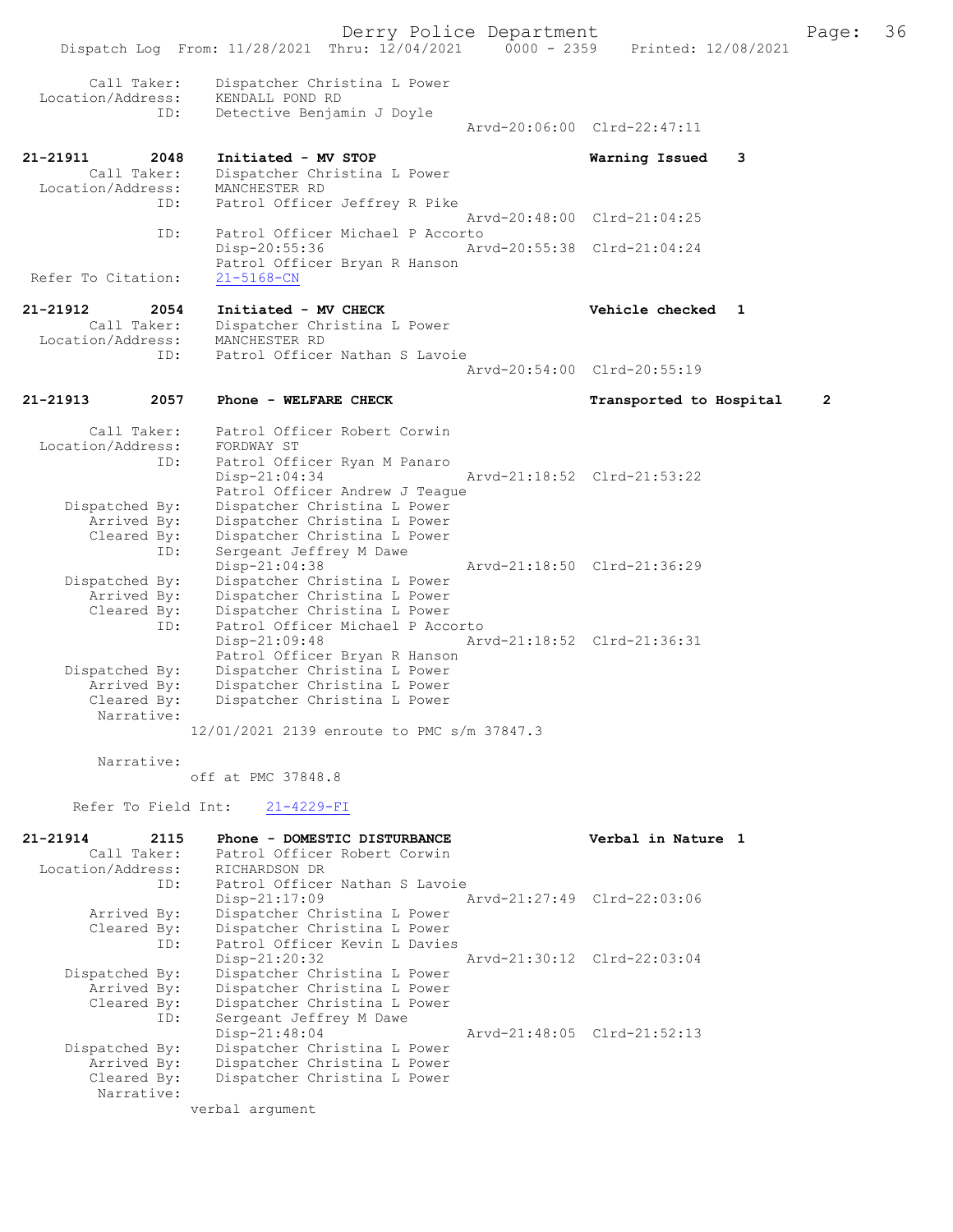```
        Call Taker:    Dispatcher Christina L Power
  Location/Address:    KENDALL POND RD
                ID:    Detective Benjamin J Doyle
                                                  Arvd-20:06:00  Clrd-22:47:11

21-21911        2048    Initiated - MV STOP                        Warning Issued    3
        Call Taker:    Dispatcher Christina L Power
  Location/Address:    MANCHESTER RD
                ID:    Patrol Officer Jeffrey R Pike
                                                  Arvd-20:48:00  Clrd-21:04:25
                ID:    Patrol Officer Michael P Accorto
                       Disp-20:55:36              Arvd-20:55:38  Clrd-21:04:24
                       Patrol Officer Bryan R Hanson
 Refer To Citation:    21-5168-CN

21-21912        2054    Initiated - MV CHECK                       Vehicle checked  1
        Call Taker:    Dispatcher Christina L Power
  Location/Address:    MANCHESTER RD
                ID:    Patrol Officer Nathan S Lavoie
                                                  Arvd-20:54:00  Clrd-20:55:19

21-21913        2057    Phone - WELFARE CHECK                      Transported to Hospital    2

        Call Taker:    Patrol Officer Robert Corwin
  Location/Address:    FORDWAY ST
                ID:    Patrol Officer Ryan M Panaro
                       Disp-21:04:34              Arvd-21:18:52  Clrd-21:53:22
                       Patrol Officer Andrew J Teague
     Dispatched By:    Dispatcher Christina L Power
        Arrived By:    Dispatcher Christina L Power
        Cleared By:    Dispatcher Christina L Power
                ID:    Sergeant Jeffrey M Dawe
                       Disp-21:04:38              Arvd-21:18:50  Clrd-21:36:29
     Dispatched By:    Dispatcher Christina L Power
        Arrived By:    Dispatcher Christina L Power
        Cleared By:    Dispatcher Christina L Power
                ID:    Patrol Officer Michael P Accorto
                       Disp-21:09:48              Arvd-21:18:52  Clrd-21:36:31
                       Patrol Officer Bryan R Hanson
     Dispatched By:    Dispatcher Christina L Power
        Arrived By:    Dispatcher Christina L Power
        Cleared By:    Dispatcher Christina L Power
         Narrative:
                     12/01/2021 2139 enroute to PMC s/m 37847.3

         Narrative:
                     off at PMC 37848.8

      Refer To Field Int:    21-4229-FI

21-21914        2115    Phone - DOMESTIC DISTURBANCE               Verbal in Nature 1
        Call Taker:    Patrol Officer Robert Corwin
  Location/Address:    RICHARDSON DR
                ID:    Patrol Officer Nathan S Lavoie
                       Disp-21:17:09              Arvd-21:27:49  Clrd-22:03:06
        Arrived By:    Dispatcher Christina L Power
        Cleared By:    Dispatcher Christina L Power
                ID:    Patrol Officer Kevin L Davies
                       Disp-21:20:32              Arvd-21:30:12  Clrd-22:03:04
     Dispatched By:    Dispatcher Christina L Power
        Arrived By:    Dispatcher Christina L Power
        Cleared By:    Dispatcher Christina L Power
                ID:    Sergeant Jeffrey M Dawe
                       Disp-21:48:04              Arvd-21:48:05  Clrd-21:52:13
     Dispatched By:    Dispatcher Christina L Power
        Arrived By:    Dispatcher Christina L Power
        Cleared By:    Dispatcher Christina L Power
         Narrative:
                     verbal argument
```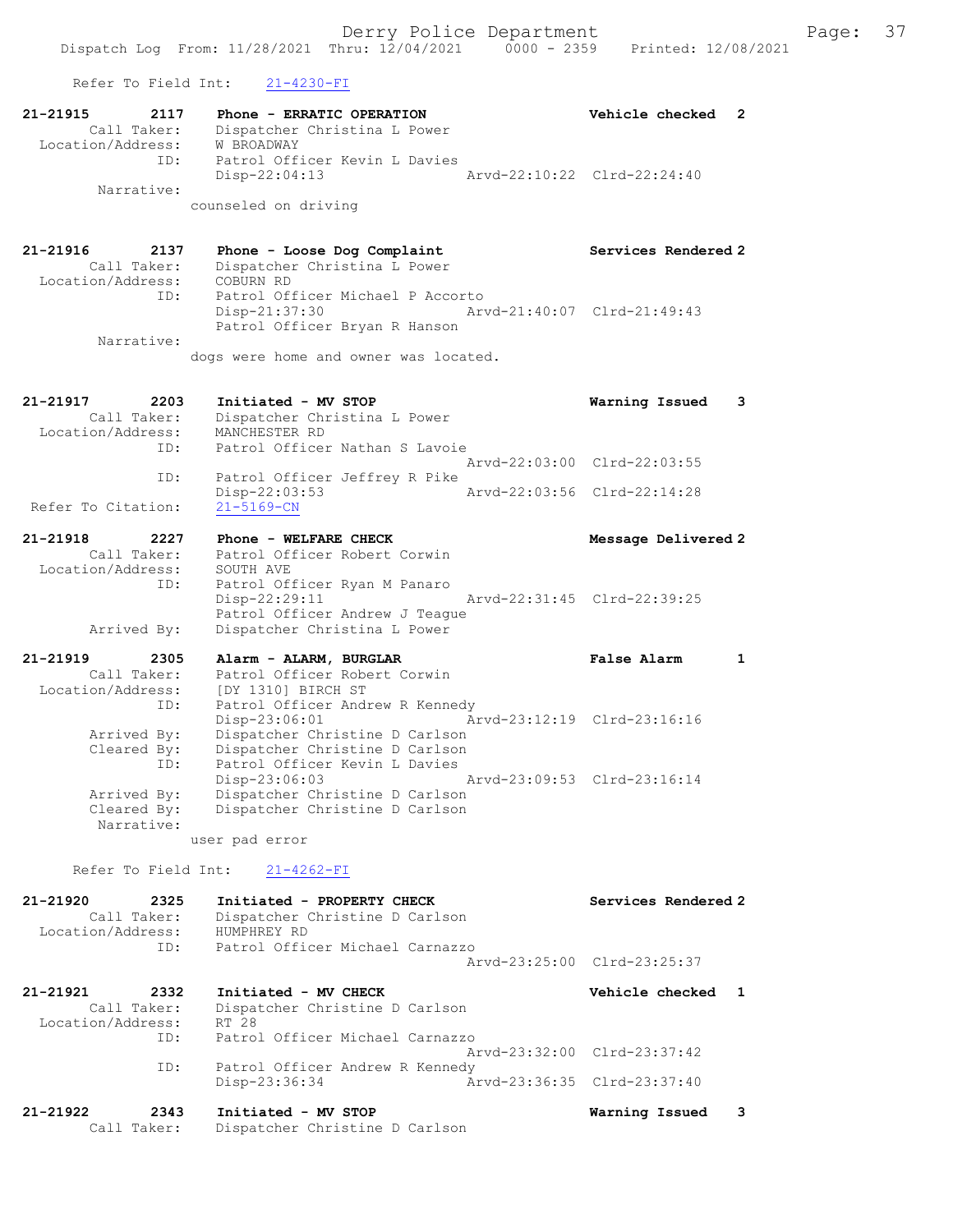Refer To Field Int: 21-4230-FI

```
21-21915        2117    Phone - ERRATIC OPERATION                    Vehicle checked  2
        Call Taker:     Dispatcher Christina L Power
  Location/Address:     W BROADWAY
                ID:     Patrol Officer Kevin L Davies
                        Disp-22:04:13                 Arvd-22:10:22  Clrd-22:24:40
         Narrative:
                      counseled on driving

21-21916        2137    Phone - Loose Dog Complaint                  Services Rendered 2
        Call Taker:     Dispatcher Christina L Power
  Location/Address:     COBURN RD
                ID:     Patrol Officer Michael P Accorto
                        Disp-21:37:30                 Arvd-21:40:07  Clrd-21:49:43
                        Patrol Officer Bryan R Hanson
         Narrative:
                      dogs were home and owner was located.

21-21917        2203    Initiated - MV STOP                          Warning Issued   3
        Call Taker:     Dispatcher Christina L Power
  Location/Address:     MANCHESTER RD
                ID:     Patrol Officer Nathan S Lavoie
                                                      Arvd-22:03:00  Clrd-22:03:55
                ID:     Patrol Officer Jeffrey R Pike
                        Disp-22:03:53                 Arvd-22:03:56  Clrd-22:14:28
 Refer To Citation:     21-5169-CN

21-21918        2227    Phone - WELFARE CHECK                        Message Delivered 2
        Call Taker:     Patrol Officer Robert Corwin
  Location/Address:     SOUTH AVE
                ID:     Patrol Officer Ryan M Panaro
                        Disp-22:29:11                 Arvd-22:31:45  Clrd-22:39:25
                        Patrol Officer Andrew J Teague
        Arrived By:     Dispatcher Christina L Power

21-21919        2305    Alarm - ALARM, BURGLAR                       False Alarm      1
        Call Taker:     Patrol Officer Robert Corwin
  Location/Address:     [DY 1310] BIRCH ST
                ID:     Patrol Officer Andrew R Kennedy
                        Disp-23:06:01                 Arvd-23:12:19  Clrd-23:16:16
        Arrived By:     Dispatcher Christine D Carlson
        Cleared By:     Dispatcher Christine D Carlson
                ID:     Patrol Officer Kevin L Davies
                        Disp-23:06:03                 Arvd-23:09:53  Clrd-23:16:14
        Arrived By:     Dispatcher Christine D Carlson
        Cleared By:     Dispatcher Christine D Carlson
         Narrative:
                      user pad error

      Refer To Field Int:    21-4262-FI

21-21920        2325    Initiated - PROPERTY CHECK                   Services Rendered 2
        Call Taker:     Dispatcher Christine D Carlson
  Location/Address:     HUMPHREY RD
                ID:     Patrol Officer Michael Carnazzo
                                                      Arvd-23:25:00  Clrd-23:25:37

21-21921        2332    Initiated - MV CHECK                         Vehicle checked  1
        Call Taker:     Dispatcher Christine D Carlson
  Location/Address:     RT 28
                ID:     Patrol Officer Michael Carnazzo
                                                      Arvd-23:32:00  Clrd-23:37:42
                ID:     Patrol Officer Andrew R Kennedy
                        Disp-23:36:34                 Arvd-23:36:35  Clrd-23:37:40

21-21922        2343    Initiated - MV STOP                          Warning Issued   3
        Call Taker:     Dispatcher Christine D Carlson
```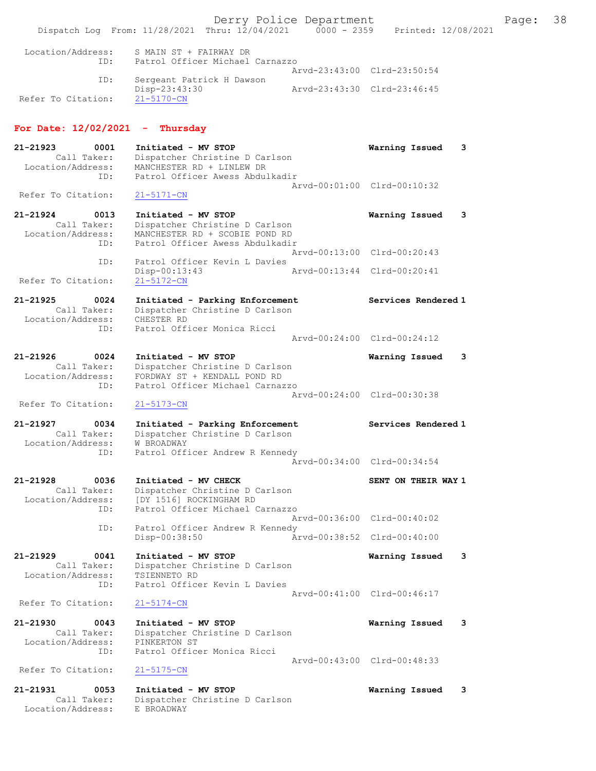```
Location/Address:    S MAIN ST + FAIRWAY DR
              ID:    Patrol Officer Michael Carnazzo
                                                 Arvd-23:43:00  Clrd-23:50:54
              ID:    Sergeant Patrick H Dawson
                     Disp-23:43:30               Arvd-23:43:30  Clrd-23:46:45
Refer To Citation:   21-5170-CN
```

## For Date: 12/02/2021 - Thursday

```
21-21923        0001    Initiated - MV STOP                    Warning Issued    3
        Call Taker:     Dispatcher Christine D Carlson
  Location/Address:     MANCHESTER RD + LINLEW DR
                ID:     Patrol Officer Awess Abdulkadir
                                                 Arvd-00:01:00  Clrd-00:10:32
 Refer To Citation:     21-5171-CN

21-21924        0013    Initiated - MV STOP                    Warning Issued    3
        Call Taker:     Dispatcher Christine D Carlson
  Location/Address:     MANCHESTER RD + SCOBIE POND RD
                ID:     Patrol Officer Awess Abdulkadir
                                                 Arvd-00:13:00  Clrd-00:20:43
                ID:     Patrol Officer Kevin L Davies
                        Disp-00:13:43            Arvd-00:13:44  Clrd-00:20:41
 Refer To Citation:     21-5172-CN

21-21925        0024    Initiated - Parking Enforcement        Services Rendered 1
        Call Taker:     Dispatcher Christine D Carlson
  Location/Address:     CHESTER RD
                ID:     Patrol Officer Monica Ricci
                                                 Arvd-00:24:00  Clrd-00:24:12

21-21926        0024    Initiated - MV STOP                    Warning Issued    3
        Call Taker:     Dispatcher Christine D Carlson
  Location/Address:     FORDWAY ST + KENDALL POND RD
                ID:     Patrol Officer Michael Carnazzo
                                                 Arvd-00:24:00  Clrd-00:30:38
 Refer To Citation:     21-5173-CN

21-21927        0034    Initiated - Parking Enforcement        Services Rendered 1
        Call Taker:     Dispatcher Christine D Carlson
  Location/Address:     W BROADWAY
                ID:     Patrol Officer Andrew R Kennedy
                                                 Arvd-00:34:00  Clrd-00:34:54

21-21928        0036    Initiated - MV CHECK                   SENT ON THEIR WAY 1
        Call Taker:     Dispatcher Christine D Carlson
  Location/Address:     [DY 1516] ROCKINGHAM RD
                ID:     Patrol Officer Michael Carnazzo
                                                 Arvd-00:36:00  Clrd-00:40:02
                ID:     Patrol Officer Andrew R Kennedy
                        Disp-00:38:50            Arvd-00:38:52  Clrd-00:40:00

21-21929        0041    Initiated - MV STOP                    Warning Issued    3
        Call Taker:     Dispatcher Christine D Carlson
  Location/Address:     TSIENNETO RD
                ID:     Patrol Officer Kevin L Davies
                                                 Arvd-00:41:00  Clrd-00:46:17
 Refer To Citation:     21-5174-CN

21-21930        0043    Initiated - MV STOP                    Warning Issued    3
        Call Taker:     Dispatcher Christine D Carlson
  Location/Address:     PINKERTON ST
                ID:     Patrol Officer Monica Ricci
                                                 Arvd-00:43:00  Clrd-00:48:33
 Refer To Citation:     21-5175-CN

21-21931        0053    Initiated - MV STOP                    Warning Issued    3
        Call Taker:     Dispatcher Christine D Carlson
  Location/Address:     E BROADWAY
```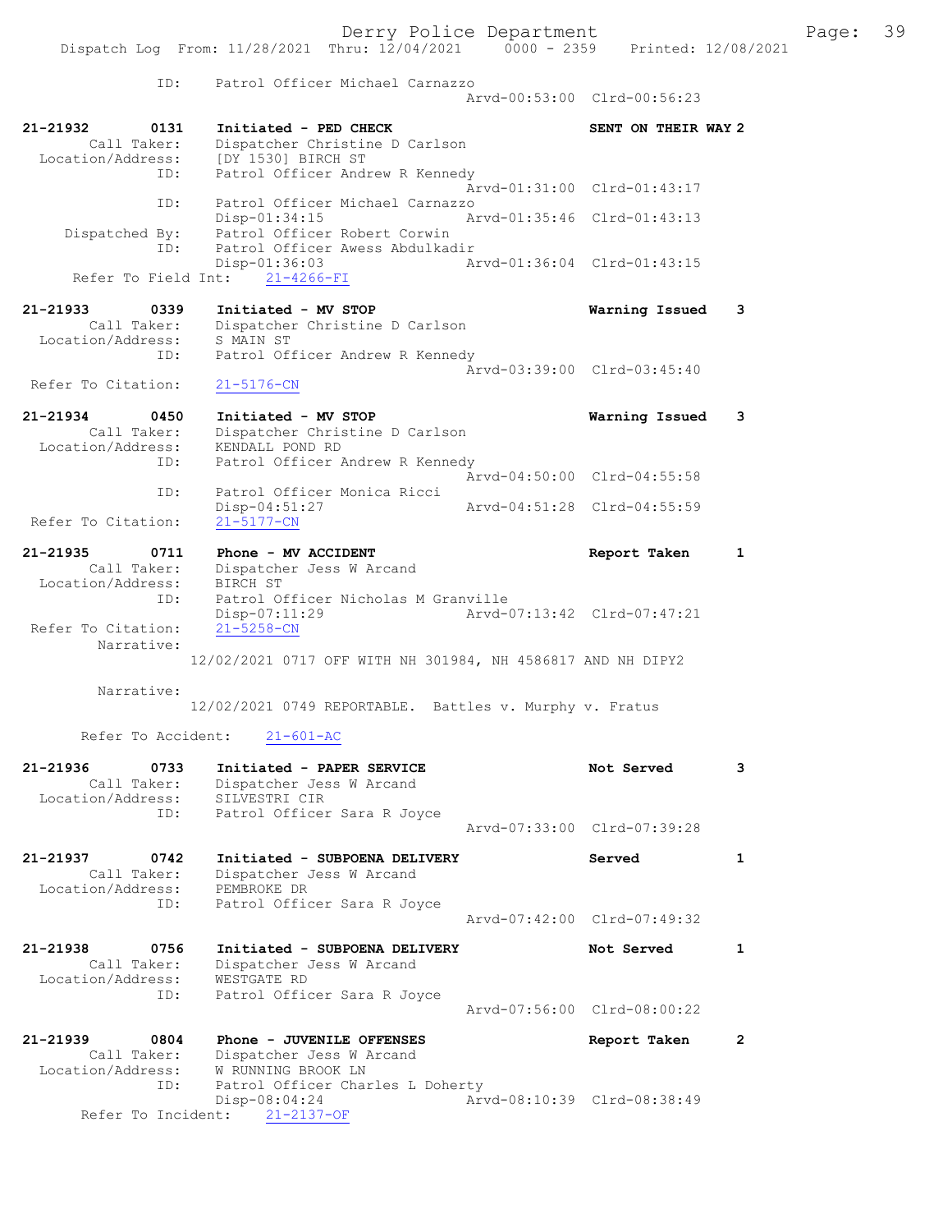```
              ID:      Patrol Officer Michael Carnazzo
                                                  Arvd-00:53:00  Clrd-00:56:23

21-21932        0131    Initiated - PED CHECK                    SENT ON THEIR WAY 2
         Call Taker:    Dispatcher Christine D Carlson
   Location/Address:    [DY 1530] BIRCH ST
                 ID:    Patrol Officer Andrew R Kennedy
                                                  Arvd-01:31:00  Clrd-01:43:17
                 ID:    Patrol Officer Michael Carnazzo
                        Disp-01:34:15             Arvd-01:35:46  Clrd-01:43:13
      Dispatched By:    Patrol Officer Robert Corwin
                 ID:    Patrol Officer Awess Abdulkadir
                        Disp-01:36:03             Arvd-01:36:04  Clrd-01:43:15
     Refer To Field Int:    21-4266-FI

21-21933        0339    Initiated - MV STOP                      Warning Issued    3
         Call Taker:    Dispatcher Christine D Carlson
   Location/Address:    S MAIN ST
                 ID:    Patrol Officer Andrew R Kennedy
                                                  Arvd-03:39:00  Clrd-03:45:40
  Refer To Citation:    21-5176-CN

21-21934        0450    Initiated - MV STOP                      Warning Issued    3
         Call Taker:    Dispatcher Christine D Carlson
   Location/Address:    KENDALL POND RD
                 ID:    Patrol Officer Andrew R Kennedy
                                                  Arvd-04:50:00  Clrd-04:55:58
                 ID:    Patrol Officer Monica Ricci
                        Disp-04:51:27             Arvd-04:51:28  Clrd-04:55:59
  Refer To Citation:    21-5177-CN

21-21935        0711    Phone - MV ACCIDENT                      Report Taken      1
         Call Taker:    Dispatcher Jess W Arcand
   Location/Address:    BIRCH ST
                 ID:    Patrol Officer Nicholas M Granville
                        Disp-07:11:29             Arvd-07:13:42  Clrd-07:47:21
  Refer To Citation:    21-5258-CN
          Narrative:
                    12/02/2021 0717 OFF WITH NH 301984, NH 4586817 AND NH DIPY2

          Narrative:
                    12/02/2021 0749 REPORTABLE.  Battles v. Murphy v. Fratus

       Refer To Accident:    21-601-AC

21-21936        0733    Initiated - PAPER SERVICE                Not Served        3
         Call Taker:    Dispatcher Jess W Arcand
   Location/Address:    SILVESTRI CIR
                 ID:    Patrol Officer Sara R Joyce
                                                  Arvd-07:33:00  Clrd-07:39:28

21-21937        0742    Initiated - SUBPOENA DELIVERY            Served            1
         Call Taker:    Dispatcher Jess W Arcand
   Location/Address:    PEMBROKE DR
                 ID:    Patrol Officer Sara R Joyce
                                                  Arvd-07:42:00  Clrd-07:49:32

21-21938        0756    Initiated - SUBPOENA DELIVERY            Not Served        1
         Call Taker:    Dispatcher Jess W Arcand
   Location/Address:    WESTGATE RD
                 ID:    Patrol Officer Sara R Joyce
                                                  Arvd-07:56:00  Clrd-08:00:22

21-21939        0804    Phone - JUVENILE OFFENSES                Report Taken      2
         Call Taker:    Dispatcher Jess W Arcand
   Location/Address:    W RUNNING BROOK LN
                 ID:    Patrol Officer Charles L Doherty
                        Disp-08:04:24             Arvd-08:10:39  Clrd-08:38:49
     Refer To Incident:    21-2137-OF
```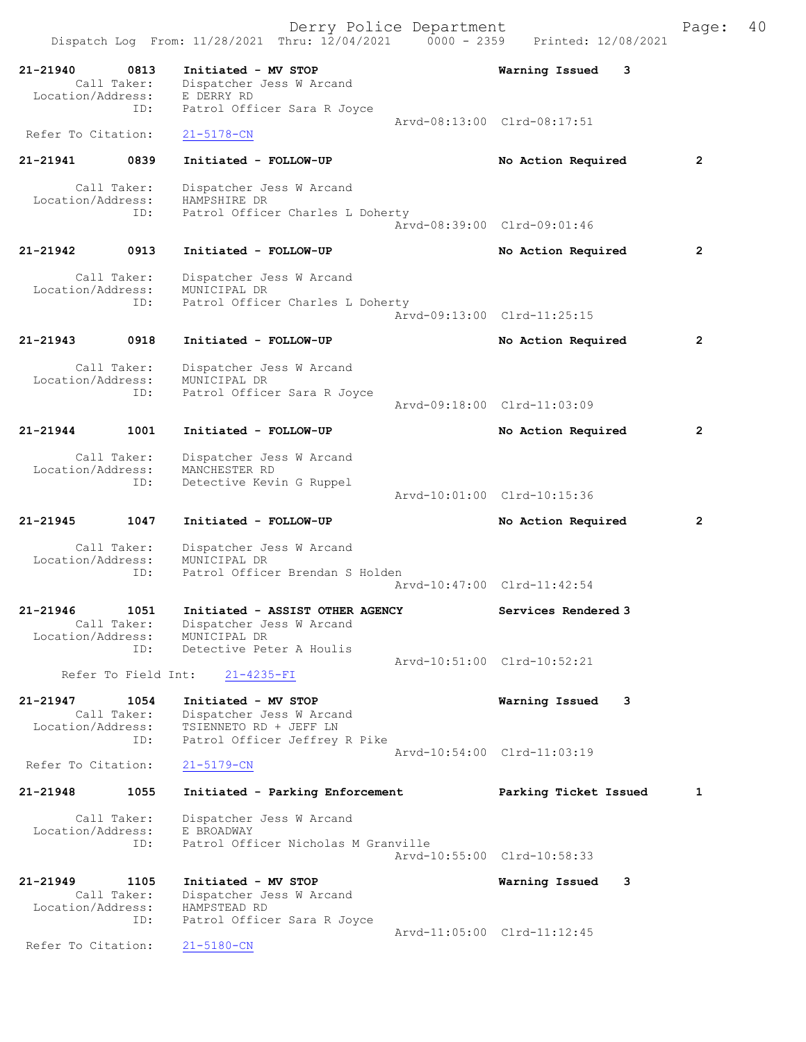Derry Police Department

Dispatch Log From: 11/28/2021 Thru: 12/04/2021 0000 - 2359 Printed: 12/08/2021

```
21-21940        0813    Initiated - MV STOP                     Warning Issued    3
        Call Taker:     Dispatcher Jess W Arcand
  Location/Address:     E DERRY RD
                ID:     Patrol Officer Sara R Joyce
                                                Arvd-08:13:00  Clrd-08:17:51
 Refer To Citation:     21-5178-CN

21-21941        0839    Initiated - FOLLOW-UP                   No Action Required        2

        Call Taker:     Dispatcher Jess W Arcand
  Location/Address:     HAMPSHIRE DR
                ID:     Patrol Officer Charles L Doherty
                                                Arvd-08:39:00  Clrd-09:01:46

21-21942        0913    Initiated - FOLLOW-UP                   No Action Required        2

        Call Taker:     Dispatcher Jess W Arcand
  Location/Address:     MUNICIPAL DR
                ID:     Patrol Officer Charles L Doherty
                                                Arvd-09:13:00  Clrd-11:25:15

21-21943        0918    Initiated - FOLLOW-UP                   No Action Required        2

        Call Taker:     Dispatcher Jess W Arcand
  Location/Address:     MUNICIPAL DR
                ID:     Patrol Officer Sara R Joyce
                                                Arvd-09:18:00  Clrd-11:03:09

21-21944        1001    Initiated - FOLLOW-UP                   No Action Required        2

        Call Taker:     Dispatcher Jess W Arcand
  Location/Address:     MANCHESTER RD
                ID:     Detective Kevin G Ruppel
                                                Arvd-10:01:00  Clrd-10:15:36

21-21945        1047    Initiated - FOLLOW-UP                   No Action Required        2

        Call Taker:     Dispatcher Jess W Arcand
  Location/Address:     MUNICIPAL DR
                ID:     Patrol Officer Brendan S Holden
                                                Arvd-10:47:00  Clrd-11:42:54

21-21946        1051    Initiated - ASSIST OTHER AGENCY         Services Rendered 3
        Call Taker:     Dispatcher Jess W Arcand
  Location/Address:     MUNICIPAL DR
                ID:     Detective Peter A Houlis
                                                Arvd-10:51:00  Clrd-10:52:21
      Refer To Field Int:     21-4235-FI

21-21947        1054    Initiated - MV STOP                     Warning Issued    3
        Call Taker:     Dispatcher Jess W Arcand
  Location/Address:     TSIENNETO RD + JEFF LN
                ID:     Patrol Officer Jeffrey R Pike
                                                Arvd-10:54:00  Clrd-11:03:19
 Refer To Citation:     21-5179-CN

21-21948        1055    Initiated - Parking Enforcement         Parking Ticket Issued     1

        Call Taker:     Dispatcher Jess W Arcand
  Location/Address:     E BROADWAY
                ID:     Patrol Officer Nicholas M Granville
                                                Arvd-10:55:00  Clrd-10:58:33

21-21949        1105    Initiated - MV STOP                     Warning Issued    3
        Call Taker:     Dispatcher Jess W Arcand
  Location/Address:     HAMPSTEAD RD
                ID:     Patrol Officer Sara R Joyce
                                                Arvd-11:05:00  Clrd-11:12:45
 Refer To Citation:     21-5180-CN
```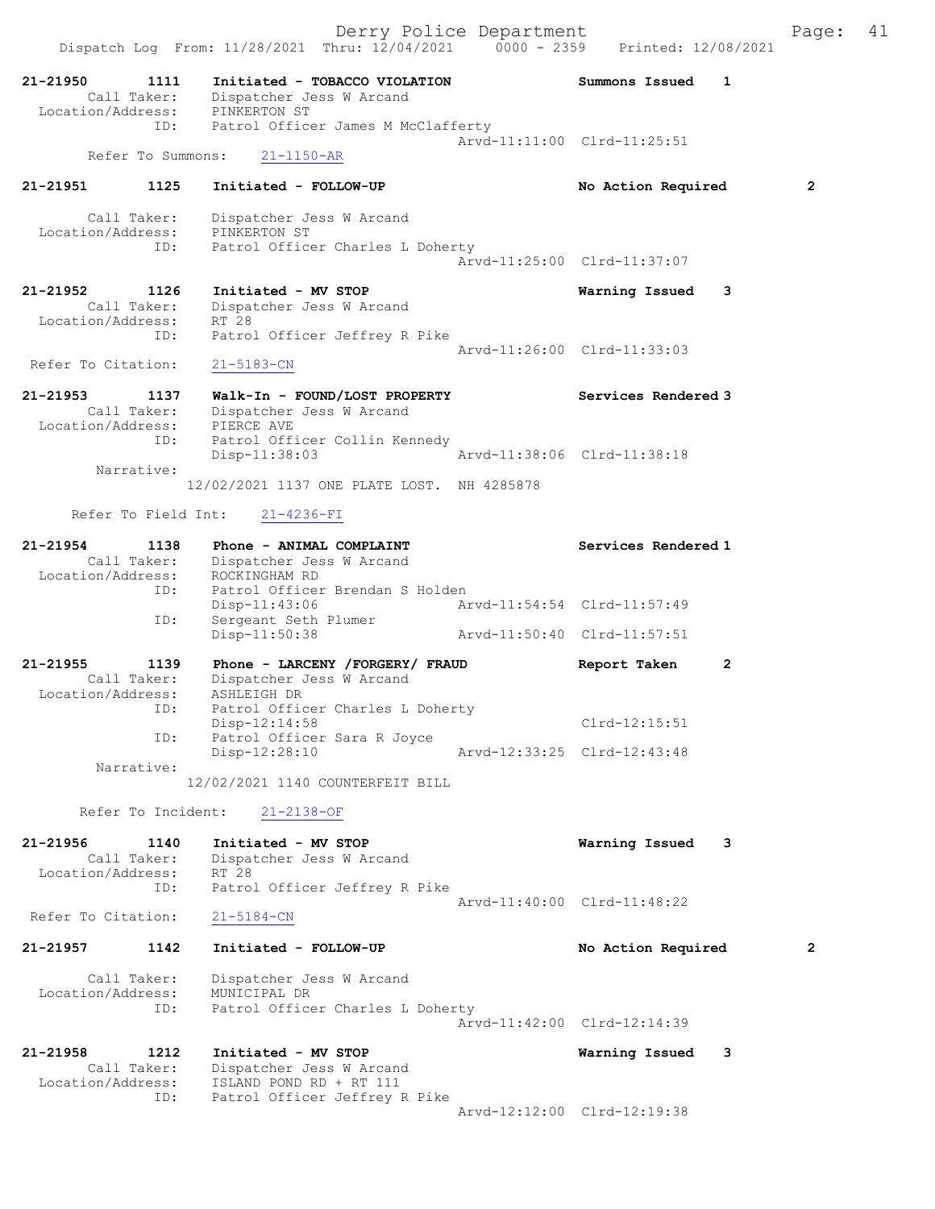21-21950 1111 Initiated - TOBACCO VIOLATION Summons Issued 1
Call Taker: Dispatcher Jess W Arcand
Location/Address: PINKERTON ST
ID: Patrol Officer James M McClafferty
Arvd-11:11:00 Clrd-11:25:51
Refer To Summons: 21-1150-AR

21-21951 1125 Initiated - FOLLOW-UP No Action Required 2
Call Taker: Dispatcher Jess W Arcand
Location/Address: PINKERTON ST
ID: Patrol Officer Charles L Doherty
Arvd-11:25:00 Clrd-11:37:07

21-21952 1126 Initiated - MV STOP Warning Issued 3
Call Taker: Dispatcher Jess W Arcand
Location/Address: RT 28
ID: Patrol Officer Jeffrey R Pike
Arvd-11:26:00 Clrd-11:33:03
Refer To Citation: 21-5183-CN

21-21953 1137 Walk-In - FOUND/LOST PROPERTY Services Rendered 3
Call Taker: Dispatcher Jess W Arcand
Location/Address: PIERCE AVE
ID: Patrol Officer Collin Kennedy
Disp-11:38:03 Arvd-11:38:06 Clrd-11:38:18
Narrative:
12/02/2021 1137 ONE PLATE LOST. NH 4285878
Refer To Field Int: 21-4236-FI

21-21954 1138 Phone - ANIMAL COMPLAINT Services Rendered 1
Call Taker: Dispatcher Jess W Arcand
Location/Address: ROCKINGHAM RD
ID: Patrol Officer Brendan S Holden
Disp-11:43:06 Arvd-11:54:54 Clrd-11:57:49
ID: Sergeant Seth Plumer
Disp-11:50:38 Arvd-11:50:40 Clrd-11:57:51

21-21955 1139 Phone - LARCENY /FORGERY/ FRAUD Report Taken 2
Call Taker: Dispatcher Jess W Arcand
Location/Address: ASHLEIGH DR
ID: Patrol Officer Charles L Doherty
Disp-12:14:58 Clrd-12:15:51
ID: Patrol Officer Sara R Joyce
Disp-12:28:10 Arvd-12:33:25 Clrd-12:43:48
Narrative:
12/02/2021 1140 COUNTERFEIT BILL
Refer To Incident: 21-2138-OF

21-21956 1140 Initiated - MV STOP Warning Issued 3
Call Taker: Dispatcher Jess W Arcand
Location/Address: RT 28
ID: Patrol Officer Jeffrey R Pike
Arvd-11:40:00 Clrd-11:48:22
Refer To Citation: 21-5184-CN

21-21957 1142 Initiated - FOLLOW-UP No Action Required 2
Call Taker: Dispatcher Jess W Arcand
Location/Address: MUNICIPAL DR
ID: Patrol Officer Charles L Doherty
Arvd-11:42:00 Clrd-12:14:39

21-21958 1212 Initiated - MV STOP Warning Issued 3
Call Taker: Dispatcher Jess W Arcand
Location/Address: ISLAND POND RD + RT 111
ID: Patrol Officer Jeffrey R Pike
Arvd-12:12:00 Clrd-12:19:38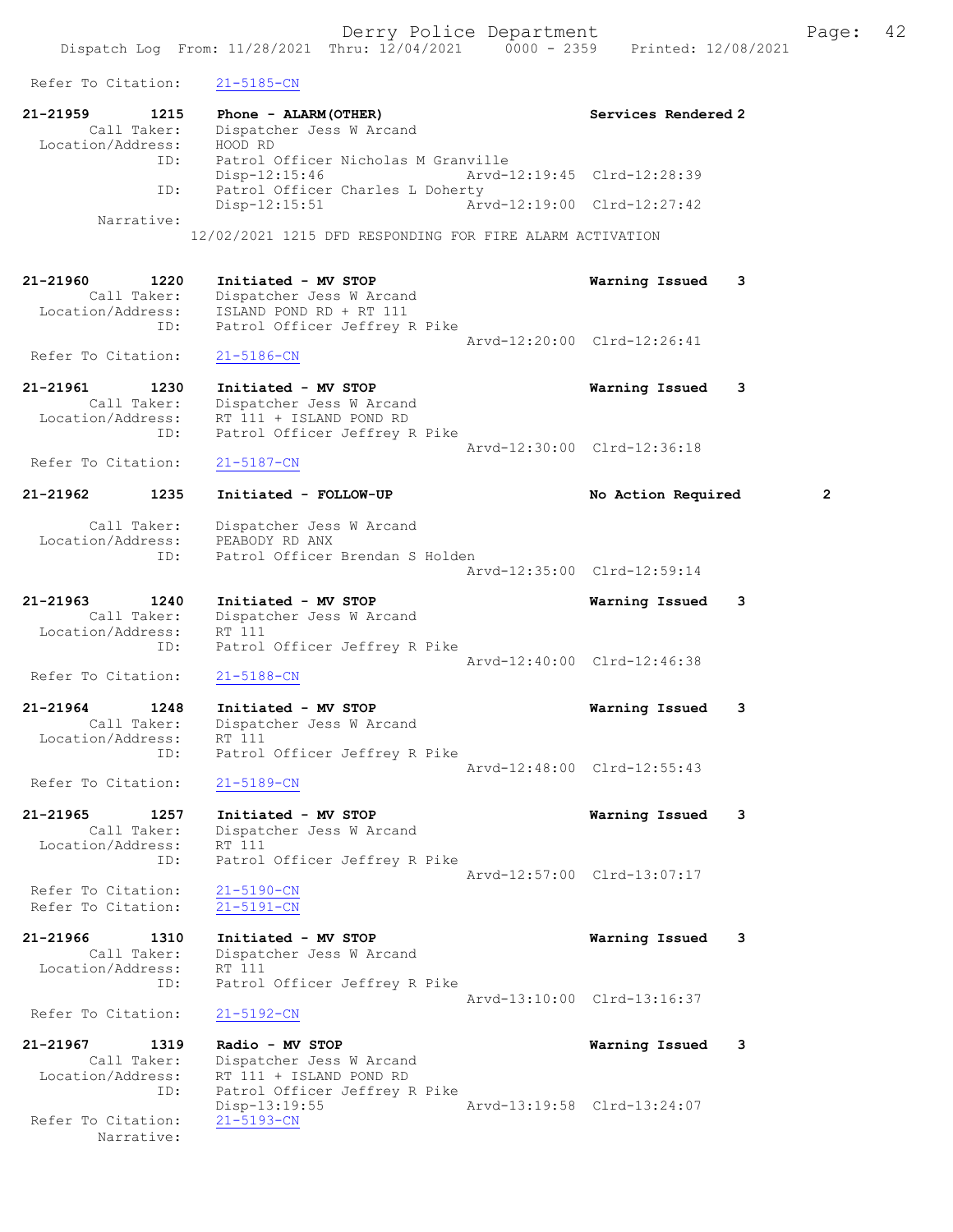Refer To Citation: 21-5185-CN

**21-21959 1215 Phone - ALARM(OTHER) Services Rendered 2**

Call Taker: Dispatcher Jess W Arcand
Location/Address: HOOD RD
ID: Patrol Officer Nicholas M Granville
Disp-12:15:46 Arvd-12:19:45 Clrd-12:28:39
ID: Patrol Officer Charles L Doherty
Disp-12:15:51 Arvd-12:19:00 Clrd-12:27:42
Narrative:
12/02/2021 1215 DFD RESPONDING FOR FIRE ALARM ACTIVATION

**21-21960 1220 Initiated - MV STOP Warning Issued 3**

Call Taker: Dispatcher Jess W Arcand
Location/Address: ISLAND POND RD + RT 111
ID: Patrol Officer Jeffrey R Pike
Arvd-12:20:00 Clrd-12:26:41
Refer To Citation: 21-5186-CN

**21-21961 1230 Initiated - MV STOP Warning Issued 3**

Call Taker: Dispatcher Jess W Arcand
Location/Address: RT 111 + ISLAND POND RD
ID: Patrol Officer Jeffrey R Pike
Arvd-12:30:00 Clrd-12:36:18
Refer To Citation: 21-5187-CN

**21-21962 1235 Initiated - FOLLOW-UP No Action Required 2**

Call Taker: Dispatcher Jess W Arcand
Location/Address: PEABODY RD ANX
ID: Patrol Officer Brendan S Holden
Arvd-12:35:00 Clrd-12:59:14

**21-21963 1240 Initiated - MV STOP Warning Issued 3**

Call Taker: Dispatcher Jess W Arcand
Location/Address: RT 111
ID: Patrol Officer Jeffrey R Pike
Arvd-12:40:00 Clrd-12:46:38
Refer To Citation: 21-5188-CN

**21-21964 1248 Initiated - MV STOP Warning Issued 3**

Call Taker: Dispatcher Jess W Arcand
Location/Address: RT 111
ID: Patrol Officer Jeffrey R Pike
Arvd-12:48:00 Clrd-12:55:43
Refer To Citation: 21-5189-CN

**21-21965 1257 Initiated - MV STOP Warning Issued 3**

Call Taker: Dispatcher Jess W Arcand
Location/Address: RT 111
ID: Patrol Officer Jeffrey R Pike
Arvd-12:57:00 Clrd-13:07:17
Refer To Citation: 21-5190-CN
Refer To Citation: 21-5191-CN

**21-21966 1310 Initiated - MV STOP Warning Issued 3**

Call Taker: Dispatcher Jess W Arcand
Location/Address: RT 111
ID: Patrol Officer Jeffrey R Pike
Arvd-13:10:00 Clrd-13:16:37
Refer To Citation: 21-5192-CN

**21-21967 1319 Radio - MV STOP Warning Issued 3**

Call Taker: Dispatcher Jess W Arcand
Location/Address: RT 111 + ISLAND POND RD
ID: Patrol Officer Jeffrey R Pike
Disp-13:19:55 Arvd-13:19:58 Clrd-13:24:07
Refer To Citation: 21-5193-CN
Narrative: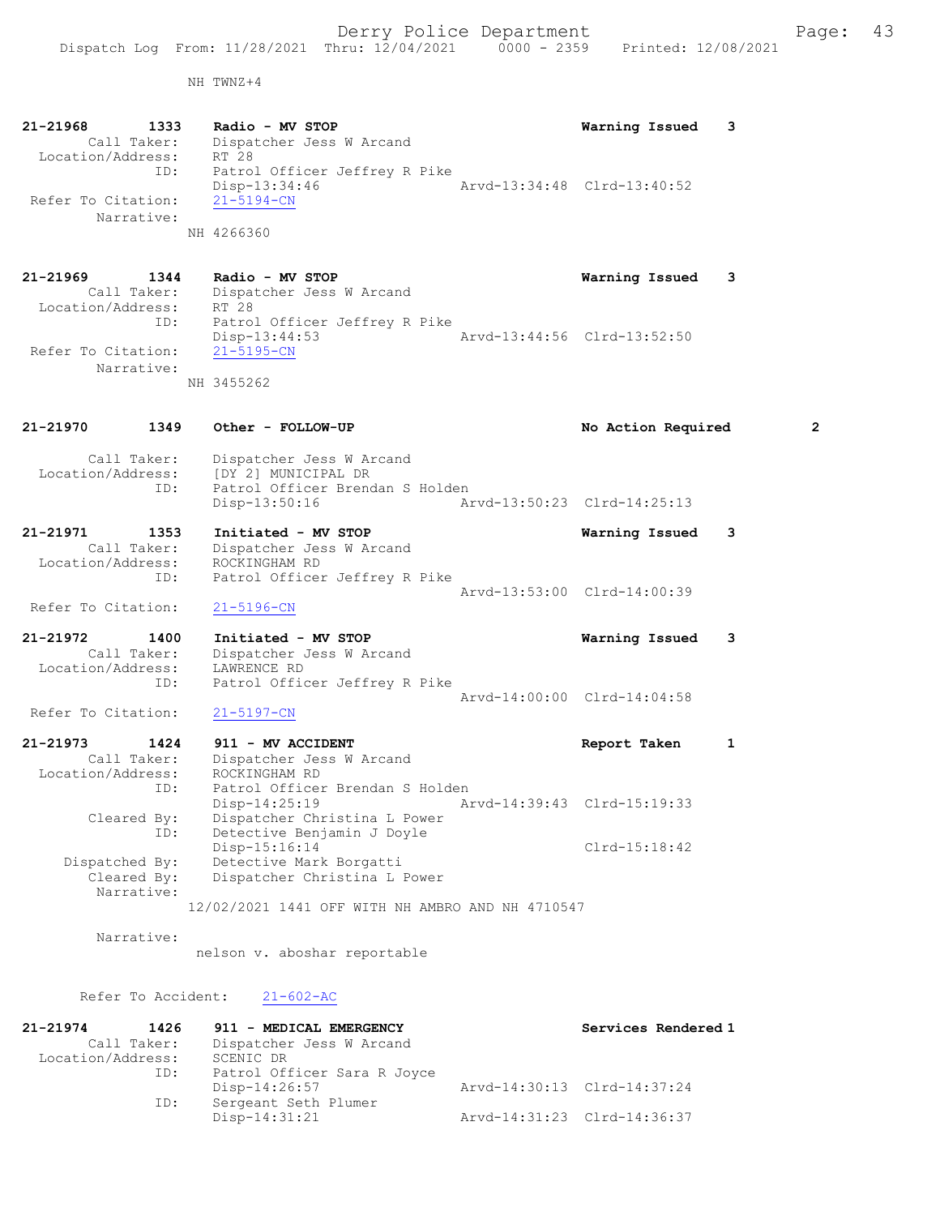NH TWNZ+4

```
21-21968        1333    Radio - MV STOP                              Warning Issued    3
        Call Taker:     Dispatcher Jess W Arcand
  Location/Address:     RT 28
                ID:     Patrol Officer Jeffrey R Pike
                        Disp-13:34:46                 Arvd-13:34:48  Clrd-13:40:52
 Refer To Citation:     21-5194-CN
         Narrative:
                    NH 4266360

21-21969        1344    Radio - MV STOP                              Warning Issued    3
        Call Taker:     Dispatcher Jess W Arcand
  Location/Address:     RT 28
                ID:     Patrol Officer Jeffrey R Pike
                        Disp-13:44:53                 Arvd-13:44:56  Clrd-13:52:50
 Refer To Citation:     21-5195-CN
         Narrative:
                    NH 3455262

21-21970        1349    Other - FOLLOW-UP                            No Action Required        2

        Call Taker:     Dispatcher Jess W Arcand
  Location/Address:     [DY 2] MUNICIPAL DR
                ID:     Patrol Officer Brendan S Holden
                        Disp-13:50:16                 Arvd-13:50:23  Clrd-14:25:13

21-21971        1353    Initiated - MV STOP                          Warning Issued    3
        Call Taker:     Dispatcher Jess W Arcand
  Location/Address:     ROCKINGHAM RD
                ID:     Patrol Officer Jeffrey R Pike
                                                      Arvd-13:53:00  Clrd-14:00:39
 Refer To Citation:     21-5196-CN

21-21972        1400    Initiated - MV STOP                          Warning Issued    3
        Call Taker:     Dispatcher Jess W Arcand
  Location/Address:     LAWRENCE RD
                ID:     Patrol Officer Jeffrey R Pike
                                                      Arvd-14:00:00  Clrd-14:04:58
 Refer To Citation:     21-5197-CN

21-21973        1424    911 - MV ACCIDENT                            Report Taken      1
        Call Taker:     Dispatcher Jess W Arcand
  Location/Address:     ROCKINGHAM RD
                ID:     Patrol Officer Brendan S Holden
                        Disp-14:25:19                 Arvd-14:39:43  Clrd-15:19:33
        Cleared By:     Dispatcher Christina L Power
                ID:     Detective Benjamin J Doyle
                        Disp-15:16:14                                Clrd-15:18:42
     Dispatched By:     Detective Mark Borgatti
        Cleared By:     Dispatcher Christina L Power
         Narrative:
                    12/02/2021 1441 OFF WITH NH AMBRO AND NH 4710547

         Narrative:
                     nelson v. aboshar reportable

       Refer To Accident:     21-602-AC

21-21974        1426    911 - MEDICAL EMERGENCY                      Services Rendered 1
        Call Taker:     Dispatcher Jess W Arcand
  Location/Address:     SCENIC DR
                ID:     Patrol Officer Sara R Joyce
                        Disp-14:26:57                 Arvd-14:30:13  Clrd-14:37:24
                ID:     Sergeant Seth Plumer
                        Disp-14:31:21                 Arvd-14:31:23  Clrd-14:36:37
```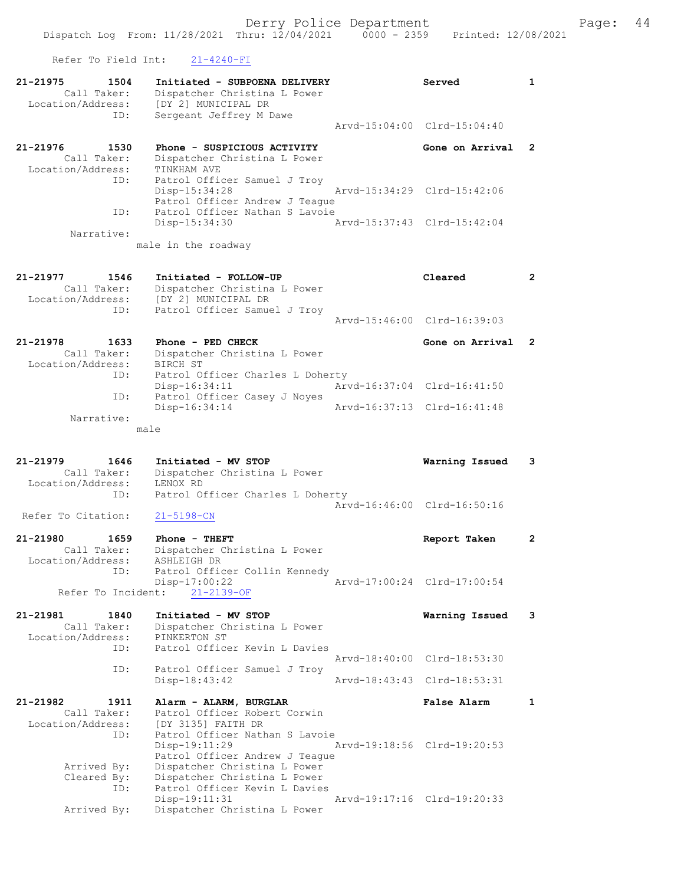Refer To Field Int: 21-4240-FI

```
21-21975        1504    Initiated - SUBPOENA DELIVERY              Served          1
        Call Taker:     Dispatcher Christina L Power
  Location/Address:     [DY 2] MUNICIPAL DR
                ID:     Sergeant Jeffrey M Dawe
                                                  Arvd-15:04:00  Clrd-15:04:40

21-21976        1530    Phone - SUSPICIOUS ACTIVITY                Gone on Arrival  2
        Call Taker:     Dispatcher Christina L Power
  Location/Address:     TINKHAM AVE
                ID:     Patrol Officer Samuel J Troy
                        Disp-15:34:28             Arvd-15:34:29  Clrd-15:42:06
                        Patrol Officer Andrew J Teague
                ID:     Patrol Officer Nathan S Lavoie
                        Disp-15:34:30             Arvd-15:37:43  Clrd-15:42:04
         Narrative:
                    male in the roadway

21-21977        1546    Initiated - FOLLOW-UP                      Cleared         2
        Call Taker:     Dispatcher Christina L Power
  Location/Address:     [DY 2] MUNICIPAL DR
                ID:     Patrol Officer Samuel J Troy
                                                  Arvd-15:46:00  Clrd-16:39:03

21-21978        1633    Phone - PED CHECK                          Gone on Arrival  2
        Call Taker:     Dispatcher Christina L Power
  Location/Address:     BIRCH ST
                ID:     Patrol Officer Charles L Doherty
                        Disp-16:34:11             Arvd-16:37:04  Clrd-16:41:50
                ID:     Patrol Officer Casey J Noyes
                        Disp-16:34:14             Arvd-16:37:13  Clrd-16:41:48
         Narrative:
                    male

21-21979        1646    Initiated - MV STOP                        Warning Issued  3
        Call Taker:     Dispatcher Christina L Power
  Location/Address:     LENOX RD
                ID:     Patrol Officer Charles L Doherty
                                                  Arvd-16:46:00  Clrd-16:50:16
 Refer To Citation:     21-5198-CN

21-21980        1659    Phone - THEFT                              Report Taken    2
        Call Taker:     Dispatcher Christina L Power
  Location/Address:     ASHLEIGH DR
                ID:     Patrol Officer Collin Kennedy
                        Disp-17:00:22             Arvd-17:00:24  Clrd-17:00:54
     Refer To Incident:   21-2139-OF

21-21981        1840    Initiated - MV STOP                        Warning Issued  3
        Call Taker:     Dispatcher Christina L Power
  Location/Address:     PINKERTON ST
                ID:     Patrol Officer Kevin L Davies
                                                  Arvd-18:40:00  Clrd-18:53:30
                ID:     Patrol Officer Samuel J Troy
                        Disp-18:43:42             Arvd-18:43:43  Clrd-18:53:31

21-21982        1911    Alarm - ALARM, BURGLAR                     False Alarm     1
        Call Taker:     Patrol Officer Robert Corwin
  Location/Address:     [DY 3135] FAITH DR
                ID:     Patrol Officer Nathan S Lavoie
                        Disp-19:11:29             Arvd-19:18:56  Clrd-19:20:53
                        Patrol Officer Andrew J Teague
       Arrived By:      Dispatcher Christina L Power
       Cleared By:      Dispatcher Christina L Power
                ID:     Patrol Officer Kevin L Davies
                        Disp-19:11:31             Arvd-19:17:16  Clrd-19:20:33
       Arrived By:      Dispatcher Christina L Power
```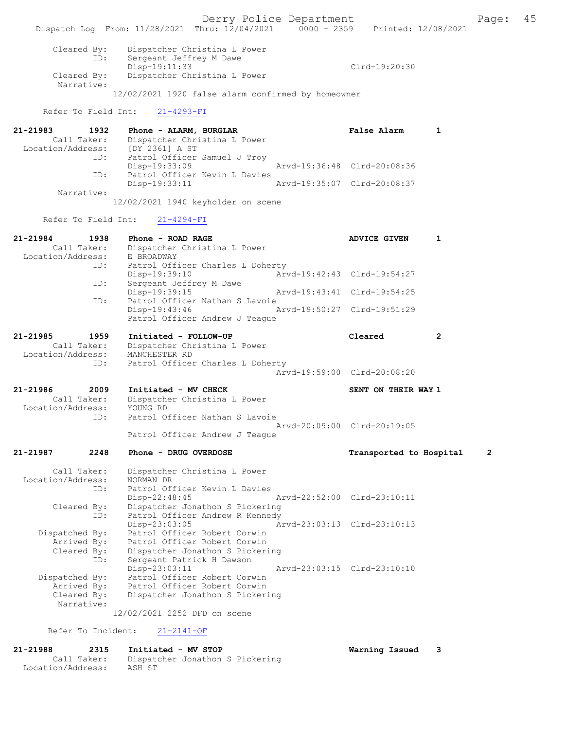```
        Cleared By:    Dispatcher Christina L Power
               ID:    Sergeant Jeffrey M Dawe
                      Disp-19:11:33                          Clrd-19:20:30
        Cleared By:    Dispatcher Christina L Power
         Narrative:
                      12/02/2021 1920 false alarm confirmed by homeowner

      Refer To Field Int:    21-4293-FI

21-21983       1932    Phone - ALARM, BURGLAR                  False Alarm      1
        Call Taker:    Dispatcher Christina L Power
  Location/Address:    [DY 2361] A ST
               ID:    Patrol Officer Samuel J Troy
                      Disp-19:33:09              Arvd-19:36:48  Clrd-20:08:36
               ID:    Patrol Officer Kevin L Davies
                      Disp-19:33:11              Arvd-19:35:07  Clrd-20:08:37
         Narrative:
                      12/02/2021 1940 keyholder on scene

      Refer To Field Int:    21-4294-FI

21-21984       1938    Phone - ROAD RAGE                       ADVICE GIVEN     1
        Call Taker:    Dispatcher Christina L Power
  Location/Address:    E BROADWAY
               ID:    Patrol Officer Charles L Doherty
                      Disp-19:39:10              Arvd-19:42:43  Clrd-19:54:27
               ID:    Sergeant Jeffrey M Dawe
                      Disp-19:39:15              Arvd-19:43:41  Clrd-19:54:25
               ID:    Patrol Officer Nathan S Lavoie
                      Disp-19:43:46              Arvd-19:50:27  Clrd-19:51:29
                      Patrol Officer Andrew J Teague

21-21985       1959    Initiated - FOLLOW-UP                   Cleared          2
        Call Taker:    Dispatcher Christina L Power
  Location/Address:    MANCHESTER RD
               ID:    Patrol Officer Charles L Doherty
                                                 Arvd-19:59:00  Clrd-20:08:20

21-21986       2009    Initiated - MV CHECK                    SENT ON THEIR WAY 1
        Call Taker:    Dispatcher Christina L Power
  Location/Address:    YOUNG RD
               ID:    Patrol Officer Nathan S Lavoie
                                                 Arvd-20:09:00  Clrd-20:19:05
                      Patrol Officer Andrew J Teague

21-21987       2248    Phone - DRUG OVERDOSE                   Transported to Hospital     2

        Call Taker:    Dispatcher Christina L Power
  Location/Address:    NORMAN DR
               ID:    Patrol Officer Kevin L Davies
                      Disp-22:48:45              Arvd-22:52:00  Clrd-23:10:11
        Cleared By:    Dispatcher Jonathon S Pickering
               ID:    Patrol Officer Andrew R Kennedy
                      Disp-23:03:05              Arvd-23:03:13  Clrd-23:10:13
     Dispatched By:    Patrol Officer Robert Corwin
        Arrived By:    Patrol Officer Robert Corwin
        Cleared By:    Dispatcher Jonathon S Pickering
               ID:    Sergeant Patrick H Dawson
                      Disp-23:03:11              Arvd-23:03:15  Clrd-23:10:10
     Dispatched By:    Patrol Officer Robert Corwin
        Arrived By:    Patrol Officer Robert Corwin
        Cleared By:    Dispatcher Jonathon S Pickering
         Narrative:
                      12/02/2021 2252 DFD on scene

       Refer To Incident:    21-2141-OF

21-21988       2315    Initiated - MV STOP                     Warning Issued   3
        Call Taker:    Dispatcher Jonathon S Pickering
  Location/Address:    ASH ST
```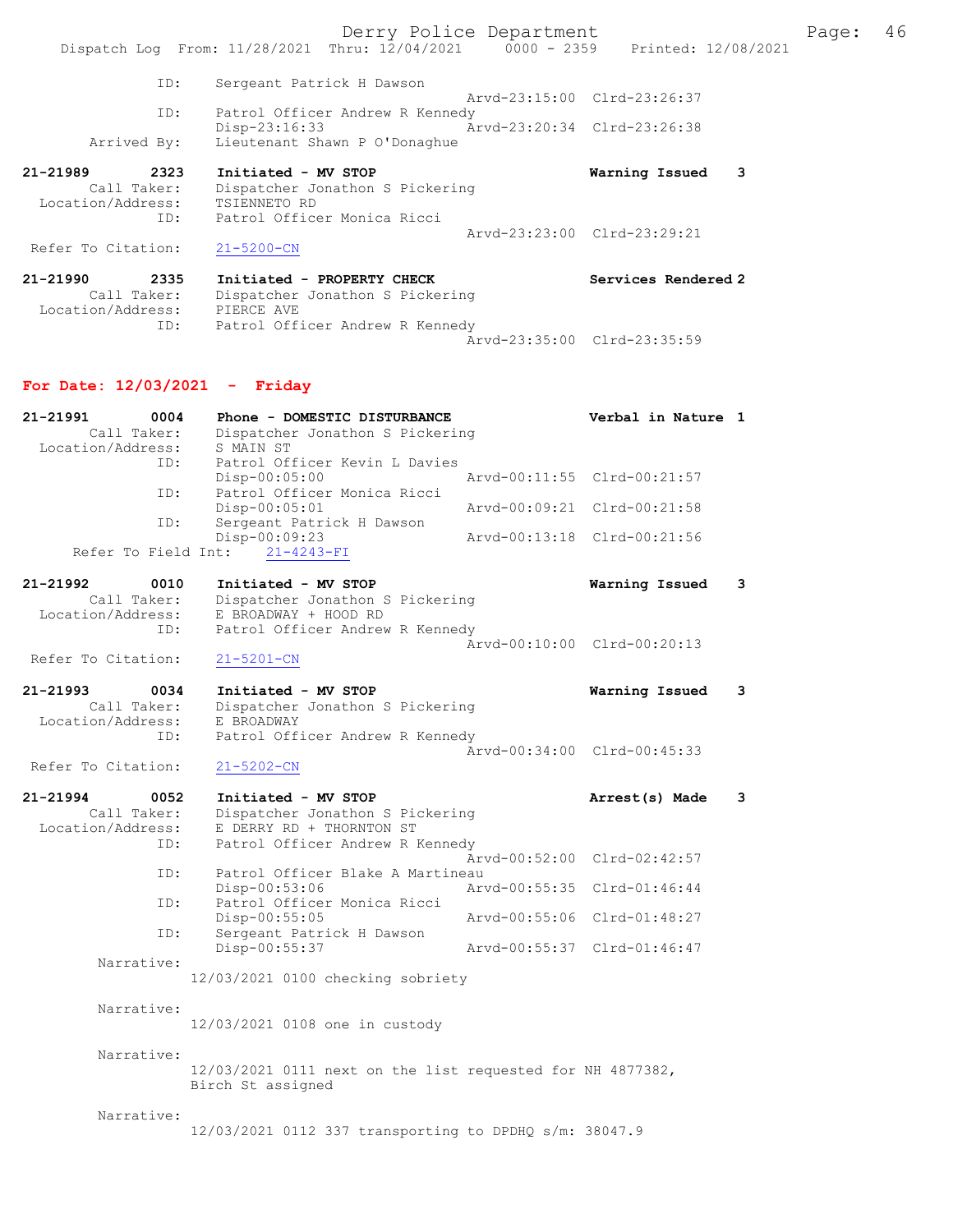```
            ID:    Sergeant Patrick H Dawson
                                              Arvd-23:15:00  Clrd-23:26:37
            ID:    Patrol Officer Andrew R Kennedy
                   Disp-23:16:33              Arvd-23:20:34  Clrd-23:26:38
   Arrived By:    Lieutenant Shawn P O'Donaghue

21-21989       2323   Initiated - MV STOP                         Warning Issued    3
       Call Taker:    Dispatcher Jonathon S Pickering
 Location/Address:    TSIENNETO RD
              ID:    Patrol Officer Monica Ricci
                                              Arvd-23:23:00  Clrd-23:29:21
 Refer To Citation:    21-5200-CN

21-21990       2335   Initiated - PROPERTY CHECK                  Services Rendered 2
       Call Taker:    Dispatcher Jonathon S Pickering
 Location/Address:    PIERCE AVE
              ID:    Patrol Officer Andrew R Kennedy
                                              Arvd-23:35:00  Clrd-23:35:59
```

## For Date: 12/03/2021 - Friday

```
21-21991       0004   Phone - DOMESTIC DISTURBANCE                Verbal in Nature  1
       Call Taker:    Dispatcher Jonathon S Pickering
 Location/Address:    S MAIN ST
              ID:    Patrol Officer Kevin L Davies
                     Disp-00:05:00              Arvd-00:11:55  Clrd-00:21:57
              ID:    Patrol Officer Monica Ricci
                     Disp-00:05:01              Arvd-00:09:21  Clrd-00:21:58
              ID:    Sergeant Patrick H Dawson
                     Disp-00:09:23              Arvd-00:13:18  Clrd-00:21:56
      Refer To Field Int:    21-4243-FI

21-21992       0010   Initiated - MV STOP                         Warning Issued    3
       Call Taker:    Dispatcher Jonathon S Pickering
 Location/Address:    E BROADWAY + HOOD RD
              ID:    Patrol Officer Andrew R Kennedy
                                              Arvd-00:10:00  Clrd-00:20:13
 Refer To Citation:    21-5201-CN

21-21993       0034   Initiated - MV STOP                         Warning Issued    3
       Call Taker:    Dispatcher Jonathon S Pickering
 Location/Address:    E BROADWAY
              ID:    Patrol Officer Andrew R Kennedy
                                              Arvd-00:34:00  Clrd-00:45:33
 Refer To Citation:    21-5202-CN

21-21994       0052   Initiated - MV STOP                         Arrest(s) Made    3
       Call Taker:    Dispatcher Jonathon S Pickering
 Location/Address:    E DERRY RD + THORNTON ST
              ID:    Patrol Officer Andrew R Kennedy
                                              Arvd-00:52:00  Clrd-02:42:57
              ID:    Patrol Officer Blake A Martineau
                     Disp-00:53:06              Arvd-00:55:35  Clrd-01:46:44
              ID:    Patrol Officer Monica Ricci
                     Disp-00:55:05              Arvd-00:55:06  Clrd-01:48:27
              ID:    Sergeant Patrick H Dawson
                     Disp-00:55:37              Arvd-00:55:37  Clrd-01:46:47
        Narrative:
              12/03/2021 0100 checking sobriety

        Narrative:
              12/03/2021 0108 one in custody

        Narrative:
              12/03/2021 0111 next on the list requested for NH 4877382,
              Birch St assigned

        Narrative:
              12/03/2021 0112 337 transporting to DPDHQ s/m: 38047.9
```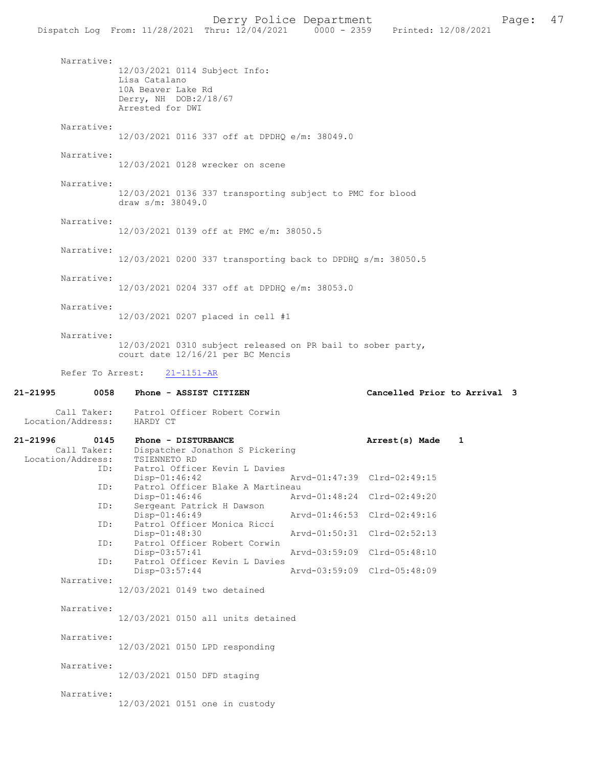Narrative:
12/03/2021 0114 Subject Info:
Lisa Catalano
10A Beaver Lake Rd
Derry, NH DOB:2/18/67
Arrested for DWI

Narrative:
12/03/2021 0116 337 off at DPDHQ e/m: 38049.0

Narrative:
12/03/2021 0128 wrecker on scene

Narrative:
12/03/2021 0136 337 transporting subject to PMC for blood draw s/m: 38049.0

Narrative:
12/03/2021 0139 off at PMC e/m: 38050.5

Narrative:
12/03/2021 0200 337 transporting back to DPDHQ s/m: 38050.5

Narrative:
12/03/2021 0204 337 off at DPDHQ e/m: 38053.0

Narrative:
12/03/2021 0207 placed in cell #1

Narrative:
12/03/2021 0310 subject released on PR bail to sober party, court date 12/16/21 per BC Mencis

Refer To Arrest: 21-1151-AR

**21-21995 0058 Phone - ASSIST CITIZEN** Cancelled Prior to Arrival 3

Call Taker: Patrol Officer Robert Corwin
Location/Address: HARDY CT

**21-21996 0145 Phone - DISTURBANCE** Arrest(s) Made 1

Call Taker: Dispatcher Jonathon S Pickering
Location/Address: TSIENNETO RD

ID: Patrol Officer Kevin L Davies
Disp-01:46:42 Arvd-01:47:39 Clrd-02:49:15

ID: Patrol Officer Blake A Martineau
Disp-01:46:46 Arvd-01:48:24 Clrd-02:49:20

ID: Sergeant Patrick H Dawson
Disp-01:46:49 Arvd-01:46:53 Clrd-02:49:16

ID: Patrol Officer Monica Ricci
Disp-01:48:30 Arvd-01:50:31 Clrd-02:52:13

ID: Patrol Officer Robert Corwin
Disp-03:57:41 Arvd-03:59:09 Clrd-05:48:10

ID: Patrol Officer Kevin L Davies
Disp-03:57:44 Arvd-03:59:09 Clrd-05:48:09

Narrative:
12/03/2021 0149 two detained

Narrative:
12/03/2021 0150 all units detained

Narrative:
12/03/2021 0150 LPD responding

Narrative:
12/03/2021 0150 DFD staging

Narrative:
12/03/2021 0151 one in custody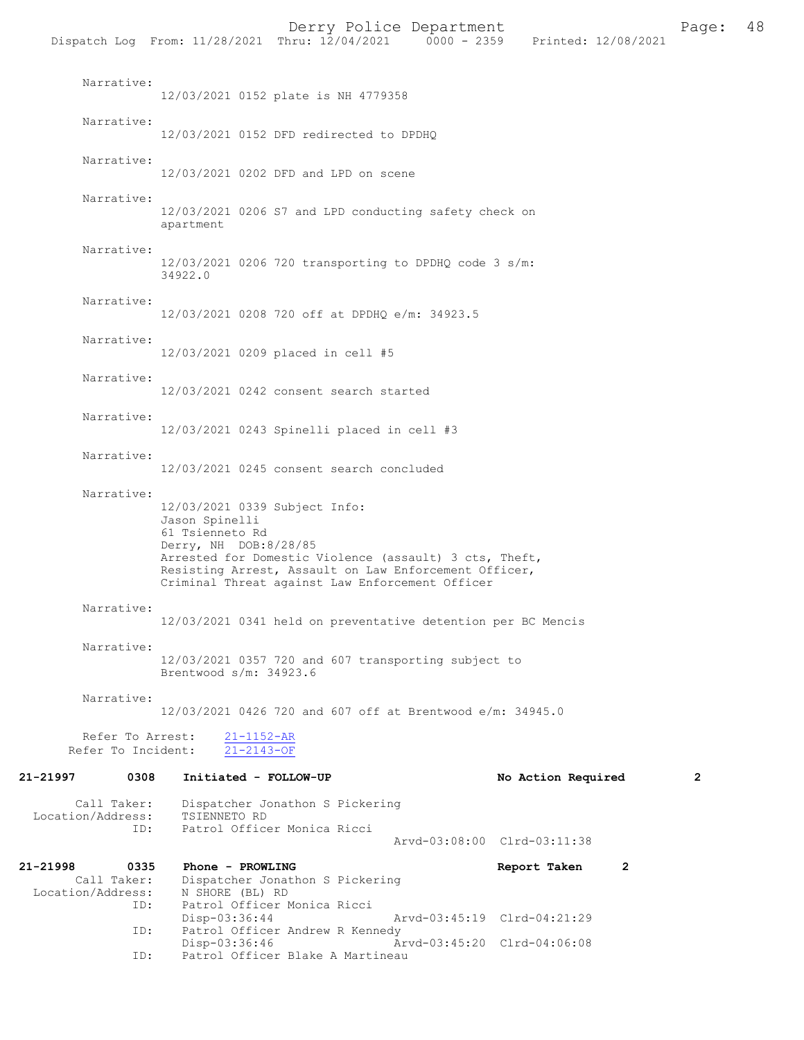Narrative:
12/03/2021 0152 plate is NH 4779358

Narrative:
12/03/2021 0152 DFD redirected to DPDHQ

Narrative:
12/03/2021 0202 DFD and LPD on scene

Narrative:
12/03/2021 0206 S7 and LPD conducting safety check on apartment

Narrative:
12/03/2021 0206 720 transporting to DPDHQ code 3 s/m: 34922.0

Narrative:
12/03/2021 0208 720 off at DPDHQ e/m: 34923.5

Narrative:
12/03/2021 0209 placed in cell #5

Narrative:
12/03/2021 0242 consent search started

Narrative:
12/03/2021 0243 Spinelli placed in cell #3

Narrative:
12/03/2021 0245 consent search concluded

Narrative:
12/03/2021 0339 Subject Info:
Jason Spinelli
61 Tsienneto Rd
Derry, NH DOB:8/28/85
Arrested for Domestic Violence (assault) 3 cts, Theft, Resisting Arrest, Assault on Law Enforcement Officer, Criminal Threat against Law Enforcement Officer

Narrative:
12/03/2021 0341 held on preventative detention per BC Mencis

Narrative:
12/03/2021 0357 720 and 607 transporting subject to Brentwood s/m: 34923.6

Narrative:
12/03/2021 0426 720 and 607 off at Brentwood e/m: 34945.0

Refer To Arrest: 21-1152-AR
Refer To Incident: 21-2143-OF

**21-21997 0308 Initiated - FOLLOW-UP — No Action Required 2**

Call Taker: Dispatcher Jonathon S Pickering
Location/Address: TSIENNETO RD
ID: Patrol Officer Monica Ricci
Arvd-03:08:00 Clrd-03:11:38

**21-21998 0335 Phone - PROWLING — Report Taken 2**

Call Taker: Dispatcher Jonathon S Pickering
Location/Address: N SHORE (BL) RD
ID: Patrol Officer Monica Ricci
Disp-03:36:44 Arvd-03:45:19 Clrd-04:21:29
ID: Patrol Officer Andrew R Kennedy
Disp-03:36:46 Arvd-03:45:20 Clrd-04:06:08
ID: Patrol Officer Blake A Martineau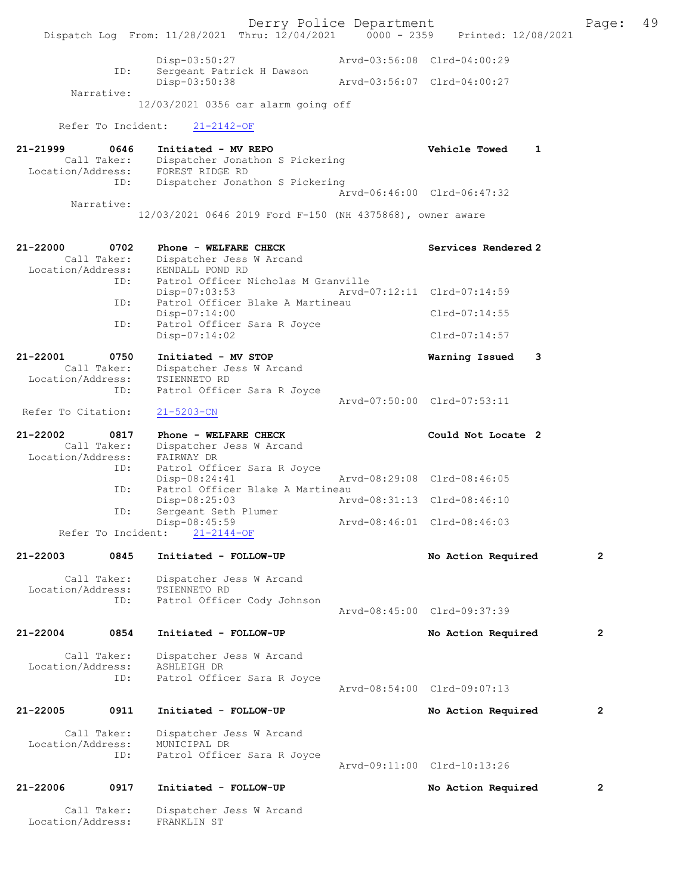```
            Disp-03:50:27                 Arvd-03:56:08  Clrd-04:00:29
        ID: Sergeant Patrick H Dawson
            Disp-03:50:38                 Arvd-03:56:07  Clrd-04:00:27
 Narrative:
        12/03/2021 0356 car alarm going off

Refer To Incident:   21-2142-OF

21-21999     0646    Initiated - MV REPO                  Vehicle Towed      1
       Call Taker:   Dispatcher Jonathon S Pickering
 Location/Address:   FOREST RIDGE RD
               ID:   Dispatcher Jonathon S Pickering
                                          Arvd-06:46:00  Clrd-06:47:32
        Narrative:
        12/03/2021 0646 2019 Ford F-150 (NH 4375868), owner aware

21-22000     0702    Phone - WELFARE CHECK                Services Rendered 2
       Call Taker:   Dispatcher Jess W Arcand
 Location/Address:   KENDALL POND RD
               ID:   Patrol Officer Nicholas M Granville
                     Disp-07:03:53        Arvd-07:12:11  Clrd-07:14:59
               ID:   Patrol Officer Blake A Martineau
                     Disp-07:14:00                       Clrd-07:14:55
               ID:   Patrol Officer Sara R Joyce
                     Disp-07:14:02                       Clrd-07:14:57

21-22001     0750    Initiated - MV STOP                  Warning Issued     3
       Call Taker:   Dispatcher Jess W Arcand
 Location/Address:   TSIENNETO RD
               ID:   Patrol Officer Sara R Joyce
                                          Arvd-07:50:00  Clrd-07:53:11
Refer To Citation:   21-5203-CN

21-22002     0817    Phone - WELFARE CHECK                Could Not Locate 2
       Call Taker:   Dispatcher Jess W Arcand
 Location/Address:   FAIRWAY DR
               ID:   Patrol Officer Sara R Joyce
                     Disp-08:24:41        Arvd-08:29:08  Clrd-08:46:05
               ID:   Patrol Officer Blake A Martineau
                     Disp-08:25:03        Arvd-08:31:13  Clrd-08:46:10
               ID:   Sergeant Seth Plumer
                     Disp-08:45:59        Arvd-08:46:01  Clrd-08:46:03
Refer To Incident:   21-2144-OF

21-22003     0845    Initiated - FOLLOW-UP                No Action Required        2

       Call Taker:   Dispatcher Jess W Arcand
 Location/Address:   TSIENNETO RD
               ID:   Patrol Officer Cody Johnson
                                          Arvd-08:45:00  Clrd-09:37:39

21-22004     0854    Initiated - FOLLOW-UP                No Action Required        2

       Call Taker:   Dispatcher Jess W Arcand
 Location/Address:   ASHLEIGH DR
               ID:   Patrol Officer Sara R Joyce
                                          Arvd-08:54:00  Clrd-09:07:13

21-22005     0911    Initiated - FOLLOW-UP                No Action Required        2

       Call Taker:   Dispatcher Jess W Arcand
 Location/Address:   MUNICIPAL DR
               ID:   Patrol Officer Sara R Joyce
                                          Arvd-09:11:00  Clrd-10:13:26

21-22006     0917    Initiated - FOLLOW-UP                No Action Required        2

       Call Taker:   Dispatcher Jess W Arcand
 Location/Address:   FRANKLIN ST
```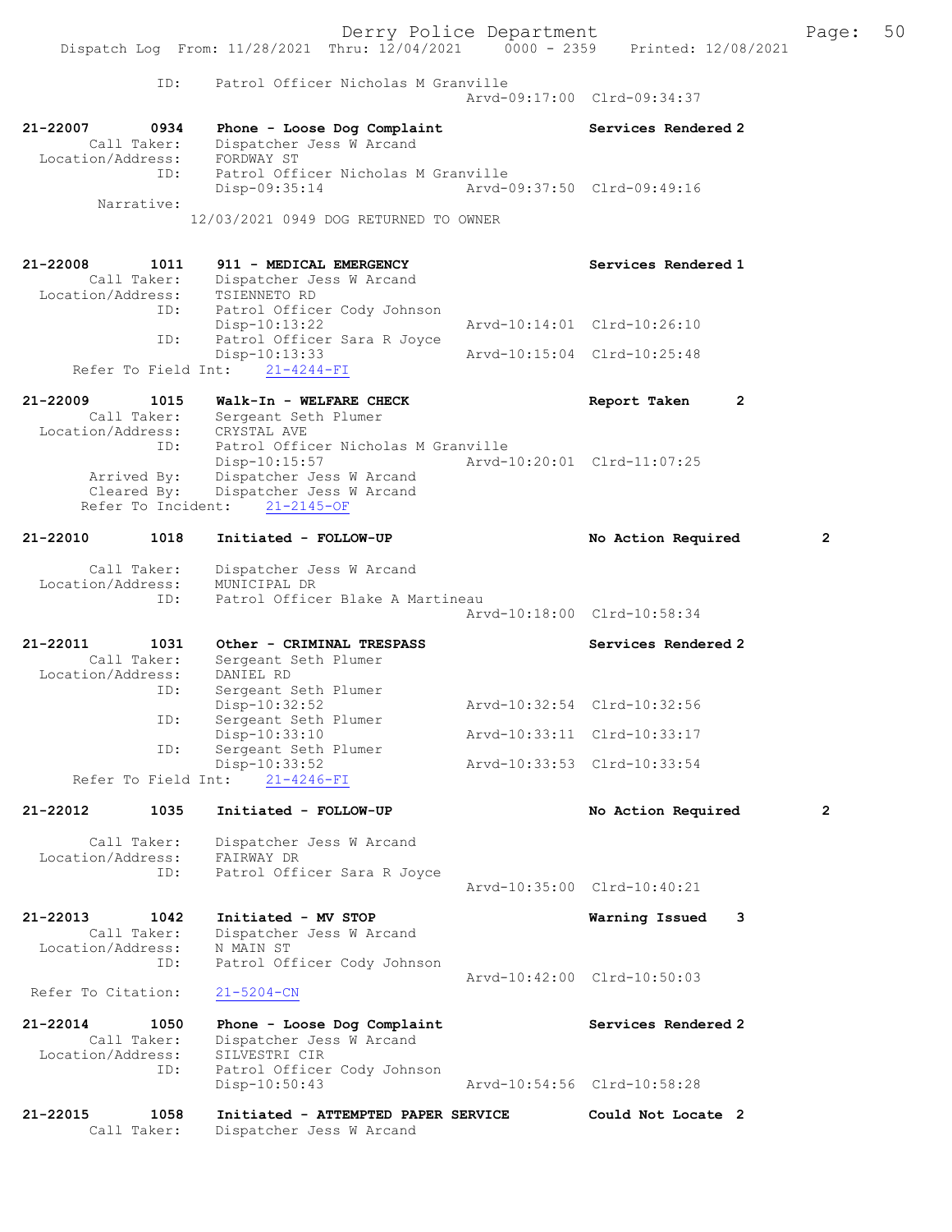Dispatch Log From: 11/28/2021 Thru: 12/04/2021 0000 - 2359 Printed: 12/08/2021

```
           ID:      Patrol Officer Nicholas M Granville
                                                Arvd-09:17:00  Clrd-09:34:37

21-22007       0934    Phone - Loose Dog Complaint                  Services Rendered 2
       Call Taker:     Dispatcher Jess W Arcand
  Location/Address:    FORDWAY ST
               ID:     Patrol Officer Nicholas M Granville
                       Disp-09:35:14            Arvd-09:37:50  Clrd-09:49:16
        Narrative:
                 12/03/2021 0949 DOG RETURNED TO OWNER

21-22008       1011    911 - MEDICAL EMERGENCY                      Services Rendered 1
       Call Taker:     Dispatcher Jess W Arcand
  Location/Address:    TSIENNETO RD
               ID:     Patrol Officer Cody Johnson
                       Disp-10:13:22            Arvd-10:14:01  Clrd-10:26:10
               ID:     Patrol Officer Sara R Joyce
                       Disp-10:13:33            Arvd-10:15:04  Clrd-10:25:48
    Refer To Field Int:    21-4244-FI

21-22009       1015    Walk-In - WELFARE CHECK                      Report Taken      2
       Call Taker:     Sergeant Seth Plumer
  Location/Address:    CRYSTAL AVE
               ID:     Patrol Officer Nicholas M Granville
                       Disp-10:15:57            Arvd-10:20:01  Clrd-11:07:25
       Arrived By:     Dispatcher Jess W Arcand
       Cleared By:     Dispatcher Jess W Arcand
     Refer To Incident:    21-2145-OF

21-22010       1018    Initiated - FOLLOW-UP                        No Action Required        2

       Call Taker:     Dispatcher Jess W Arcand
  Location/Address:    MUNICIPAL DR
               ID:     Patrol Officer Blake A Martineau
                                                Arvd-10:18:00  Clrd-10:58:34

21-22011       1031    Other - CRIMINAL TRESPASS                    Services Rendered 2
       Call Taker:     Sergeant Seth Plumer
  Location/Address:    DANIEL RD
               ID:     Sergeant Seth Plumer
                       Disp-10:32:52            Arvd-10:32:54  Clrd-10:32:56
               ID:     Sergeant Seth Plumer
                       Disp-10:33:10            Arvd-10:33:11  Clrd-10:33:17
               ID:     Sergeant Seth Plumer
                       Disp-10:33:52            Arvd-10:33:53  Clrd-10:33:54
    Refer To Field Int:    21-4246-FI

21-22012       1035    Initiated - FOLLOW-UP                        No Action Required        2

       Call Taker:     Dispatcher Jess W Arcand
  Location/Address:    FAIRWAY DR
               ID:     Patrol Officer Sara R Joyce
                                                Arvd-10:35:00  Clrd-10:40:21

21-22013       1042    Initiated - MV STOP                          Warning Issued    3
       Call Taker:     Dispatcher Jess W Arcand
  Location/Address:    N MAIN ST
               ID:     Patrol Officer Cody Johnson
                                                Arvd-10:42:00  Clrd-10:50:03
 Refer To Citation:    21-5204-CN

21-22014       1050    Phone - Loose Dog Complaint                  Services Rendered 2
       Call Taker:     Dispatcher Jess W Arcand
  Location/Address:    SILVESTRI CIR
               ID:     Patrol Officer Cody Johnson
                       Disp-10:50:43            Arvd-10:54:56  Clrd-10:58:28

21-22015       1058    Initiated - ATTEMPTED PAPER SERVICE          Could Not Locate  2
       Call Taker:     Dispatcher Jess W Arcand
```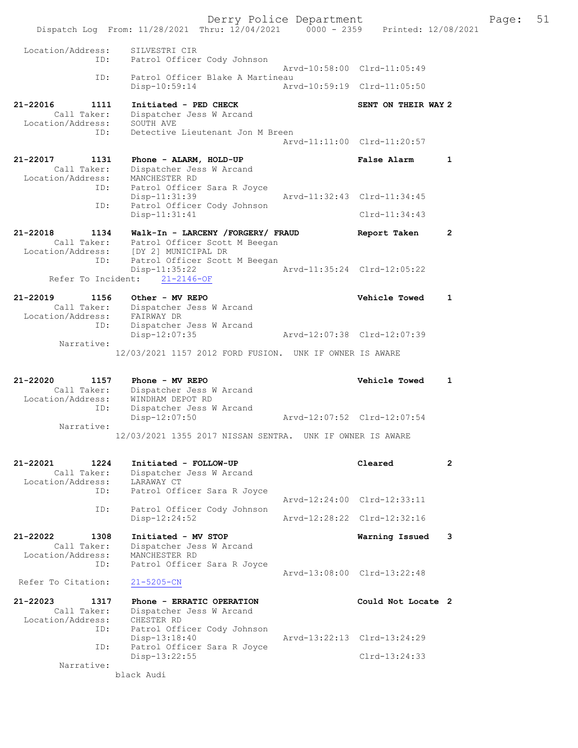Location/Address: SILVESTRI CIR
ID: Patrol Officer Cody Johnson
Arvd-10:58:00 Clrd-11:05:49
ID: Patrol Officer Blake A Martineau
Disp-10:59:14 Arvd-10:59:19 Clrd-11:05:50

**21-22016 1111 Initiated - PED CHECK** SENT ON THEIR WAY 2
Call Taker: Dispatcher Jess W Arcand
Location/Address: SOUTH AVE
ID: Detective Lieutenant Jon M Breen
Arvd-11:11:00 Clrd-11:20:57

**21-22017 1131 Phone - ALARM, HOLD-UP** False Alarm 1
Call Taker: Dispatcher Jess W Arcand
Location/Address: MANCHESTER RD
ID: Patrol Officer Sara R Joyce
Disp-11:31:39 Arvd-11:32:43 Clrd-11:34:45
ID: Patrol Officer Cody Johnson
Disp-11:31:41 Clrd-11:34:43

**21-22018 1134 Walk-In - LARCENY /FORGERY/ FRAUD** Report Taken 2
Call Taker: Patrol Officer Scott M Beegan
Location/Address: [DY 2] MUNICIPAL DR
ID: Patrol Officer Scott M Beegan
Disp-11:35:22 Arvd-11:35:24 Clrd-12:05:22
Refer To Incident: 21-2146-OF

**21-22019 1156 Other - MV REPO** Vehicle Towed 1
Call Taker: Dispatcher Jess W Arcand
Location/Address: FAIRWAY DR
ID: Dispatcher Jess W Arcand
Disp-12:07:35 Arvd-12:07:38 Clrd-12:07:39
Narrative:
12/03/2021 1157 2012 FORD FUSION. UNK IF OWNER IS AWARE

**21-22020 1157 Phone - MV REPO** Vehicle Towed 1
Call Taker: Dispatcher Jess W Arcand
Location/Address: WINDHAM DEPOT RD
ID: Dispatcher Jess W Arcand
Disp-12:07:50 Arvd-12:07:52 Clrd-12:07:54
Narrative:
12/03/2021 1355 2017 NISSAN SENTRA. UNK IF OWNER IS AWARE

**21-22021 1224 Initiated - FOLLOW-UP** Cleared 2
Call Taker: Dispatcher Jess W Arcand
Location/Address: LARAWAY CT
ID: Patrol Officer Sara R Joyce
Arvd-12:24:00 Clrd-12:33:11
ID: Patrol Officer Cody Johnson
Disp-12:24:52 Arvd-12:28:22 Clrd-12:32:16

**21-22022 1308 Initiated - MV STOP** Warning Issued 3
Call Taker: Dispatcher Jess W Arcand
Location/Address: MANCHESTER RD
ID: Patrol Officer Sara R Joyce
Arvd-13:08:00 Clrd-13:22:48
Refer To Citation: 21-5205-CN

**21-22023 1317 Phone - ERRATIC OPERATION** Could Not Locate 2
Call Taker: Dispatcher Jess W Arcand
Location/Address: CHESTER RD
ID: Patrol Officer Cody Johnson
Disp-13:18:40 Arvd-13:22:13 Clrd-13:24:29
ID: Patrol Officer Sara R Joyce
Disp-13:22:55 Clrd-13:24:33
Narrative:
black Audi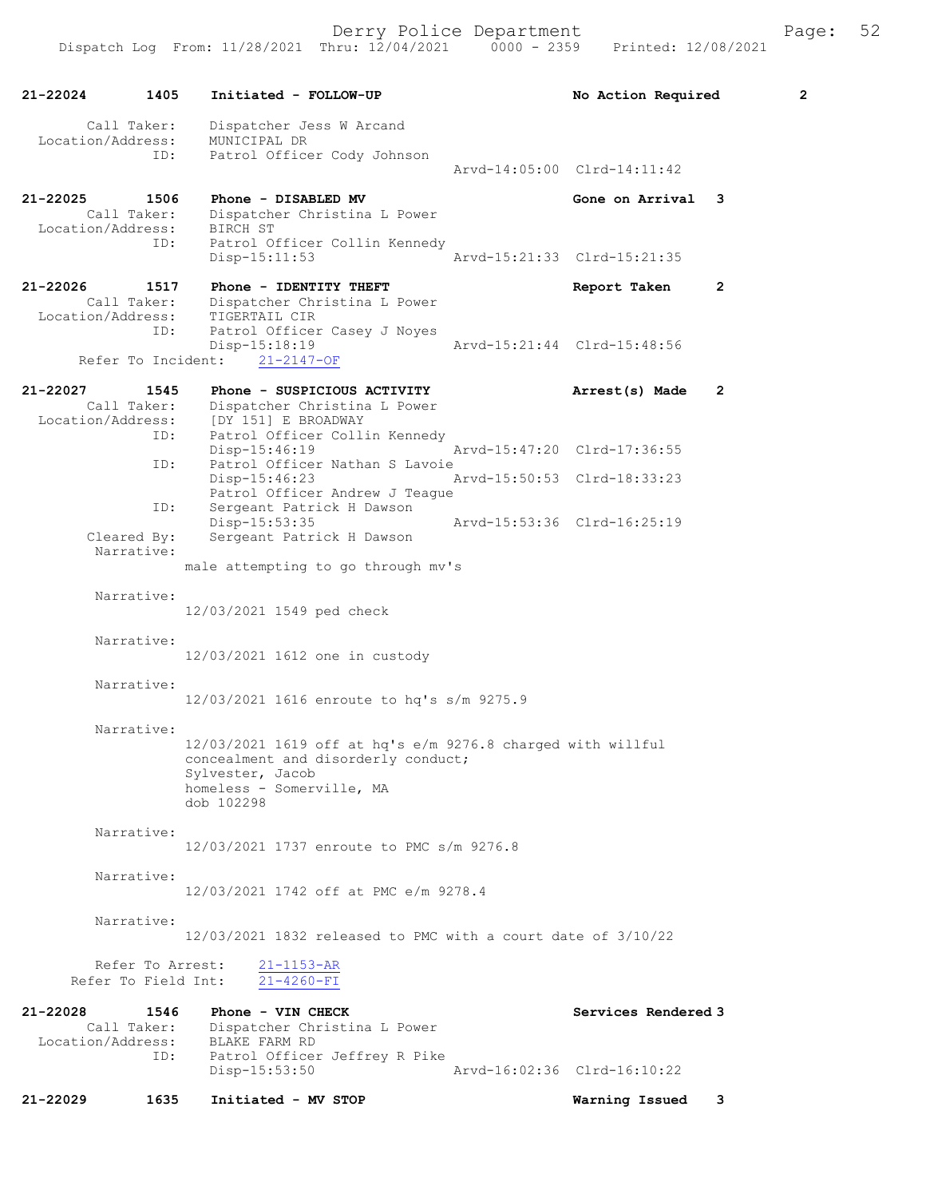Derry Police Department
Dispatch Log From: 11/28/2021 Thru: 12/04/2021 0000 - 2359 Printed: 12/08/2021

**21-22024 1405 Initiated - FOLLOW-UP** No Action Required 2

Call Taker: Dispatcher Jess W Arcand
Location/Address: MUNICIPAL DR
ID: Patrol Officer Cody Johnson
Arvd-14:05:00 Clrd-14:11:42

**21-22025 1506 Phone - DISABLED MV** Gone on Arrival 3

Call Taker: Dispatcher Christina L Power
Location/Address: BIRCH ST
ID: Patrol Officer Collin Kennedy
Disp-15:11:53 Arvd-15:21:33 Clrd-15:21:35

**21-22026 1517 Phone - IDENTITY THEFT** Report Taken 2

Call Taker: Dispatcher Christina L Power
Location/Address: TIGERTAIL CIR
ID: Patrol Officer Casey J Noyes
Disp-15:18:19 Arvd-15:21:44 Clrd-15:48:56
Refer To Incident: 21-2147-OF

**21-22027 1545 Phone - SUSPICIOUS ACTIVITY** Arrest(s) Made 2

Call Taker: Dispatcher Christina L Power
Location/Address: [DY 151] E BROADWAY
ID: Patrol Officer Collin Kennedy
Disp-15:46:19 Arvd-15:47:20 Clrd-17:36:55
ID: Patrol Officer Nathan S Lavoie
Disp-15:46:23 Arvd-15:50:53 Clrd-18:33:23
Patrol Officer Andrew J Teague
ID: Sergeant Patrick H Dawson
Disp-15:53:35 Arvd-15:53:36 Clrd-16:25:19
Cleared By: Sergeant Patrick H Dawson

Narrative:
male attempting to go through mv's

Narrative:
12/03/2021 1549 ped check

Narrative:
12/03/2021 1612 one in custody

Narrative:
12/03/2021 1616 enroute to hq's s/m 9275.9

Narrative:
12/03/2021 1619 off at hq's e/m 9276.8 charged with willful concealment and disorderly conduct;
Sylvester, Jacob
homeless - Somerville, MA
dob 102298

Narrative:
12/03/2021 1737 enroute to PMC s/m 9276.8

Narrative:
12/03/2021 1742 off at PMC e/m 9278.4

Narrative:
12/03/2021 1832 released to PMC with a court date of 3/10/22

Refer To Arrest: 21-1153-AR
Refer To Field Int: 21-4260-FI

**21-22028 1546 Phone - VIN CHECK** Services Rendered 3

Call Taker: Dispatcher Christina L Power
Location/Address: BLAKE FARM RD
ID: Patrol Officer Jeffrey R Pike
Disp-15:53:50 Arvd-16:02:36 Clrd-16:10:22

**21-22029 1635 Initiated - MV STOP** Warning Issued 3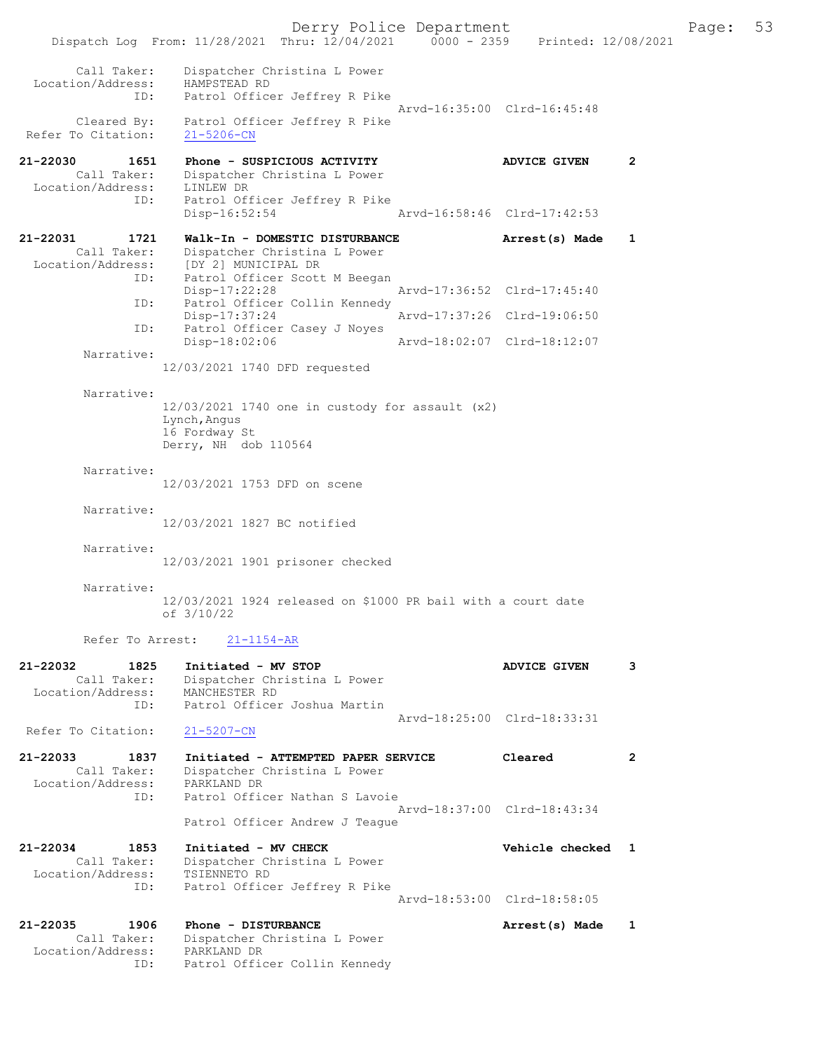```
        Call Taker:    Dispatcher Christina L Power
  Location/Address:    HAMPSTEAD RD
                ID:    Patrol Officer Jeffrey R Pike
                                                  Arvd-16:35:00  Clrd-16:45:48
        Cleared By:    Patrol Officer Jeffrey R Pike
 Refer To Citation:    21-5206-CN

21-22030        1651    Phone - SUSPICIOUS ACTIVITY              ADVICE GIVEN      2
        Call Taker:    Dispatcher Christina L Power
  Location/Address:    LINLEW DR
                ID:    Patrol Officer Jeffrey R Pike
                       Disp-16:52:54              Arvd-16:58:46  Clrd-17:42:53

21-22031        1721    Walk-In - DOMESTIC DISTURBANCE           Arrest(s) Made    1
        Call Taker:    Dispatcher Christina L Power
  Location/Address:    [DY 2] MUNICIPAL DR
                ID:    Patrol Officer Scott M Beegan
                       Disp-17:22:28              Arvd-17:36:52  Clrd-17:45:40
                ID:    Patrol Officer Collin Kennedy
                       Disp-17:37:24              Arvd-17:37:26  Clrd-19:06:50
                ID:    Patrol Officer Casey J Noyes
                       Disp-18:02:06              Arvd-18:02:07  Clrd-18:12:07
         Narrative:
                   12/03/2021 1740 DFD requested

         Narrative:
                   12/03/2021 1740 one in custody for assault (x2)
                   Lynch,Angus
                   16 Fordway St
                   Derry, NH  dob 110564

         Narrative:
                   12/03/2021 1753 DFD on scene

         Narrative:
                   12/03/2021 1827 BC notified

         Narrative:
                   12/03/2021 1901 prisoner checked

         Narrative:
                   12/03/2021 1924 released on $1000 PR bail with a court date
                   of 3/10/22

         Refer To Arrest:    21-1154-AR

21-22032        1825    Initiated - MV STOP                      ADVICE GIVEN      3
        Call Taker:    Dispatcher Christina L Power
  Location/Address:    MANCHESTER RD
                ID:    Patrol Officer Joshua Martin
                                                  Arvd-18:25:00  Clrd-18:33:31
 Refer To Citation:    21-5207-CN

21-22033        1837    Initiated - ATTEMPTED PAPER SERVICE      Cleared           2
        Call Taker:    Dispatcher Christina L Power
  Location/Address:    PARKLAND DR
                ID:    Patrol Officer Nathan S Lavoie
                                                  Arvd-18:37:00  Clrd-18:43:34
                       Patrol Officer Andrew J Teague

21-22034        1853    Initiated - MV CHECK                     Vehicle checked   1
        Call Taker:    Dispatcher Christina L Power
  Location/Address:    TSIENNETO RD
                ID:    Patrol Officer Jeffrey R Pike
                                                  Arvd-18:53:00  Clrd-18:58:05

21-22035        1906    Phone - DISTURBANCE                      Arrest(s) Made    1
        Call Taker:    Dispatcher Christina L Power
  Location/Address:    PARKLAND DR
                ID:    Patrol Officer Collin Kennedy
```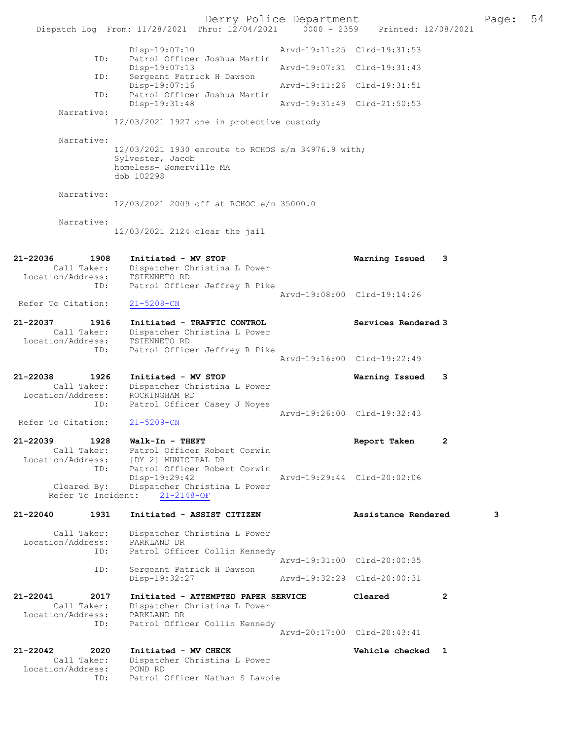```
                Disp-19:07:10                Arvd-19:11:25  Clrd-19:31:53
          ID:   Patrol Officer Joshua Martin
                Disp-19:07:13                Arvd-19:07:31  Clrd-19:31:43
          ID:   Sergeant Patrick H Dawson
                Disp-19:07:16                Arvd-19:11:26  Clrd-19:31:51
          ID:   Patrol Officer Joshua Martin
                Disp-19:31:48                Arvd-19:31:49  Clrd-21:50:53
   Narrative:
              12/03/2021 1927 one in protective custody

   Narrative:
              12/03/2021 1930 enroute to RCHOS s/m 34976.9 with;
              Sylvester, Jacob
              homeless- Somerville MA
              dob 102298

   Narrative:
              12/03/2021 2009 off at RCHOC e/m 35000.0

   Narrative:
              12/03/2021 2124 clear the jail


21-22036        1908   Initiated - MV STOP                        Warning Issued    3
       Call Taker:     Dispatcher Christina L Power
 Location/Address:     TSIENNETO RD
               ID:     Patrol Officer Jeffrey R Pike
                                                    Arvd-19:08:00  Clrd-19:14:26
 Refer To Citation:    21-5208-CN

21-22037        1916   Initiated - TRAFFIC CONTROL                Services Rendered 3
       Call Taker:     Dispatcher Christina L Power
 Location/Address:     TSIENNETO RD
               ID:     Patrol Officer Jeffrey R Pike
                                                    Arvd-19:16:00  Clrd-19:22:49

21-22038        1926   Initiated - MV STOP                        Warning Issued    3
       Call Taker:     Dispatcher Christina L Power
 Location/Address:     ROCKINGHAM RD
               ID:     Patrol Officer Casey J Noyes
                                                    Arvd-19:26:00  Clrd-19:32:43
 Refer To Citation:    21-5209-CN

21-22039        1928   Walk-In - THEFT                            Report Taken      2
       Call Taker:     Patrol Officer Robert Corwin
 Location/Address:     [DY 2] MUNICIPAL DR
               ID:     Patrol Officer Robert Corwin
                       Disp-19:29:42                Arvd-19:29:44  Clrd-20:02:06
       Cleared By:     Dispatcher Christina L Power
   Refer To Incident:    21-2148-OF

21-22040        1931   Initiated - ASSIST CITIZEN                 Assistance Rendered           3

       Call Taker:     Dispatcher Christina L Power
 Location/Address:     PARKLAND DR
               ID:     Patrol Officer Collin Kennedy
                                                    Arvd-19:31:00  Clrd-20:00:35
               ID:     Sergeant Patrick H Dawson
                       Disp-19:32:27                Arvd-19:32:29  Clrd-20:00:31

21-22041        2017   Initiated - ATTEMPTED PAPER SERVICE        Cleared           2
       Call Taker:     Dispatcher Christina L Power
 Location/Address:     PARKLAND DR
               ID:     Patrol Officer Collin Kennedy
                                                    Arvd-20:17:00  Clrd-20:43:41

21-22042        2020   Initiated - MV CHECK                       Vehicle checked   1
       Call Taker:     Dispatcher Christina L Power
 Location/Address:     POND RD
               ID:     Patrol Officer Nathan S Lavoie
```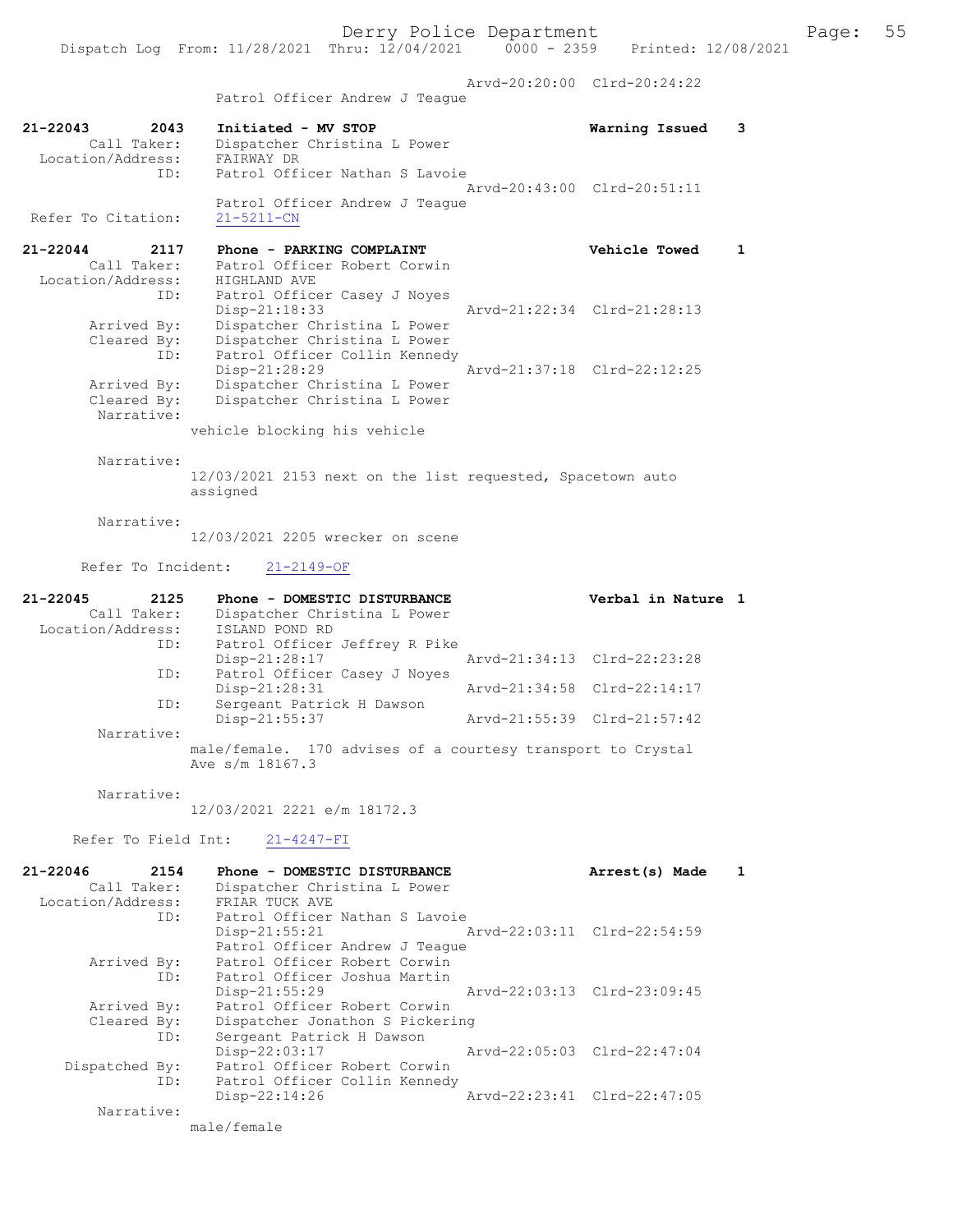Arvd-20:20:00 Clrd-20:24:22
Patrol Officer Andrew J Teague

```
21-22043        2043    Initiated - MV STOP                         Warning Issued    3
         Call Taker:    Dispatcher Christina L Power
   Location/Address:    FAIRWAY DR
                 ID:    Patrol Officer Nathan S Lavoie
                                                 Arvd-20:43:00  Clrd-20:51:11
                        Patrol Officer Andrew J Teague
  Refer To Citation:    21-5211-CN

21-22044        2117    Phone - PARKING COMPLAINT                   Vehicle Towed     1
         Call Taker:    Patrol Officer Robert Corwin
   Location/Address:    HIGHLAND AVE
                 ID:    Patrol Officer Casey J Noyes
                        Disp-21:18:33            Arvd-21:22:34  Clrd-21:28:13
        Arrived By:     Dispatcher Christina L Power
        Cleared By:     Dispatcher Christina L Power
                 ID:    Patrol Officer Collin Kennedy
                        Disp-21:28:29            Arvd-21:37:18  Clrd-22:12:25
        Arrived By:     Dispatcher Christina L Power
        Cleared By:     Dispatcher Christina L Power
          Narrative:
                     vehicle blocking his vehicle

          Narrative:
                     12/03/2021 2153 next on the list requested, Spacetown auto
                     assigned

          Narrative:
                     12/03/2021 2205 wrecker on scene

        Refer To Incident:    21-2149-OF

21-22045        2125    Phone - DOMESTIC DISTURBANCE                Verbal in Nature 1
         Call Taker:    Dispatcher Christina L Power
   Location/Address:    ISLAND POND RD
                 ID:    Patrol Officer Jeffrey R Pike
                        Disp-21:28:17            Arvd-21:34:13  Clrd-22:23:28
                 ID:    Patrol Officer Casey J Noyes
                        Disp-21:28:31            Arvd-21:34:58  Clrd-22:14:17
                 ID:    Sergeant Patrick H Dawson
                        Disp-21:55:37            Arvd-21:55:39  Clrd-21:57:42
          Narrative:
                     male/female.  170 advises of a courtesy transport to Crystal
                     Ave s/m 18167.3

          Narrative:
                     12/03/2021 2221 e/m 18172.3

       Refer To Field Int:    21-4247-FI

21-22046        2154    Phone - DOMESTIC DISTURBANCE                Arrest(s) Made    1
         Call Taker:    Dispatcher Christina L Power
   Location/Address:    FRIAR TUCK AVE
                 ID:    Patrol Officer Nathan S Lavoie
                        Disp-21:55:21            Arvd-22:03:11  Clrd-22:54:59
                        Patrol Officer Andrew J Teague
        Arrived By:     Patrol Officer Robert Corwin
                 ID:    Patrol Officer Joshua Martin
                        Disp-21:55:29            Arvd-22:03:13  Clrd-23:09:45
        Arrived By:     Patrol Officer Robert Corwin
        Cleared By:     Dispatcher Jonathon S Pickering
                 ID:    Sergeant Patrick H Dawson
                        Disp-22:03:17            Arvd-22:05:03  Clrd-22:47:04
     Dispatched By:     Patrol Officer Robert Corwin
                 ID:    Patrol Officer Collin Kennedy
                        Disp-22:14:26            Arvd-22:23:41  Clrd-22:47:05
          Narrative:
                     male/female
```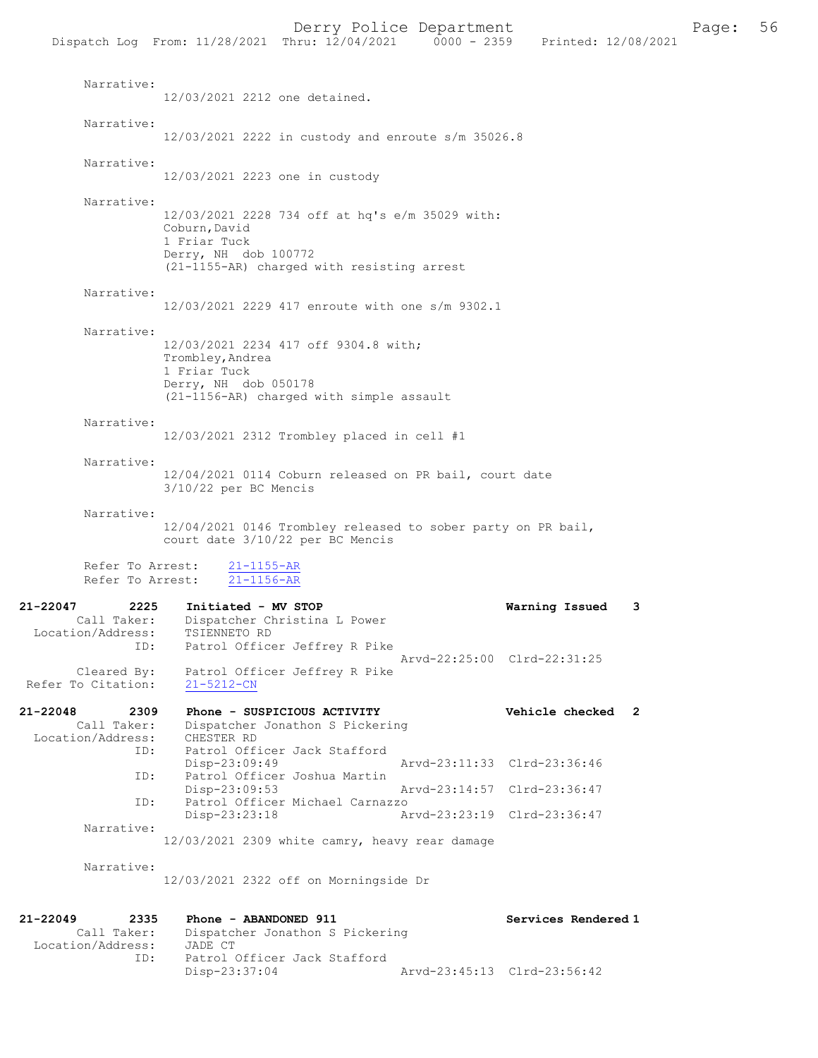Narrative:
12/03/2021 2212 one detained.

Narrative:
12/03/2021 2222 in custody and enroute s/m 35026.8

Narrative:
12/03/2021 2223 one in custody

Narrative:
12/03/2021 2228 734 off at hq's e/m 35029 with:
Coburn,David
1 Friar Tuck
Derry, NH dob 100772
(21-1155-AR) charged with resisting arrest

Narrative:
12/03/2021 2229 417 enroute with one s/m 9302.1

Narrative:
12/03/2021 2234 417 off 9304.8 with;
Trombley,Andrea
1 Friar Tuck
Derry, NH dob 050178
(21-1156-AR) charged with simple assault

Narrative:
12/03/2021 2312 Trombley placed in cell #1

Narrative:
12/04/2021 0114 Coburn released on PR bail, court date 3/10/22 per BC Mencis

Narrative:
12/04/2021 0146 Trombley released to sober party on PR bail, court date 3/10/22 per BC Mencis

Refer To Arrest: 21-1155-AR
Refer To Arrest: 21-1156-AR

**21-22047 2225 Initiated - MV STOP — Warning Issued 3**
Call Taker: Dispatcher Christina L Power
Location/Address: TSIENNETO RD
ID: Patrol Officer Jeffrey R Pike
Arvd-22:25:00 Clrd-22:31:25
Cleared By: Patrol Officer Jeffrey R Pike
Refer To Citation: 21-5212-CN

**21-22048 2309 Phone - SUSPICIOUS ACTIVITY — Vehicle checked 2**
Call Taker: Dispatcher Jonathon S Pickering
Location/Address: CHESTER RD
ID: Patrol Officer Jack Stafford
Disp-23:09:49 Arvd-23:11:33 Clrd-23:36:46
ID: Patrol Officer Joshua Martin
Disp-23:09:53 Arvd-23:14:57 Clrd-23:36:47
ID: Patrol Officer Michael Carnazzo
Disp-23:23:18 Arvd-23:23:19 Clrd-23:36:47
Narrative:
12/03/2021 2309 white camry, heavy rear damage

Narrative:
12/03/2021 2322 off on Morningside Dr

**21-22049 2335 Phone - ABANDONED 911 — Services Rendered 1**
Call Taker: Dispatcher Jonathon S Pickering
Location/Address: JADE CT
ID: Patrol Officer Jack Stafford
Disp-23:37:04 Arvd-23:45:13 Clrd-23:56:42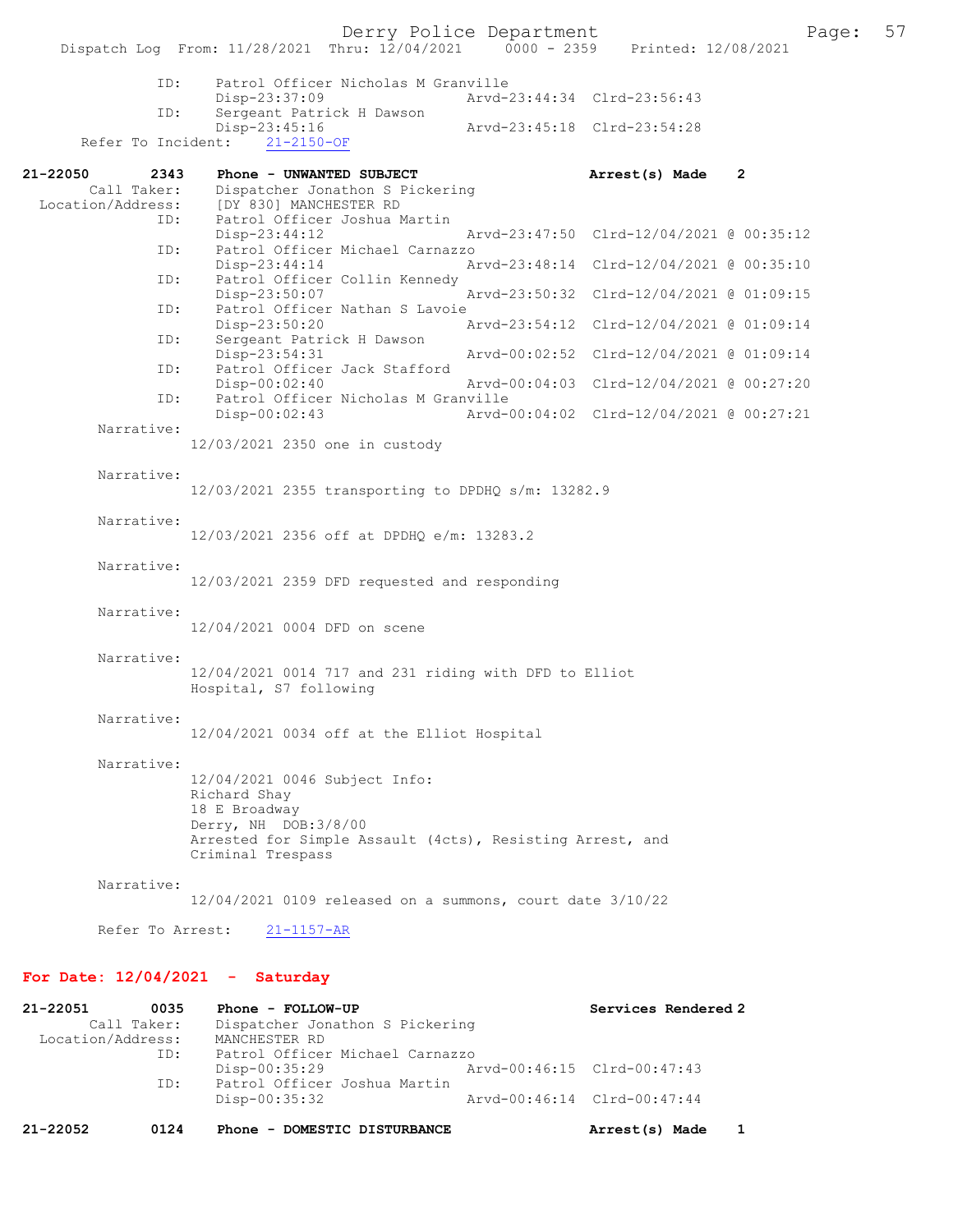```
            ID:     Patrol Officer Nicholas M Granville
                    Disp-23:37:09                Arvd-23:44:34  Clrd-23:56:43
            ID:     Sergeant Patrick H Dawson
                    Disp-23:45:16                Arvd-23:45:18  Clrd-23:54:28
      Refer To Incident:    21-2150-OF

21-22050        2343    Phone - UNWANTED SUBJECT                    Arrest(s) Made    2
        Call Taker:     Dispatcher Jonathon S Pickering
  Location/Address:     [DY 830] MANCHESTER RD
            ID:     Patrol Officer Joshua Martin
                    Disp-23:44:12                Arvd-23:47:50  Clrd-12/04/2021 @ 00:35:12
            ID:     Patrol Officer Michael Carnazzo
                    Disp-23:44:14                Arvd-23:48:14  Clrd-12/04/2021 @ 00:35:10
            ID:     Patrol Officer Collin Kennedy
                    Disp-23:50:07                Arvd-23:50:32  Clrd-12/04/2021 @ 01:09:15
            ID:     Patrol Officer Nathan S Lavoie
                    Disp-23:50:20                Arvd-23:54:12  Clrd-12/04/2021 @ 01:09:14
            ID:     Sergeant Patrick H Dawson
                    Disp-23:54:31                Arvd-00:02:52  Clrd-12/04/2021 @ 01:09:14
            ID:     Patrol Officer Jack Stafford
                    Disp-00:02:40                Arvd-00:04:03  Clrd-12/04/2021 @ 00:27:20
            ID:     Patrol Officer Nicholas M Granville
                    Disp-00:02:43                Arvd-00:04:02  Clrd-12/04/2021 @ 00:27:21
        Narrative:
                12/03/2021 2350 one in custody

        Narrative:
                12/03/2021 2355 transporting to DPDHQ s/m: 13282.9

        Narrative:
                12/03/2021 2356 off at DPDHQ e/m: 13283.2

        Narrative:
                12/03/2021 2359 DFD requested and responding

        Narrative:
                12/04/2021 0004 DFD on scene

        Narrative:
                12/04/2021 0014 717 and 231 riding with DFD to Elliot
                Hospital, S7 following

        Narrative:
                12/04/2021 0034 off at the Elliot Hospital

        Narrative:
                12/04/2021 0046 Subject Info:
                Richard Shay
                18 E Broadway
                Derry, NH  DOB:3/8/00
                Arrested for Simple Assault (4cts), Resisting Arrest, and
                Criminal Trespass

        Narrative:
                12/04/2021 0109 released on a summons, court date 3/10/22

        Refer To Arrest:    21-1157-AR
```

## For Date: 12/04/2021  -  Saturday

```
21-22051        0035    Phone - FOLLOW-UP                           Services Rendered 2
        Call Taker:     Dispatcher Jonathon S Pickering
  Location/Address:     MANCHESTER RD
            ID:     Patrol Officer Michael Carnazzo
                    Disp-00:35:29                Arvd-00:46:15  Clrd-00:47:43
            ID:     Patrol Officer Joshua Martin
                    Disp-00:35:32                Arvd-00:46:14  Clrd-00:47:44

21-22052        0124    Phone - DOMESTIC DISTURBANCE                Arrest(s) Made    1
```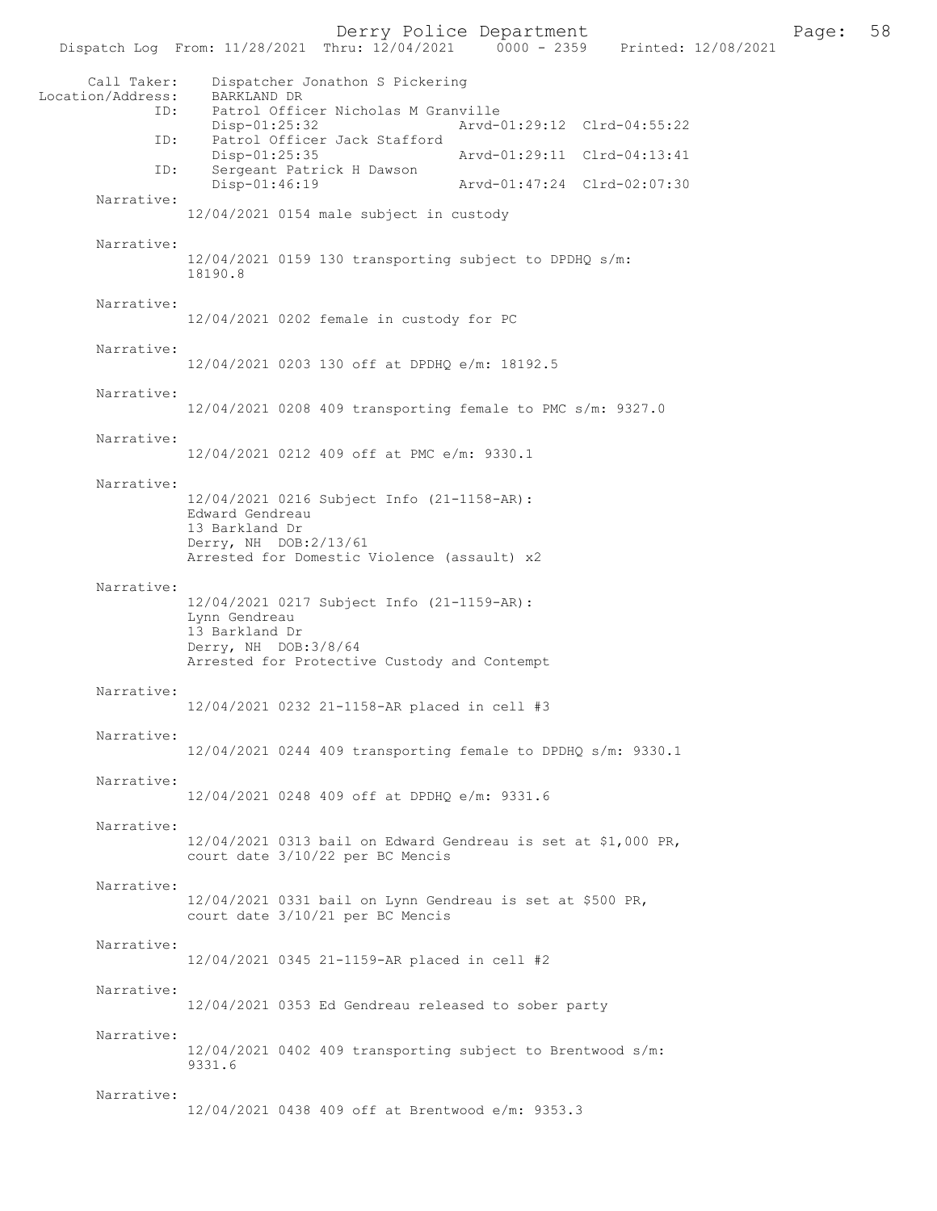Call Taker: Dispatcher Jonathon S Pickering
Location/Address: BARKLAND DR

ID: Patrol Officer Nicholas M Granville
Disp-01:25:32 Arvd-01:29:12 Clrd-04:55:22

ID: Patrol Officer Jack Stafford
Disp-01:25:35 Arvd-01:29:11 Clrd-04:13:41

ID: Sergeant Patrick H Dawson
Disp-01:46:19 Arvd-01:47:24 Clrd-02:07:30

Narrative:
12/04/2021 0154 male subject in custody

Narrative:
12/04/2021 0159 130 transporting subject to DPDHQ s/m: 18190.8

Narrative:
12/04/2021 0202 female in custody for PC

Narrative:
12/04/2021 0203 130 off at DPDHQ e/m: 18192.5

Narrative:
12/04/2021 0208 409 transporting female to PMC s/m: 9327.0

Narrative:
12/04/2021 0212 409 off at PMC e/m: 9330.1

Narrative:
12/04/2021 0216 Subject Info (21-1158-AR):
Edward Gendreau
13 Barkland Dr
Derry, NH DOB:2/13/61
Arrested for Domestic Violence (assault) x2

Narrative:
12/04/2021 0217 Subject Info (21-1159-AR):
Lynn Gendreau
13 Barkland Dr
Derry, NH DOB:3/8/64
Arrested for Protective Custody and Contempt

Narrative:
12/04/2021 0232 21-1158-AR placed in cell #3

Narrative:
12/04/2021 0244 409 transporting female to DPDHQ s/m: 9330.1

Narrative:
12/04/2021 0248 409 off at DPDHQ e/m: 9331.6

Narrative:
12/04/2021 0313 bail on Edward Gendreau is set at $1,000 PR, court date 3/10/22 per BC Mencis

Narrative:
12/04/2021 0331 bail on Lynn Gendreau is set at $500 PR, court date 3/10/21 per BC Mencis

Narrative:
12/04/2021 0345 21-1159-AR placed in cell #2

Narrative:
12/04/2021 0353 Ed Gendreau released to sober party

Narrative:
12/04/2021 0402 409 transporting subject to Brentwood s/m: 9331.6

Narrative:
12/04/2021 0438 409 off at Brentwood e/m: 9353.3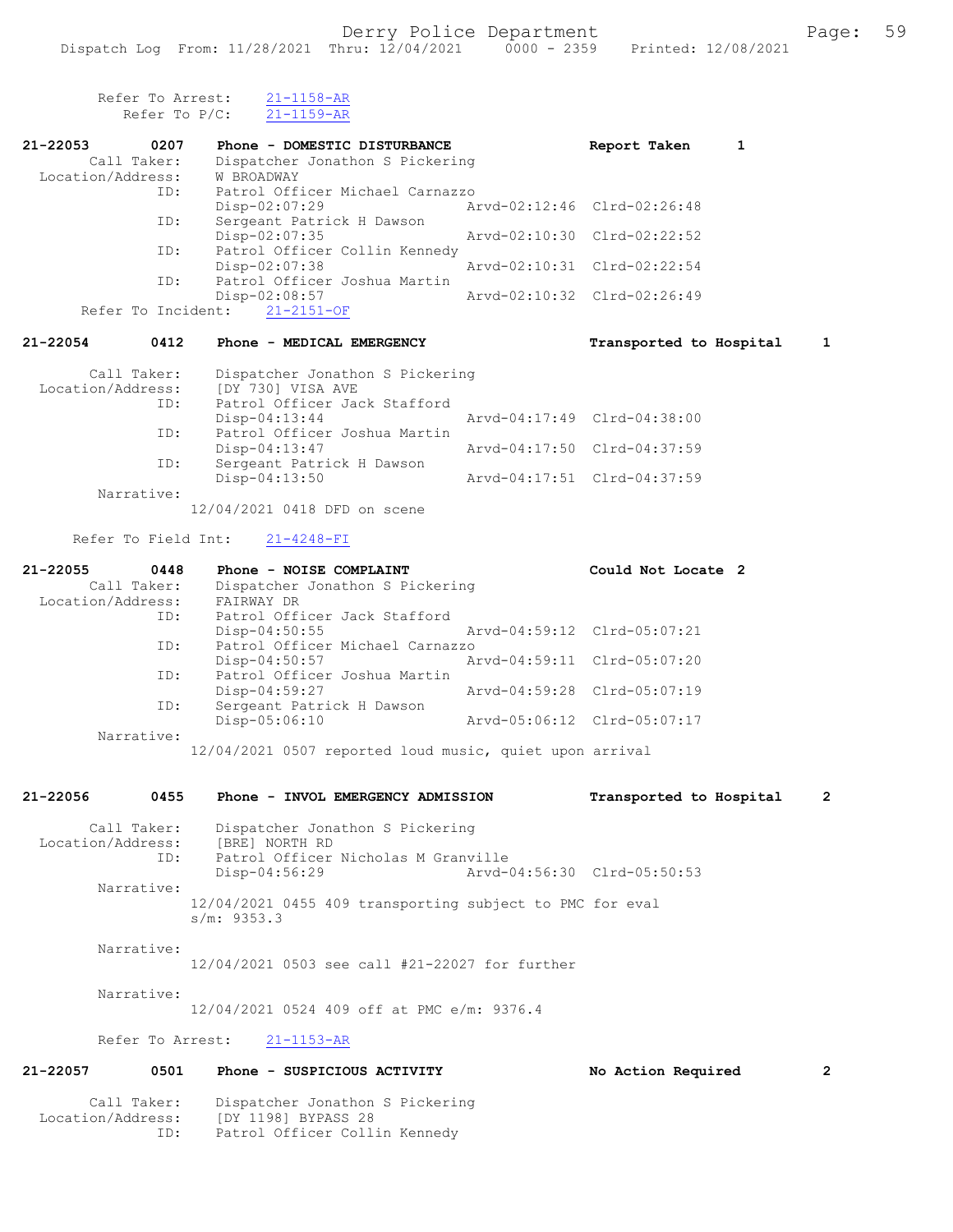Refer To Arrest: 21-1158-AR
Refer To P/C: 21-1159-AR

21-22053 0207 Phone - DOMESTIC DISTURBANCE Report Taken 1
Call Taker: Dispatcher Jonathon S Pickering
Location/Address: W BROADWAY
ID: Patrol Officer Michael Carnazzo
Disp-02:07:29 Arvd-02:12:46 Clrd-02:26:48
ID: Sergeant Patrick H Dawson
Disp-02:07:35 Arvd-02:10:30 Clrd-02:22:52
ID: Patrol Officer Collin Kennedy
Disp-02:07:38 Arvd-02:10:31 Clrd-02:22:54
ID: Patrol Officer Joshua Martin
Disp-02:08:57 Arvd-02:10:32 Clrd-02:26:49
Refer To Incident: 21-2151-OF

21-22054 0412 Phone - MEDICAL EMERGENCY Transported to Hospital 1

Call Taker: Dispatcher Jonathon S Pickering
Location/Address: [DY 730] VISA AVE
ID: Patrol Officer Jack Stafford
Disp-04:13:44 Arvd-04:17:49 Clrd-04:38:00
ID: Patrol Officer Joshua Martin
Disp-04:13:47 Arvd-04:17:50 Clrd-04:37:59
ID: Sergeant Patrick H Dawson
Disp-04:13:50 Arvd-04:17:51 Clrd-04:37:59
Narrative:
12/04/2021 0418 DFD on scene

Refer To Field Int: 21-4248-FI

21-22055 0448 Phone - NOISE COMPLAINT Could Not Locate 2
Call Taker: Dispatcher Jonathon S Pickering
Location/Address: FAIRWAY DR
ID: Patrol Officer Jack Stafford
Disp-04:50:55 Arvd-04:59:12 Clrd-05:07:21
ID: Patrol Officer Michael Carnazzo
Disp-04:50:57 Arvd-04:59:11 Clrd-05:07:20
ID: Patrol Officer Joshua Martin
Disp-04:59:27 Arvd-04:59:28 Clrd-05:07:19
ID: Sergeant Patrick H Dawson
Disp-05:06:10 Arvd-05:06:12 Clrd-05:07:17
Narrative:
12/04/2021 0507 reported loud music, quiet upon arrival

21-22056 0455 Phone - INVOL EMERGENCY ADMISSION Transported to Hospital 2

Call Taker: Dispatcher Jonathon S Pickering
Location/Address: [BRE] NORTH RD
ID: Patrol Officer Nicholas M Granville
Disp-04:56:29 Arvd-04:56:30 Clrd-05:50:53
Narrative:
12/04/2021 0455 409 transporting subject to PMC for eval
s/m: 9353.3

Narrative:
12/04/2021 0503 see call #21-22027 for further

Narrative:
12/04/2021 0524 409 off at PMC e/m: 9376.4

Refer To Arrest: 21-1153-AR

21-22057 0501 Phone - SUSPICIOUS ACTIVITY No Action Required 2

Call Taker: Dispatcher Jonathon S Pickering
Location/Address: [DY 1198] BYPASS 28
ID: Patrol Officer Collin Kennedy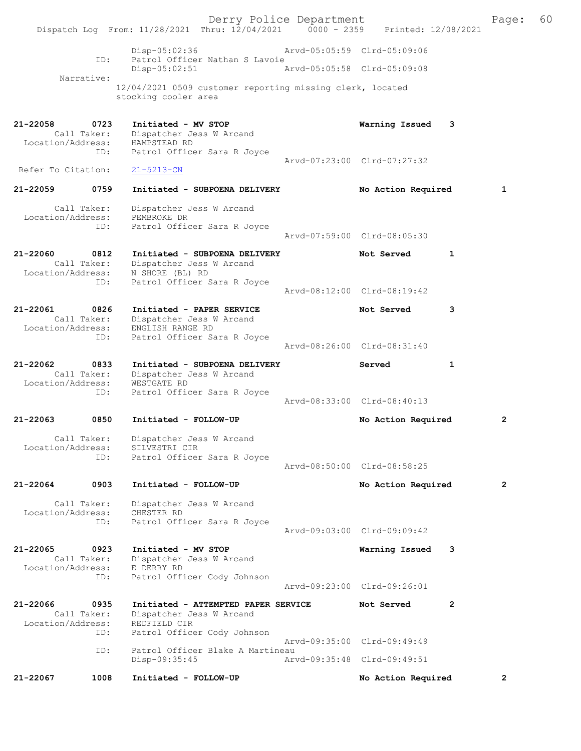Disp-05:02:36 Arvd-05:05:59 Clrd-05:09:06
ID: Patrol Officer Nathan S Lavoie
Disp-05:02:51 Arvd-05:05:58 Clrd-05:09:08

Narrative:
12/04/2021 0509 customer reporting missing clerk, located stocking cooler area

**21-22058 0723 Initiated - MV STOP** — **Warning Issued 3**
Call Taker: Dispatcher Jess W Arcand
Location/Address: HAMPSTEAD RD
ID: Patrol Officer Sara R Joyce
Arvd-07:23:00 Clrd-07:27:32
Refer To Citation: 21-5213-CN

**21-22059 0759 Initiated - SUBPOENA DELIVERY** — **No Action Required 1**
Call Taker: Dispatcher Jess W Arcand
Location/Address: PEMBROKE DR
ID: Patrol Officer Sara R Joyce
Arvd-07:59:00 Clrd-08:05:30

**21-22060 0812 Initiated - SUBPOENA DELIVERY** — **Not Served 1**
Call Taker: Dispatcher Jess W Arcand
Location/Address: N SHORE (BL) RD
ID: Patrol Officer Sara R Joyce
Arvd-08:12:00 Clrd-08:19:42

**21-22061 0826 Initiated - PAPER SERVICE** — **Not Served 3**
Call Taker: Dispatcher Jess W Arcand
Location/Address: ENGLISH RANGE RD
ID: Patrol Officer Sara R Joyce
Arvd-08:26:00 Clrd-08:31:40

**21-22062 0833 Initiated - SUBPOENA DELIVERY** — **Served 1**
Call Taker: Dispatcher Jess W Arcand
Location/Address: WESTGATE RD
ID: Patrol Officer Sara R Joyce
Arvd-08:33:00 Clrd-08:40:13

**21-22063 0850 Initiated - FOLLOW-UP** — **No Action Required 2**
Call Taker: Dispatcher Jess W Arcand
Location/Address: SILVESTRI CIR
ID: Patrol Officer Sara R Joyce
Arvd-08:50:00 Clrd-08:58:25

**21-22064 0903 Initiated - FOLLOW-UP** — **No Action Required 2**
Call Taker: Dispatcher Jess W Arcand
Location/Address: CHESTER RD
ID: Patrol Officer Sara R Joyce
Arvd-09:03:00 Clrd-09:09:42

**21-22065 0923 Initiated - MV STOP** — **Warning Issued 3**
Call Taker: Dispatcher Jess W Arcand
Location/Address: E DERRY RD
ID: Patrol Officer Cody Johnson
Arvd-09:23:00 Clrd-09:26:01

**21-22066 0935 Initiated - ATTEMPTED PAPER SERVICE** — **Not Served 2**
Call Taker: Dispatcher Jess W Arcand
Location/Address: REDFIELD CIR
ID: Patrol Officer Cody Johnson
Arvd-09:35:00 Clrd-09:49:49
ID: Patrol Officer Blake A Martineau
Disp-09:35:45 Arvd-09:35:48 Clrd-09:49:51

**21-22067 1008 Initiated - FOLLOW-UP** — **No Action Required 2**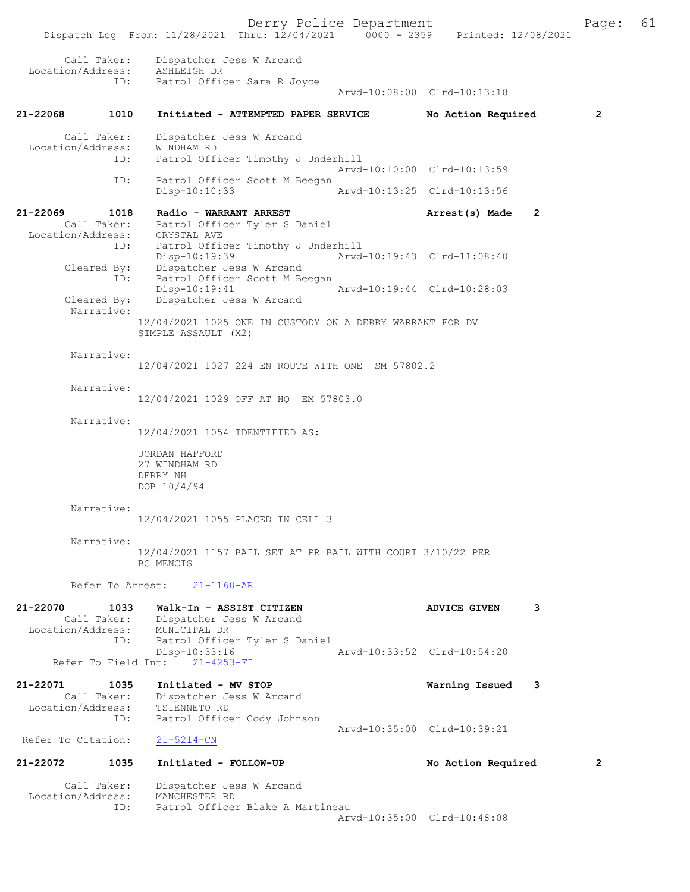Dispatch Log From: 11/28/2021 Thru: 12/04/2021 0000 - 2359 Printed: 12/08/2021

```
        Call Taker:    Dispatcher Jess W Arcand
  Location/Address:    ASHLEIGH DR
               ID:     Patrol Officer Sara R Joyce
                                                   Arvd-10:08:00  Clrd-10:13:18

21-22068        1010    Initiated - ATTEMPTED PAPER SERVICE          No Action Required        2

        Call Taker:    Dispatcher Jess W Arcand
  Location/Address:    WINDHAM RD
               ID:     Patrol Officer Timothy J Underhill
                                                   Arvd-10:10:00  Clrd-10:13:59
               ID:     Patrol Officer Scott M Beegan
                       Disp-10:10:33               Arvd-10:13:25  Clrd-10:13:56

21-22069        1018    Radio - WARRANT ARREST                       Arrest(s) Made    2
        Call Taker:    Patrol Officer Tyler S Daniel
  Location/Address:    CRYSTAL AVE
               ID:     Patrol Officer Timothy J Underhill
                       Disp-10:19:39               Arvd-10:19:43  Clrd-11:08:40
       Cleared By:     Dispatcher Jess W Arcand
               ID:     Patrol Officer Scott M Beegan
                       Disp-10:19:41               Arvd-10:19:44  Clrd-10:28:03
       Cleared By:     Dispatcher Jess W Arcand
        Narrative:
                    12/04/2021 1025 ONE IN CUSTODY ON A DERRY WARRANT FOR DV
                    SIMPLE ASSAULT (X2)

        Narrative:
                    12/04/2021 1027 224 EN ROUTE WITH ONE  SM 57802.2

        Narrative:
                    12/04/2021 1029 OFF AT HQ  EM 57803.0

        Narrative:
                    12/04/2021 1054 IDENTIFIED AS:

                    JORDAN HAFFORD
                    27 WINDHAM RD
                    DERRY NH
                    DOB 10/4/94

        Narrative:
                    12/04/2021 1055 PLACED IN CELL 3

        Narrative:
                    12/04/2021 1157 BAIL SET AT PR BAIL WITH COURT 3/10/22 PER
                    BC MENCIS

        Refer To Arrest:    21-1160-AR

21-22070        1033    Walk-In - ASSIST CITIZEN                     ADVICE GIVEN      3
        Call Taker:    Dispatcher Jess W Arcand
  Location/Address:    MUNICIPAL DR
               ID:     Patrol Officer Tyler S Daniel
                       Disp-10:33:16               Arvd-10:33:52  Clrd-10:54:20
     Refer To Field Int:    21-4253-FI

21-22071        1035    Initiated - MV STOP                          Warning Issued    3
        Call Taker:    Dispatcher Jess W Arcand
  Location/Address:    TSIENNETO RD
               ID:     Patrol Officer Cody Johnson
                                                   Arvd-10:35:00  Clrd-10:39:21
  Refer To Citation:    21-5214-CN

21-22072        1035    Initiated - FOLLOW-UP                        No Action Required        2

        Call Taker:    Dispatcher Jess W Arcand
  Location/Address:    MANCHESTER RD
               ID:     Patrol Officer Blake A Martineau
                                                   Arvd-10:35:00  Clrd-10:48:08
```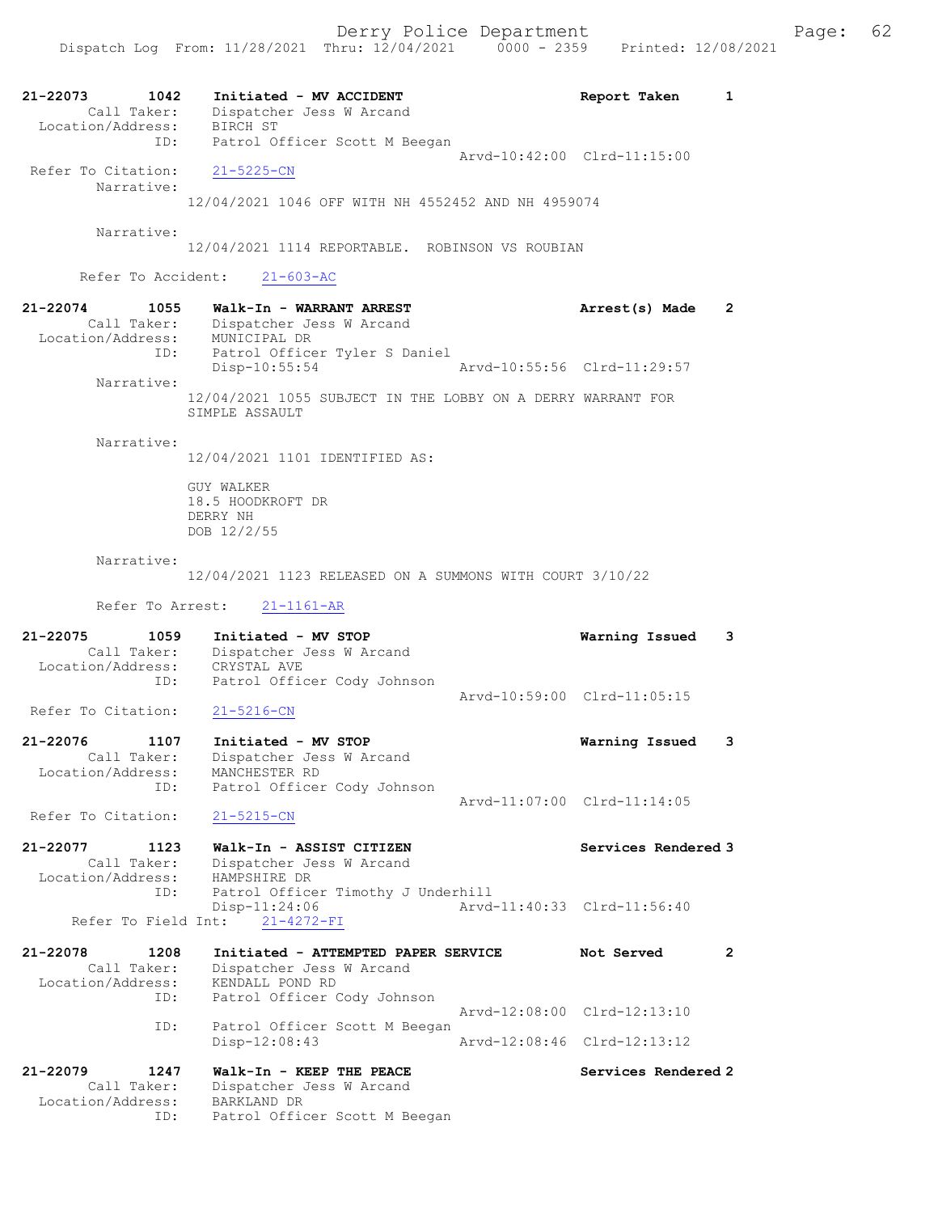```
21-22073        1042    Initiated - MV ACCIDENT                         Report Taken        1
         Call Taker:    Dispatcher Jess W Arcand
   Location/Address:    BIRCH ST
                 ID:    Patrol Officer Scott M Beegan
                                                     Arvd-10:42:00  Clrd-11:15:00
  Refer To Citation:    21-5225-CN
         Narrative:
                  12/04/2021 1046 OFF WITH NH 4552452 AND NH 4959074

         Narrative:
                  12/04/2021 1114 REPORTABLE.  ROBINSON VS ROUBIAN

      Refer To Accident:    21-603-AC

21-22074        1055    Walk-In - WARRANT ARREST                        Arrest(s) Made      2
         Call Taker:    Dispatcher Jess W Arcand
   Location/Address:    MUNICIPAL DR
                 ID:    Patrol Officer Tyler S Daniel
                        Disp-10:55:54                Arvd-10:55:56  Clrd-11:29:57
         Narrative:
                  12/04/2021 1055 SUBJECT IN THE LOBBY ON A DERRY WARRANT FOR
                  SIMPLE ASSAULT

         Narrative:
                  12/04/2021 1101 IDENTIFIED AS:

                  GUY WALKER
                  18.5 HOODKROFT DR
                  DERRY NH
                  DOB 12/2/55

         Narrative:
                  12/04/2021 1123 RELEASED ON A SUMMONS WITH COURT 3/10/22

         Refer To Arrest:    21-1161-AR

21-22075        1059    Initiated - MV STOP                             Warning Issued      3
         Call Taker:    Dispatcher Jess W Arcand
   Location/Address:    CRYSTAL AVE
                 ID:    Patrol Officer Cody Johnson
                                                     Arvd-10:59:00  Clrd-11:05:15
  Refer To Citation:    21-5216-CN

21-22076        1107    Initiated - MV STOP                             Warning Issued      3
         Call Taker:    Dispatcher Jess W Arcand
   Location/Address:    MANCHESTER RD
                 ID:    Patrol Officer Cody Johnson
                                                     Arvd-11:07:00  Clrd-11:14:05
  Refer To Citation:    21-5215-CN

21-22077        1123    Walk-In - ASSIST CITIZEN                        Services Rendered 3
         Call Taker:    Dispatcher Jess W Arcand
   Location/Address:    HAMPSHIRE DR
                 ID:    Patrol Officer Timothy J Underhill
                        Disp-11:24:06                Arvd-11:40:33  Clrd-11:56:40
     Refer To Field Int:    21-4272-FI

21-22078        1208    Initiated - ATTEMPTED PAPER SERVICE             Not Served          2
         Call Taker:    Dispatcher Jess W Arcand
   Location/Address:    KENDALL POND RD
                 ID:    Patrol Officer Cody Johnson
                                                     Arvd-12:08:00  Clrd-12:13:10
                 ID:    Patrol Officer Scott M Beegan
                        Disp-12:08:43                Arvd-12:08:46  Clrd-12:13:12

21-22079        1247    Walk-In - KEEP THE PEACE                        Services Rendered 2
         Call Taker:    Dispatcher Jess W Arcand
   Location/Address:    BARKLAND DR
                 ID:    Patrol Officer Scott M Beegan
```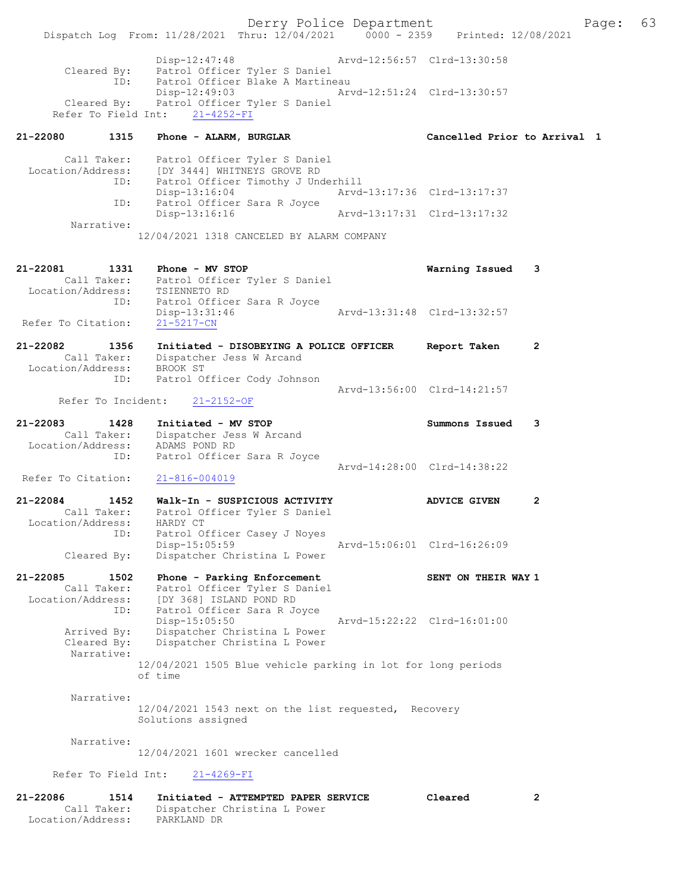```
                Disp-12:47:48                Arvd-12:56:57  Clrd-13:30:58
      Cleared By:   Patrol Officer Tyler S Daniel
             ID:    Patrol Officer Blake A Martineau
                    Disp-12:49:03                Arvd-12:51:24  Clrd-13:30:57
      Cleared By:   Patrol Officer Tyler S Daniel
    Refer To Field Int:     21-4252-FI

21-22080        1315    Phone - ALARM, BURGLAR                    Cancelled Prior to Arrival  1

        Call Taker:     Patrol Officer Tyler S Daniel
  Location/Address:     [DY 3444] WHITNEYS GROVE RD
               ID:      Patrol Officer Timothy J Underhill
                        Disp-13:16:04                Arvd-13:17:36  Clrd-13:17:37
               ID:      Patrol Officer Sara R Joyce
                        Disp-13:16:16                Arvd-13:17:31  Clrd-13:17:32
         Narrative:
                    12/04/2021 1318 CANCELED BY ALARM COMPANY


21-22081        1331    Phone - MV STOP                           Warning Issued      3
        Call Taker:     Patrol Officer Tyler S Daniel
  Location/Address:     TSIENNETO RD
               ID:      Patrol Officer Sara R Joyce
                        Disp-13:31:46                Arvd-13:31:48  Clrd-13:32:57
  Refer To Citation:    21-5217-CN

21-22082        1356    Initiated - DISOBEYING A POLICE OFFICER   Report Taken        2
        Call Taker:     Dispatcher Jess W Arcand
  Location/Address:     BROOK ST
               ID:      Patrol Officer Cody Johnson
                                                     Arvd-13:56:00  Clrd-14:21:57
      Refer To Incident:    21-2152-OF

21-22083        1428    Initiated - MV STOP                       Summons Issued      3
        Call Taker:     Dispatcher Jess W Arcand
  Location/Address:     ADAMS POND RD
               ID:      Patrol Officer Sara R Joyce
                                                     Arvd-14:28:00  Clrd-14:38:22
  Refer To Citation:    21-816-004019

21-22084        1452    Walk-In - SUSPICIOUS ACTIVITY             ADVICE GIVEN        2
        Call Taker:     Patrol Officer Tyler S Daniel
  Location/Address:     HARDY CT
               ID:      Patrol Officer Casey J Noyes
                        Disp-15:05:59                Arvd-15:06:01  Clrd-16:26:09
        Cleared By:     Dispatcher Christina L Power

21-22085        1502    Phone - Parking Enforcement               SENT ON THEIR WAY 1
        Call Taker:     Patrol Officer Tyler S Daniel
  Location/Address:     [DY 368] ISLAND POND RD
               ID:      Patrol Officer Sara R Joyce
                        Disp-15:05:50                Arvd-15:22:22  Clrd-16:01:00
        Arrived By:     Dispatcher Christina L Power
        Cleared By:     Dispatcher Christina L Power
         Narrative:
                    12/04/2021 1505 Blue vehicle parking in lot for long periods
                    of time

         Narrative:
                    12/04/2021 1543 next on the list requested,  Recovery
                    Solutions assigned

         Narrative:
                    12/04/2021 1601 wrecker cancelled

      Refer To Field Int:     21-4269-FI

21-22086        1514    Initiated - ATTEMPTED PAPER SERVICE       Cleared             2
        Call Taker:     Dispatcher Christina L Power
  Location/Address:     PARKLAND DR
```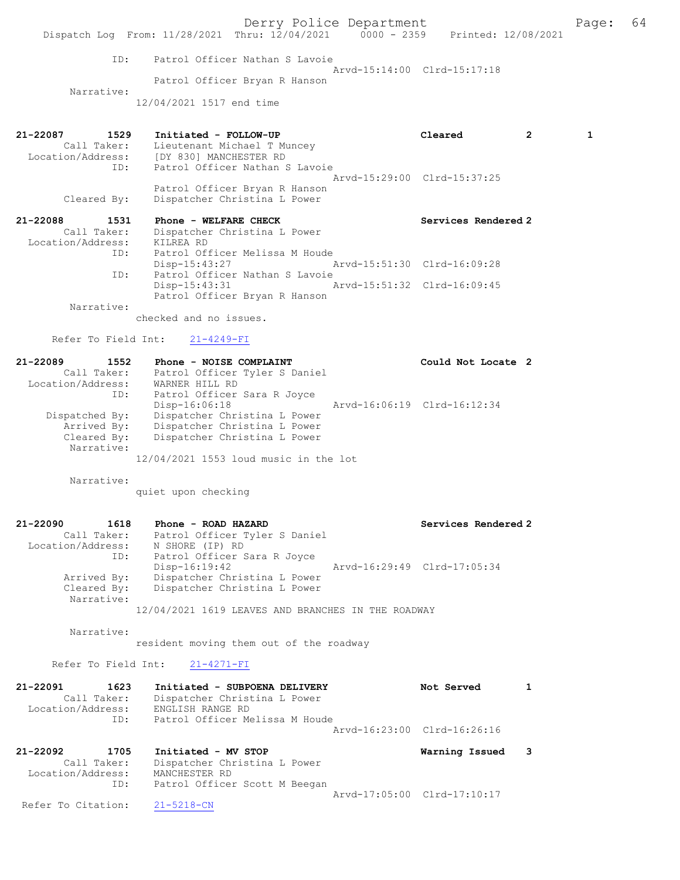```
            ID:     Patrol Officer Nathan S Lavoie
                                                  Arvd-15:14:00  Clrd-15:17:18
                    Patrol Officer Bryan R Hanson
        Narrative:
                  12/04/2021 1517 end time


21-22087       1529    Initiated - FOLLOW-UP                    Cleared            2          1
         Call Taker:    Lieutenant Michael T Muncey
   Location/Address:    [DY 830] MANCHESTER RD
                ID:     Patrol Officer Nathan S Lavoie
                                                  Arvd-15:29:00  Clrd-15:37:25
                    Patrol Officer Bryan R Hanson
        Cleared By:    Dispatcher Christina L Power

21-22088       1531    Phone - WELFARE CHECK                    Services Rendered 2
         Call Taker:    Dispatcher Christina L Power
   Location/Address:    KILREA RD
                ID:     Patrol Officer Melissa M Houde
                    Disp-15:43:27              Arvd-15:51:30  Clrd-16:09:28
                ID:     Patrol Officer Nathan S Lavoie
                    Disp-15:43:31              Arvd-15:51:32  Clrd-16:09:45
                    Patrol Officer Bryan R Hanson
        Narrative:
                  checked and no issues.

     Refer To Field Int:    21-4249-FI

21-22089       1552    Phone - NOISE COMPLAINT                  Could Not Locate  2
         Call Taker:    Patrol Officer Tyler S Daniel
   Location/Address:    WARNER HILL RD
                ID:     Patrol Officer Sara R Joyce
                    Disp-16:06:18              Arvd-16:06:19  Clrd-16:12:34
      Dispatched By:    Dispatcher Christina L Power
         Arrived By:    Dispatcher Christina L Power
        Cleared By:    Dispatcher Christina L Power
        Narrative:
                  12/04/2021 1553 loud music in the lot

        Narrative:
                  quiet upon checking


21-22090       1618    Phone - ROAD HAZARD                      Services Rendered 2
         Call Taker:    Patrol Officer Tyler S Daniel
   Location/Address:    N SHORE (IP) RD
                ID:     Patrol Officer Sara R Joyce
                    Disp-16:19:42              Arvd-16:29:49  Clrd-17:05:34
         Arrived By:    Dispatcher Christina L Power
        Cleared By:    Dispatcher Christina L Power
        Narrative:
                  12/04/2021 1619 LEAVES AND BRANCHES IN THE ROADWAY

        Narrative:
                  resident moving them out of the roadway

     Refer To Field Int:    21-4271-FI

21-22091       1623    Initiated - SUBPOENA DELIVERY            Not Served         1
         Call Taker:    Dispatcher Christina L Power
   Location/Address:    ENGLISH RANGE RD
                ID:     Patrol Officer Melissa M Houde
                                                  Arvd-16:23:00  Clrd-16:26:16

21-22092       1705    Initiated - MV STOP                      Warning Issued     3
         Call Taker:    Dispatcher Christina L Power
   Location/Address:    MANCHESTER RD
                ID:     Patrol Officer Scott M Beegan
                                                  Arvd-17:05:00  Clrd-17:10:17
 Refer To Citation:    21-5218-CN
```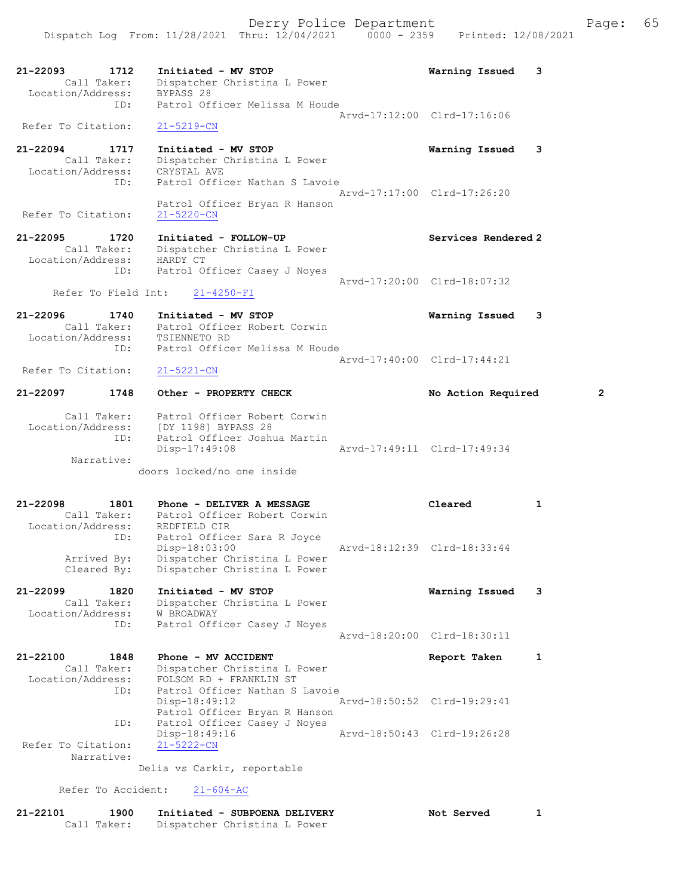21-22093 1712 Initiated - MV STOP Warning Issued 3
Call Taker: Dispatcher Christina L Power
Location/Address: BYPASS 28
ID: Patrol Officer Melissa M Houde
Arvd-17:12:00 Clrd-17:16:06
Refer To Citation: 21-5219-CN

21-22094 1717 Initiated - MV STOP Warning Issued 3
Call Taker: Dispatcher Christina L Power
Location/Address: CRYSTAL AVE
ID: Patrol Officer Nathan S Lavoie
Arvd-17:17:00 Clrd-17:26:20
Patrol Officer Bryan R Hanson
Refer To Citation: 21-5220-CN

21-22095 1720 Initiated - FOLLOW-UP Services Rendered 2
Call Taker: Dispatcher Christina L Power
Location/Address: HARDY CT
ID: Patrol Officer Casey J Noyes
Arvd-17:20:00 Clrd-18:07:32
Refer To Field Int: 21-4250-FI

21-22096 1740 Initiated - MV STOP Warning Issued 3
Call Taker: Patrol Officer Robert Corwin
Location/Address: TSIENNETO RD
ID: Patrol Officer Melissa M Houde
Arvd-17:40:00 Clrd-17:44:21
Refer To Citation: 21-5221-CN

21-22097 1748 Other - PROPERTY CHECK No Action Required 2
Call Taker: Patrol Officer Robert Corwin
Location/Address: [DY 1198] BYPASS 28
ID: Patrol Officer Joshua Martin
Disp-17:49:08 Arvd-17:49:11 Clrd-17:49:34
Narrative:
doors locked/no one inside

21-22098 1801 Phone - DELIVER A MESSAGE Cleared 1
Call Taker: Patrol Officer Robert Corwin
Location/Address: REDFIELD CIR
ID: Patrol Officer Sara R Joyce
Disp-18:03:00 Arvd-18:12:39 Clrd-18:33:44
Arrived By: Dispatcher Christina L Power
Cleared By: Dispatcher Christina L Power

21-22099 1820 Initiated - MV STOP Warning Issued 3
Call Taker: Dispatcher Christina L Power
Location/Address: W BROADWAY
ID: Patrol Officer Casey J Noyes
Arvd-18:20:00 Clrd-18:30:11

21-22100 1848 Phone - MV ACCIDENT Report Taken 1
Call Taker: Dispatcher Christina L Power
Location/Address: FOLSOM RD + FRANKLIN ST
ID: Patrol Officer Nathan S Lavoie
Disp-18:49:12 Arvd-18:50:52 Clrd-19:29:41
Patrol Officer Bryan R Hanson
ID: Patrol Officer Casey J Noyes
Disp-18:49:16 Arvd-18:50:43 Clrd-19:26:28
Refer To Citation: 21-5222-CN
Narrative:
Delia vs Carkir, reportable

Refer To Accident: 21-604-AC

21-22101 1900 Initiated - SUBPOENA DELIVERY Not Served 1
Call Taker: Dispatcher Christina L Power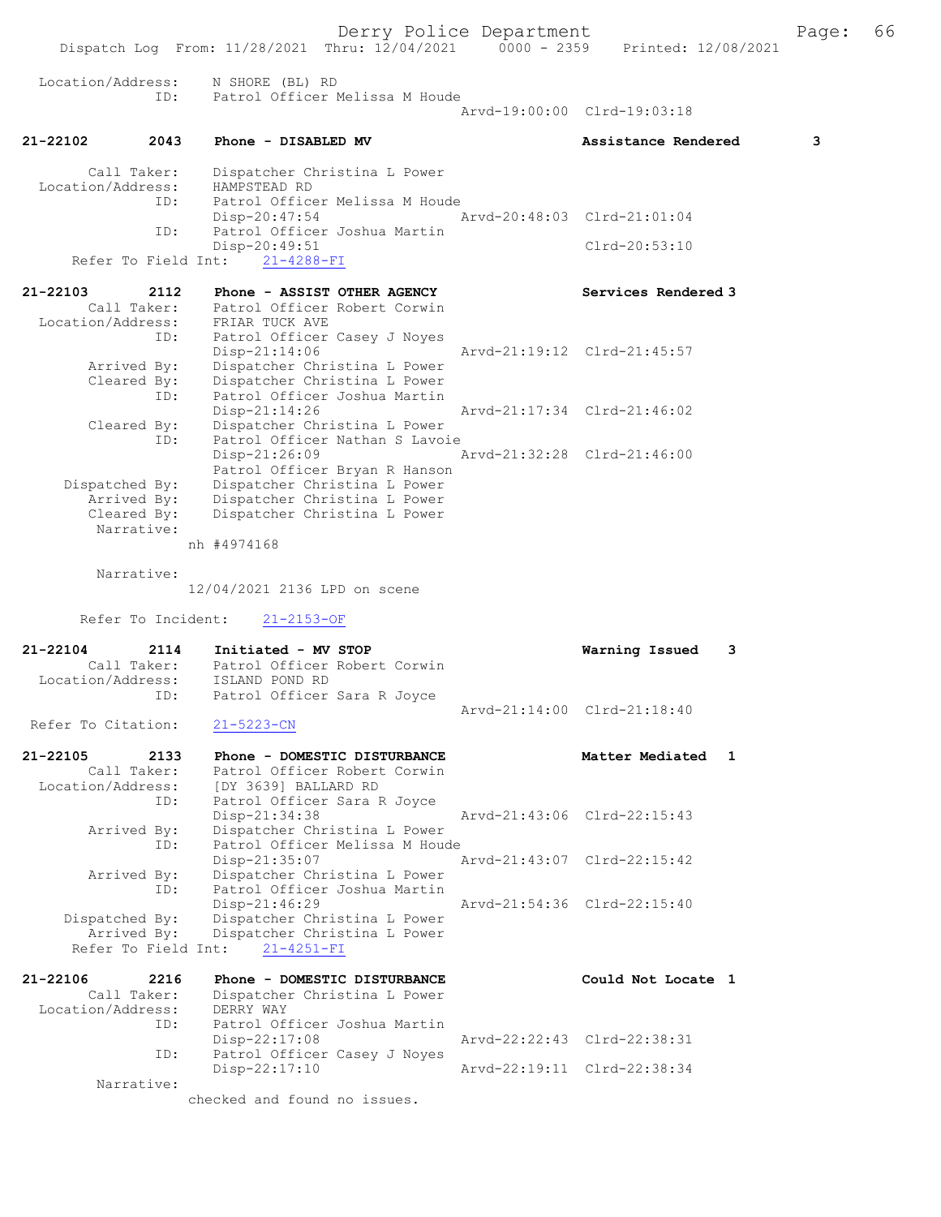```
Location/Address:     N SHORE (BL) RD
              ID:     Patrol Officer Melissa M Houde
                                                 Arvd-19:00:00  Clrd-19:03:18

21-22102        2043     Phone - DISABLED MV                         Assistance Rendered        3

        Call Taker:     Dispatcher Christina L Power
  Location/Address:     HAMPSTEAD RD
                ID:     Patrol Officer Melissa M Houde
                        Disp-20:47:54            Arvd-20:48:03  Clrd-21:01:04
                ID:     Patrol Officer Joshua Martin
                        Disp-20:49:51                           Clrd-20:53:10
     Refer To Field Int:     21-4288-FI

21-22103        2112     Phone - ASSIST OTHER AGENCY                 Services Rendered 3
        Call Taker:     Patrol Officer Robert Corwin
  Location/Address:     FRIAR TUCK AVE
                ID:     Patrol Officer Casey J Noyes
                        Disp-21:14:06            Arvd-21:19:12  Clrd-21:45:57
        Arrived By:     Dispatcher Christina L Power
        Cleared By:     Dispatcher Christina L Power
                ID:     Patrol Officer Joshua Martin
                        Disp-21:14:26            Arvd-21:17:34  Clrd-21:46:02
        Cleared By:     Dispatcher Christina L Power
                ID:     Patrol Officer Nathan S Lavoie
                        Disp-21:26:09            Arvd-21:32:28  Clrd-21:46:00
                        Patrol Officer Bryan R Hanson
     Dispatched By:     Dispatcher Christina L Power
        Arrived By:     Dispatcher Christina L Power
        Cleared By:     Dispatcher Christina L Power
         Narrative:
                      nh #4974168

         Narrative:
                      12/04/2021 2136 LPD on scene

       Refer To Incident:     21-2153-OF

21-22104        2114     Initiated - MV STOP                         Warning Issued    3
        Call Taker:     Patrol Officer Robert Corwin
  Location/Address:     ISLAND POND RD
                ID:     Patrol Officer Sara R Joyce
                                                 Arvd-21:14:00  Clrd-21:18:40
   Refer To Citation:     21-5223-CN

21-22105        2133     Phone - DOMESTIC DISTURBANCE                Matter Mediated   1
        Call Taker:     Patrol Officer Robert Corwin
  Location/Address:     [DY 3639] BALLARD RD
                ID:     Patrol Officer Sara R Joyce
                        Disp-21:34:38            Arvd-21:43:06  Clrd-22:15:43
        Arrived By:     Dispatcher Christina L Power
                ID:     Patrol Officer Melissa M Houde
                        Disp-21:35:07            Arvd-21:43:07  Clrd-22:15:42
        Arrived By:     Dispatcher Christina L Power
                ID:     Patrol Officer Joshua Martin
                        Disp-21:46:29            Arvd-21:54:36  Clrd-22:15:40
     Dispatched By:     Dispatcher Christina L Power
        Arrived By:     Dispatcher Christina L Power
     Refer To Field Int:     21-4251-FI

21-22106        2216     Phone - DOMESTIC DISTURBANCE                Could Not Locate 1
        Call Taker:     Dispatcher Christina L Power
  Location/Address:     DERRY WAY
                ID:     Patrol Officer Joshua Martin
                        Disp-22:17:08            Arvd-22:22:43  Clrd-22:38:31
                ID:     Patrol Officer Casey J Noyes
                        Disp-22:17:10            Arvd-22:19:11  Clrd-22:38:34
         Narrative:
                      checked and found no issues.
```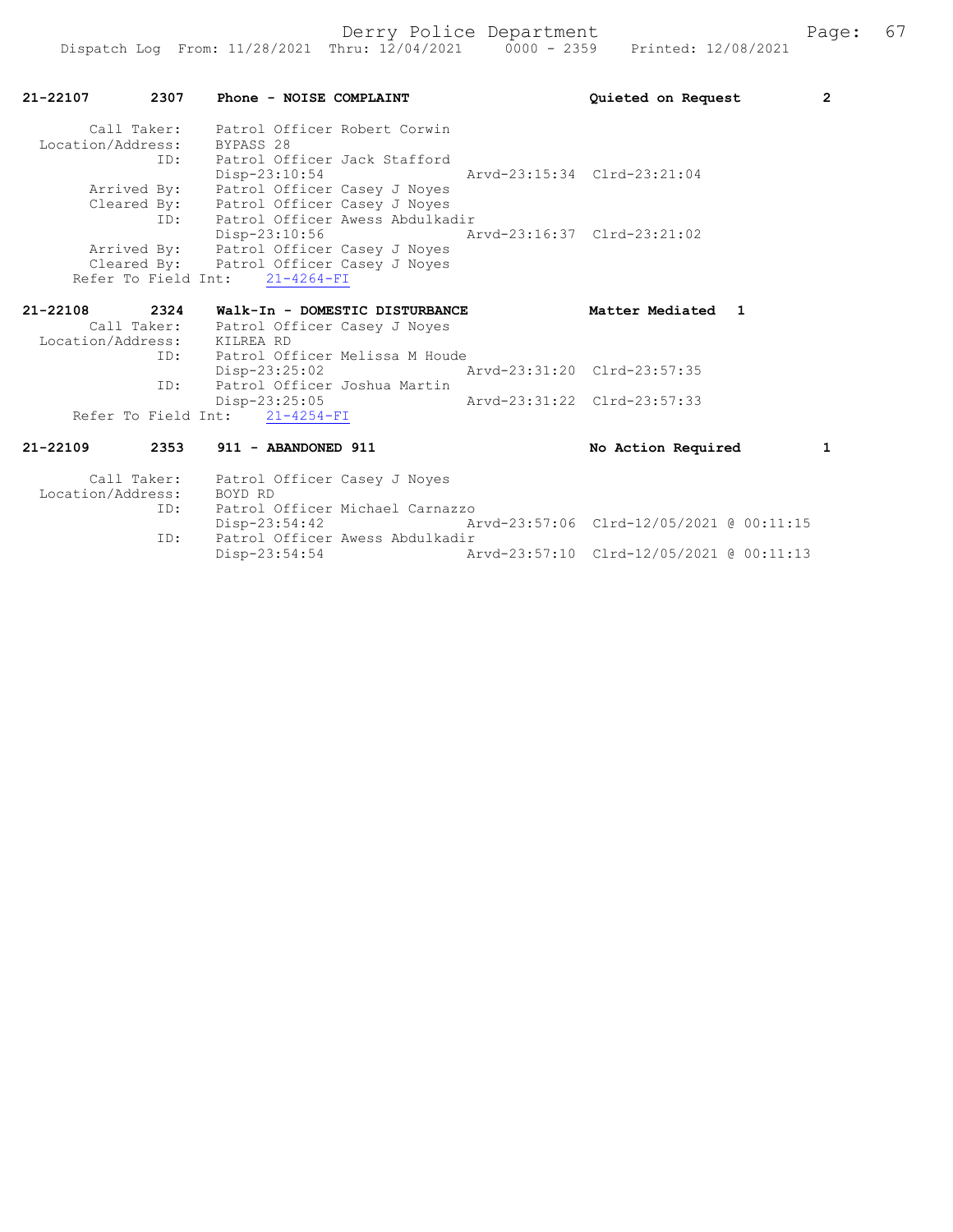Derry Police Department

Dispatch Log From: 11/28/2021 Thru: 12/04/2021 0000 - 2359 Printed: 12/08/2021

**21-22107 2307 Phone - NOISE COMPLAINT** **Quieted on Request 2**

```
        Call Taker:    Patrol Officer Robert Corwin
  Location/Address:    BYPASS 28
               ID:     Patrol Officer Jack Stafford
                       Disp-23:10:54                Arvd-23:15:34  Clrd-23:21:04
       Arrived By:     Patrol Officer Casey J Noyes
       Cleared By:     Patrol Officer Casey J Noyes
               ID:     Patrol Officer Awess Abdulkadir
                       Disp-23:10:56                Arvd-23:16:37  Clrd-23:21:02
       Arrived By:     Patrol Officer Casey J Noyes
       Cleared By:     Patrol Officer Casey J Noyes
  Refer To Field Int:     21-4264-FI
```

**21-22108 2324 Walk-In - DOMESTIC DISTURBANCE** **Matter Mediated 1**

```
        Call Taker:    Patrol Officer Casey J Noyes
  Location/Address:    KILREA RD
               ID:     Patrol Officer Melissa M Houde
                       Disp-23:25:02                Arvd-23:31:20  Clrd-23:57:35
               ID:     Patrol Officer Joshua Martin
                       Disp-23:25:05                Arvd-23:31:22  Clrd-23:57:33
  Refer To Field Int:     21-4254-FI
```

**21-22109 2353 911 - ABANDONED 911** **No Action Required 1**

```
        Call Taker:    Patrol Officer Casey J Noyes
  Location/Address:    BOYD RD
               ID:     Patrol Officer Michael Carnazzo
                       Disp-23:54:42                Arvd-23:57:06  Clrd-12/05/2021 @ 00:11:15
               ID:     Patrol Officer Awess Abdulkadir
                       Disp-23:54:54                Arvd-23:57:10  Clrd-12/05/2021 @ 00:11:13
```